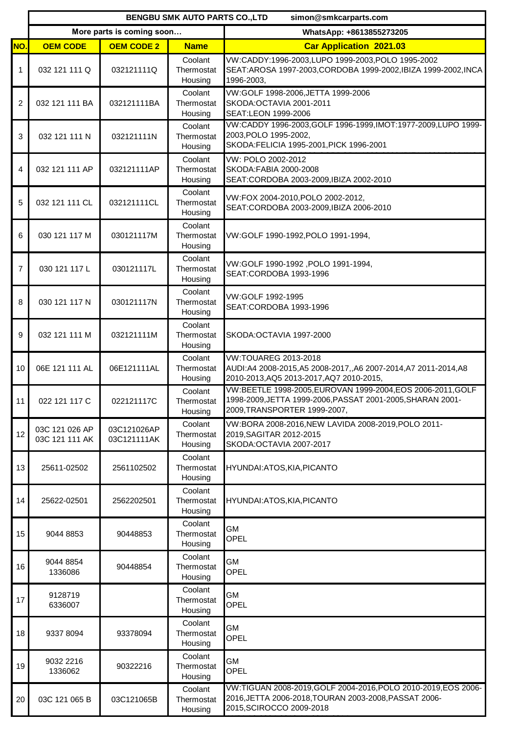| | BENGBU SMK AUTO PARTS CO.,LTD | | | simon@smkcarparts.com |
|---|---|---|---|---|
| | More parts is coming soon… | | | WhatsApp: +8613855273205 |
| **NO.** | **OEM CODE** | **OEM CODE 2** | **Name** | **Car Application 2021.03** |
| 1 | 032 121 111 Q | 032121111Q | Coolant Thermostat Housing | VW:CADDY:1996-2003,LUPO 1999-2003,POLO 1995-2002<br>SEAT:AROSA 1997-2003,CORDOBA 1999-2002,IBIZA 1999-2002,INCA 1996-2003, |
| 2 | 032 121 111 BA | 032121111BA | Coolant Thermostat Housing | VW:GOLF 1998-2006,JETTA 1999-2006<br>SKODA:OCTAVIA 2001-2011<br>SEAT:LEON 1999-2006 |
| 3 | 032 121 111 N | 032121111N | Coolant Thermostat Housing | VW:CADDY 1996-2003,GOLF 1996-1999,IMOT:1977-2009,LUPO 1999-2003,POLO 1995-2002,<br>SKODA:FELICIA 1995-2001,PICK 1996-2001 |
| 4 | 032 121 111 AP | 032121111AP | Coolant Thermostat Housing | VW: POLO 2002-2012<br>SKODA:FABIA 2000-2008<br>SEAT:CORDOBA 2003-2009,IBIZA 2002-2010 |
| 5 | 032 121 111 CL | 032121111CL | Coolant Thermostat Housing | VW:FOX 2004-2010,POLO 2002-2012,<br>SEAT:CORDOBA 2003-2009,IBIZA 2006-2010 |
| 6 | 030 121 117 M | 030121117M | Coolant Thermostat Housing | VW:GOLF 1990-1992,POLO 1991-1994, |
| 7 | 030 121 117 L | 030121117L | Coolant Thermostat Housing | VW:GOLF 1990-1992 ,POLO 1991-1994,<br>SEAT:CORDOBA 1993-1996 |
| 8 | 030 121 117 N | 030121117N | Coolant Thermostat Housing | VW:GOLF 1992-1995<br>SEAT:CORDOBA 1993-1996 |
| 9 | 032 121 111 M | 032121111M | Coolant Thermostat Housing | SKODA:OCTAVIA 1997-2000 |
| 10 | 06E 121 111 AL | 06E121111AL | Coolant Thermostat Housing | VW:TOUAREG 2013-2018<br>AUDI:A4 2008-2015,A5 2008-2017,,A6 2007-2014,A7 2011-2014,A8 2010-2013,AQ5 2013-2017,AQ7 2010-2015, |
| 11 | 022 121 117 C | 022121117C | Coolant Thermostat Housing | VW:BEETLE 1998-2005,EUROVAN 1999-2004,EOS 2006-2011,GOLF 1998-2009,JETTA 1999-2006,PASSAT 2001-2005,SHARAN 2001-2009,TRANSPORTER 1999-2007, |
| 12 | 03C 121 026 AP<br>03C 121 111 AK | 03C121026AP<br>03C121111AK | Coolant Thermostat Housing | VW:BORA 2008-2016,NEW LAVIDA 2008-2019,POLO 2011-2019,SAGITAR 2012-2015<br>SKODA:OCTAVIA 2007-2017 |
| 13 | 25611-02502 | 2561102502 | Coolant Thermostat Housing | HYUNDAI:ATOS,KIA,PICANTO |
| 14 | 25622-02501 | 2562202501 | Coolant Thermostat Housing | HYUNDAI:ATOS,KIA,PICANTO |
| 15 | 9044 8853 | 90448853 | Coolant Thermostat Housing | GM<br>OPEL |
| 16 | 9044 8854<br>1336086 | 90448854 | Coolant Thermostat Housing | GM<br>OPEL |
| 17 | 9128719<br>6336007 | | Coolant Thermostat Housing | GM<br>OPEL |
| 18 | 9337 8094 | 93378094 | Coolant Thermostat Housing | GM<br>OPEL |
| 19 | 9032 2216<br>1336062 | 90322216 | Coolant Thermostat Housing | GM<br>OPEL |
| 20 | 03C 121 065 B | 03C121065B | Coolant Thermostat Housing | VW:TIGUAN 2008-2019,GOLF 2004-2016,POLO 2010-2019,EOS 2006-2016,JETTA 2006-2018,TOURAN 2003-2008,PASSAT 2006-2015,SCIROCCO 2009-2018 |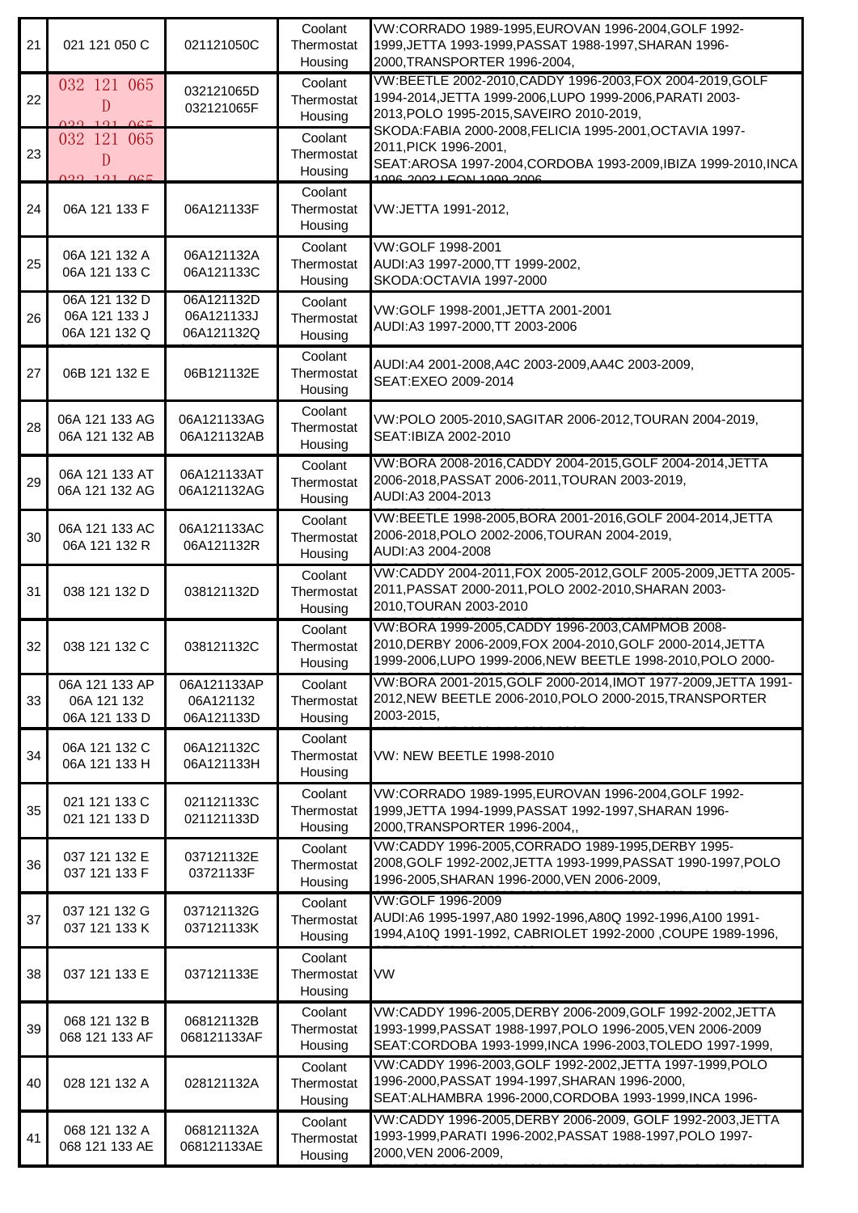| 21 | 021 121 050 C | 021121050C | Coolant Thermostat Housing | VW:CORRADO 1989-1995,EUROVAN 1996-2004,GOLF 1992-1999,JETTA 1993-1999,PASSAT 1988-1997,SHARAN 1996-2000,TRANSPORTER 1996-2004, |
|---|---|---|---|---|
| 22 | 032 121 065 D | 032121065D 032121065F | Coolant Thermostat Housing | VW:BEETLE 2002-2010,CADDY 1996-2003,FOX 2004-2019,GOLF 1994-2014,JETTA 1999-2006,LUPO 1999-2006,PARATI 2003-2013,POLO 1995-2015,SAVEIRO 2010-2019, SKODA:FABIA 2000-2008,FELICIA 1995-2001,OCTAVIA 1997-2011,PICK 1996-2001, SEAT:AROSA 1997-2004,CORDOBA 1993-2009,IBIZA 1999-2010,INCA 1996-2003,LEON 1999-2006 |
| 23 | 032 121 065 D | | Coolant Thermostat Housing | |
| 24 | 06A 121 133 F | 06A121133F | Coolant Thermostat Housing | VW:JETTA 1991-2012, |
| 25 | 06A 121 132 A 06A 121 133 C | 06A121132A 06A121133C | Coolant Thermostat Housing | VW:GOLF 1998-2001 AUDI:A3 1997-2000,TT 1999-2002, SKODA:OCTAVIA 1997-2000 |
| 26 | 06A 121 132 D 06A 121 133 J 06A 121 132 Q | 06A121132D 06A121133J 06A121132Q | Coolant Thermostat Housing | VW:GOLF 1998-2001,JETTA 2001-2001 AUDI:A3 1997-2000,TT 2003-2006 |
| 27 | 06B 121 132 E | 06B121132E | Coolant Thermostat Housing | AUDI:A4 2001-2008,A4C 2003-2009,AA4C 2003-2009, SEAT:EXEO 2009-2014 |
| 28 | 06A 121 133 AG 06A 121 132 AB | 06A121133AG 06A121132AB | Coolant Thermostat Housing | VW:POLO 2005-2010,SAGITAR 2006-2012,TOURAN 2004-2019, SEAT:IBIZA 2002-2010 |
| 29 | 06A 121 133 AT 06A 121 132 AG | 06A121133AT 06A121132AG | Coolant Thermostat Housing | VW:BORA 2008-2016,CADDY 2004-2015,GOLF 2004-2014,JETTA 2006-2018,PASSAT 2006-2011,TOURAN 2003-2019, AUDI:A3 2004-2013 |
| 30 | 06A 121 133 AC 06A 121 132 R | 06A121133AC 06A121132R | Coolant Thermostat Housing | VW:BEETLE 1998-2005,BORA 2001-2016,GOLF 2004-2014,JETTA 2006-2018,POLO 2002-2006,TOURAN 2004-2019, AUDI:A3 2004-2008 |
| 31 | 038 121 132 D | 038121132D | Coolant Thermostat Housing | VW:CADDY 2004-2011,FOX 2005-2012,GOLF 2005-2009,JETTA 2005-2011,PASSAT 2000-2011,POLO 2002-2010,SHARAN 2003-2010,TOURAN 2003-2010 |
| 32 | 038 121 132 C | 038121132C | Coolant Thermostat Housing | VW:BORA 1999-2005,CADDY 1996-2003,CAMPMOB 2008-2010,DERBY 2006-2009,FOX 2004-2010,GOLF 2000-2014,JETTA 1999-2006,LUPO 1999-2006,NEW BEETLE 1998-2010,POLO 2000- |
| 33 | 06A 121 133 AP 06A 121 132 06A 121 133 D | 06A121133AP 06A121132 06A121133D | Coolant Thermostat Housing | VW:BORA 2001-2015,GOLF 2000-2014,IMOT 1977-2009,JETTA 1991-2012,NEW BEETLE 2006-2010,POLO 2000-2015,TRANSPORTER 2003-2015, |
| 34 | 06A 121 132 C 06A 121 133 H | 06A121132C 06A121133H | Coolant Thermostat Housing | VW: NEW BEETLE 1998-2010 |
| 35 | 021 121 133 C 021 121 133 D | 021121133C 021121133D | Coolant Thermostat Housing | VW:CORRADO 1989-1995,EUROVAN 1996-2004,GOLF 1992-1999,JETTA 1994-1999,PASSAT 1992-1997,SHARAN 1996-2000,TRANSPORTER 1996-2004,, |
| 36 | 037 121 132 E 037 121 133 F | 037121132E 03721133F | Coolant Thermostat Housing | VW:CADDY 1996-2005,CORRADO 1989-1995,DERBY 1995-2008,GOLF 1992-2002,JETTA 1993-1999,PASSAT 1990-1997,POLO 1996-2005,SHARAN 1996-2000,VEN 2006-2009, |
| 37 | 037 121 132 G 037 121 133 K | 037121132G 037121133K | Coolant Thermostat Housing | VW:GOLF 1996-2009 AUDI:A6 1995-1997,A80 1992-1996,A80Q 1992-1996,A100 1991-1994,A10Q 1991-1992, CABRIOLET 1992-2000 ,COUPE 1989-1996, |
| 38 | 037 121 133 E | 037121133E | Coolant Thermostat Housing | VW |
| 39 | 068 121 132 B 068 121 133 AF | 068121132B 068121133AF | Coolant Thermostat Housing | VW:CADDY 1996-2005,DERBY 2006-2009,GOLF 1992-2002,JETTA 1993-1999,PASSAT 1988-1997,POLO 1996-2005,VEN 2006-2009 SEAT:CORDOBA 1993-1999,INCA 1996-2003,TOLEDO 1997-1999, |
| 40 | 028 121 132 A | 028121132A | Coolant Thermostat Housing | VW:CADDY 1996-2003,GOLF 1992-2002,JETTA 1997-1999,POLO 1996-2000,PASSAT 1994-1997,SHARAN 1996-2000, SEAT:ALHAMBRA 1996-2000,CORDOBA 1993-1999,INCA 1996- |
| 41 | 068 121 132 A 068 121 133 AE | 068121132A 068121133AE | Coolant Thermostat Housing | VW:CADDY 1996-2005,DERBY 2006-2009, GOLF 1992-2003,JETTA 1993-1999,PARATI 1996-2002,PASSAT 1988-1997,POLO 1997-2000,VEN 2006-2009, |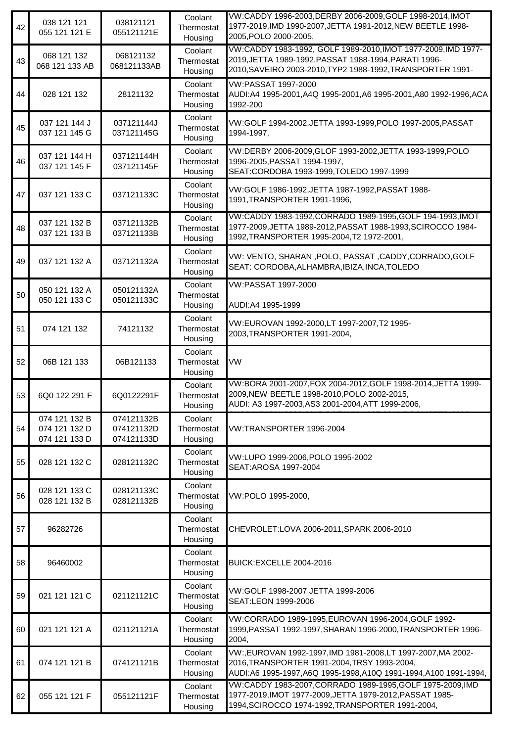| 42 | 038 121 121<br>055 121 121 E | 038121121<br>055121121E | Coolant Thermostat Housing | VW:CADDY 1996-2003,DERBY 2006-2009,GOLF 1998-2014,IMOT 1977-2019,IMD 1990-2007,JETTA 1991-2012,NEW BEETLE 1998-2005,POLO 2000-2005, |
|---|---|---|---|---|
| 43 | 068 121 132<br>068 121 133 AB | 068121132<br>068121133AB | Coolant Thermostat Housing | VW:CADDY 1983-1992, GOLF 1989-2010,IMOT 1977-2009,IMD 1977-2019,JETTA 1989-1992,PASSAT 1988-1994,PARATI 1996-2010,SAVEIRO 2003-2010,TYP2 1988-1992,TRANSPORTER 1991- |
| 44 | 028 121 132 | 28121132 | Coolant Thermostat Housing | VW:PASSAT 1997-2000<br>AUDI:A4 1995-2001,A4Q 1995-2001,A6 1995-2001,A80 1992-1996,ACA 1992-200 |
| 45 | 037 121 144 J<br>037 121 145 G | 037121144J<br>037121145G | Coolant Thermostat Housing | VW:GOLF 1994-2002,JETTA 1993-1999,POLO 1997-2005,PASSAT 1994-1997, |
| 46 | 037 121 144 H<br>037 121 145 F | 037121144H<br>037121145F | Coolant Thermostat Housing | VW:DERBY 2006-2009,GLOF 1993-2002,JETTA 1993-1999,POLO 1996-2005,PASSAT 1994-1997,<br>SEAT:CORDOBA 1993-1999,TOLEDO 1997-1999 |
| 47 | 037 121 133 C | 037121133C | Coolant Thermostat Housing | VW:GOLF 1986-1992,JETTA 1987-1992,PASSAT 1988-1991,TRANSPORTER 1991-1996, |
| 48 | 037 121 132 B<br>037 121 133 B | 037121132B<br>037121133B | Coolant Thermostat Housing | VW:CADDY 1983-1992,CORRADO 1989-1995,GOLF 194-1993,IMOT 1977-2009,JETTA 1989-2012,PASSAT 1988-1993,SCIROCCO 1984-1992,TRANSPORTER 1995-2004,T2 1972-2001, |
| 49 | 037 121 132 A | 037121132A | Coolant Thermostat Housing | VW: VENTO, SHARAN ,POLO, PASSAT ,CADDY,CORRADO,GOLF<br>SEAT: CORDOBA,ALHAMBRA,IBIZA,INCA,TOLEDO |
| 50 | 050 121 132 A<br>050 121 133 C | 050121132A<br>050121133C | Coolant Thermostat Housing | VW:PASSAT 1997-2000<br>AUDI:A4 1995-1999 |
| 51 | 074 121 132 | 74121132 | Coolant Thermostat Housing | VW:EUROVAN 1992-2000,LT 1997-2007,T2 1995-2003,TRANSPORTER 1991-2004, |
| 52 | 06B 121 133 | 06B121133 | Coolant Thermostat Housing | VW |
| 53 | 6Q0 122 291 F | 6Q0122291F | Coolant Thermostat Housing | VW:BORA 2001-2007,FOX 2004-2012,GOLF 1998-2014,JETTA 1999-2009,NEW BEETLE 1998-2010,POLO 2002-2015,<br>AUDI: A3 1997-2003,AS3 2001-2004,ATT 1999-2006, |
| 54 | 074 121 132 B<br>074 121 132 D<br>074 121 133 D | 074121132B<br>074121132D<br>074121133D | Coolant Thermostat Housing | VW:TRANSPORTER 1996-2004 |
| 55 | 028 121 132 C | 028121132C | Coolant Thermostat Housing | VW:LUPO 1999-2006,POLO 1995-2002<br>SEAT:AROSA 1997-2004 |
| 56 | 028 121 133 C<br>028 121 132 B | 028121133C<br>028121132B | Coolant Thermostat Housing | VW:POLO 1995-2000, |
| 57 | 96282726 | | Coolant Thermostat Housing | CHEVROLET:LOVA 2006-2011,SPARK 2006-2010 |
| 58 | 96460002 | | Coolant Thermostat Housing | BUICK:EXCELLE 2004-2016 |
| 59 | 021 121 121 C | 021121121C | Coolant Thermostat Housing | VW:GOLF 1998-2007 JETTA 1999-2006<br>SEAT:LEON 1999-2006 |
| 60 | 021 121 121 A | 021121121A | Coolant Thermostat Housing | VW:CORRADO 1989-1995,EUROVAN 1996-2004,GOLF 1992-1999,PASSAT 1992-1997,SHARAN 1996-2000,TRANSPORTER 1996-2004, |
| 61 | 074 121 121 B | 074121121B | Coolant Thermostat Housing | VW:,EUROVAN 1992-1997,IMD 1981-2008,LT 1997-2007,MA 2002-2016,TRANSPORTER 1991-2004,TRSY 1993-2004,<br>AUDI:A6 1995-1997,A6Q 1995-1998,A10Q 1991-1994,A100 1991-1994, |
| 62 | 055 121 121 F | 055121121F | Coolant Thermostat Housing | VW:CADDY 1983-2007,CORRADO 1989-1995,GOLF 1975-2009,IMD 1977-2019,IMOT 1977-2009,JETTA 1979-2012,PASSAT 1985-1994,SCIROCCO 1974-1992,TRANSPORTER 1991-2004, |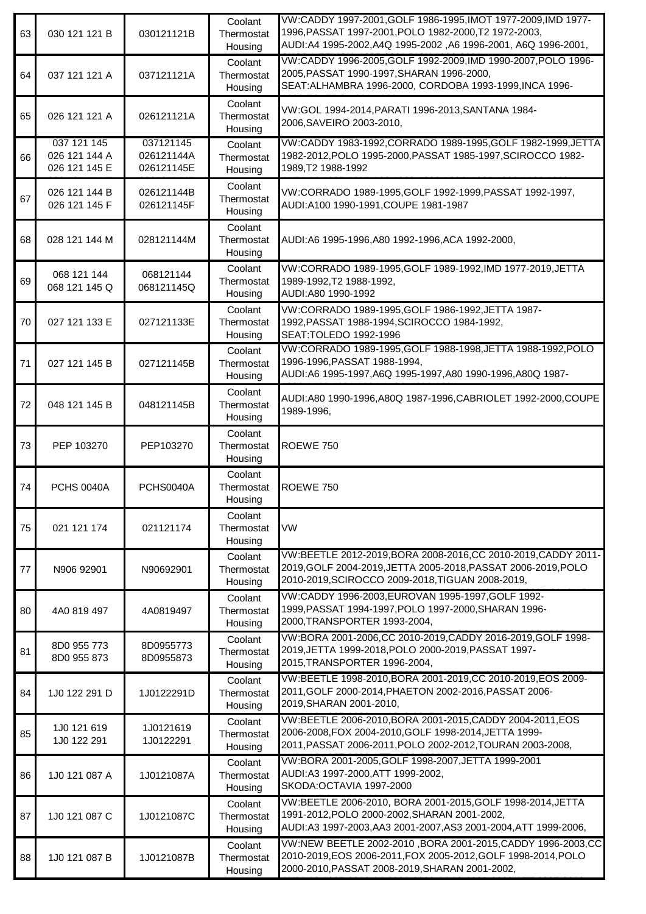| 63 | 030 121 121 B | 030121121B | Coolant Thermostat Housing | VW:CADDY 1997-2001,GOLF 1986-1995,IMOT 1977-2009,IMD 1977-1996,PASSAT 1997-2001,POLO 1982-2000,T2 1972-2003, AUDI:A4 1995-2002,A4Q 1995-2002 ,A6 1996-2001, A6Q 1996-2001, |
|---|---|---|---|---|
| 64 | 037 121 121 A | 037121121A | Coolant Thermostat Housing | VW:CADDY 1996-2005,GOLF 1992-2009,IMD 1990-2007,POLO 1996-2005,PASSAT 1990-1997,SHARAN 1996-2000, SEAT:ALHAMBRA 1996-2000, CORDOBA 1993-1999,INCA 1996- |
| 65 | 026 121 121 A | 026121121A | Coolant Thermostat Housing | VW:GOL 1994-2014,PARATI 1996-2013,SANTANA 1984-2006,SAVEIRO 2003-2010, |
| 66 | 037 121 145<br>026 121 144 A<br>026 121 145 E | 037121145<br>026121144A<br>026121145E | Coolant Thermostat Housing | VW:CADDY 1983-1992,CORRADO 1989-1995,GOLF 1982-1999,JETTA 1982-2012,POLO 1995-2000,PASSAT 1985-1997,SCIROCCO 1982-1989,T2 1988-1992 |
| 67 | 026 121 144 B<br>026 121 145 F | 026121144B<br>026121145F | Coolant Thermostat Housing | VW:CORRADO 1989-1995,GOLF 1992-1999,PASSAT 1992-1997, AUDI:A100 1990-1991,COUPE 1981-1987 |
| 68 | 028 121 144 M | 028121144M | Coolant Thermostat Housing | AUDI:A6 1995-1996,A80 1992-1996,ACA 1992-2000, |
| 69 | 068 121 144<br>068 121 145 Q | 068121144<br>068121145Q | Coolant Thermostat Housing | VW:CORRADO 1989-1995,GOLF 1989-1992,IMD 1977-2019,JETTA 1989-1992,T2 1988-1992, AUDI:A80 1990-1992 |
| 70 | 027 121 133 E | 027121133E | Coolant Thermostat Housing | VW:CORRADO 1989-1995,GOLF 1986-1992,JETTA 1987-1992,PASSAT 1988-1994,SCIROCCO 1984-1992, SEAT:TOLEDO 1992-1996 |
| 71 | 027 121 145 B | 027121145B | Coolant Thermostat Housing | VW:CORRADO 1989-1995,GOLF 1988-1998,JETTA 1988-1992,POLO 1996-1996,PASSAT 1988-1994, AUDI:A6 1995-1997,A6Q 1995-1997,A80 1990-1996,A80Q 1987- |
| 72 | 048 121 145 B | 048121145B | Coolant Thermostat Housing | AUDI:A80 1990-1996,A80Q 1987-1996,CABRIOLET 1992-2000,COUPE 1989-1996, |
| 73 | PEP 103270 | PEP103270 | Coolant Thermostat Housing | ROEWE 750 |
| 74 | PCHS 0040A | PCHS0040A | Coolant Thermostat Housing | ROEWE 750 |
| 75 | 021 121 174 | 021121174 | Coolant Thermostat Housing | VW |
| 77 | N906 92901 | N90692901 | Coolant Thermostat Housing | VW:BEETLE 2012-2019,BORA 2008-2016,CC 2010-2019,CADDY 2011-2019,GOLF 2004-2019,JETTA 2005-2018,PASSAT 2006-2019,POLO 2010-2019,SCIROCCO 2009-2018,TIGUAN 2008-2019, |
| 80 | 4A0 819 497 | 4A0819497 | Coolant Thermostat Housing | VW:CADDY 1996-2003,EUROVAN 1995-1997,GOLF 1992-1999,PASSAT 1994-1997,POLO 1997-2000,SHARAN 1996-2000,TRANSPORTER 1993-2004, |
| 81 | 8D0 955 773<br>8D0 955 873 | 8D0955773<br>8D0955873 | Coolant Thermostat Housing | VW:BORA 2001-2006,CC 2010-2019,CADDY 2016-2019,GOLF 1998-2019,JETTA 1999-2018,POLO 2000-2019,PASSAT 1997-2015,TRANSPORTER 1996-2004, |
| 84 | 1J0 122 291 D | 1J0122291D | Coolant Thermostat Housing | VW:BEETLE 1998-2010,BORA 2001-2019,CC 2010-2019,EOS 2009-2011,GOLF 2000-2014,PHAETON 2002-2016,PASSAT 2006-2019,SHARAN 2001-2010, |
| 85 | 1J0 121 619<br>1J0 122 291 | 1J0121619<br>1J0122291 | Coolant Thermostat Housing | VW:BEETLE 2006-2010,BORA 2001-2015,CADDY 2004-2011,EOS 2006-2008,FOX 2004-2010,GOLF 1998-2014,JETTA 1999-2011,PASSAT 2006-2011,POLO 2002-2012,TOURAN 2003-2008, |
| 86 | 1J0 121 087 A | 1J0121087A | Coolant Thermostat Housing | VW:BORA 2001-2005,GOLF 1998-2007,JETTA 1999-2001 AUDI:A3 1997-2000,ATT 1999-2002, SKODA:OCTAVIA 1997-2000 |
| 87 | 1J0 121 087 C | 1J0121087C | Coolant Thermostat Housing | VW:BEETLE 2006-2010, BORA 2001-2015,GOLF 1998-2014,JETTA 1991-2012,POLO 2000-2002,SHARAN 2001-2002, AUDI:A3 1997-2003,AA3 2001-2007,AS3 2001-2004,ATT 1999-2006, |
| 88 | 1J0 121 087 B | 1J0121087B | Coolant Thermostat Housing | VW:NEW BEETLE 2002-2010 ,BORA 2001-2015,CADDY 1996-2003,CC 2010-2019,EOS 2006-2011,FOX 2005-2012,GOLF 1998-2014,POLO 2000-2010,PASSAT 2008-2019,SHARAN 2001-2002, |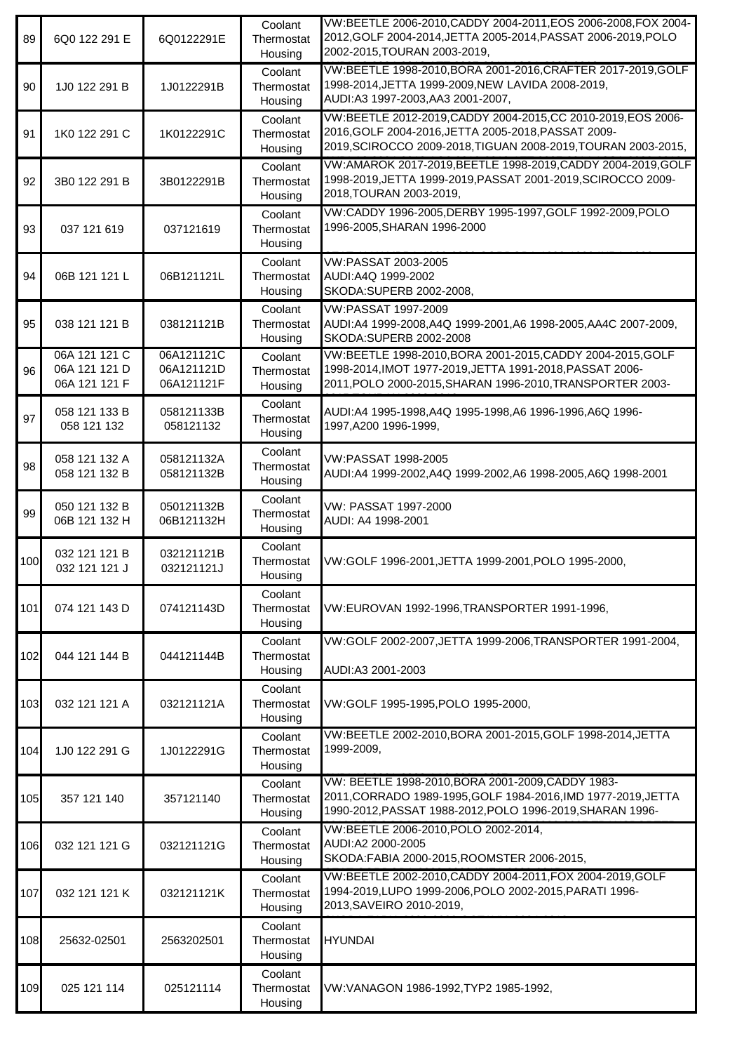| 89 | 6Q0 122 291 E | 6Q0122291E | Coolant Thermostat Housing | VW:BEETLE 2006-2010,CADDY 2004-2011,EOS 2006-2008,FOX 2004-2012,GOLF 2004-2014,JETTA 2005-2014,PASSAT 2006-2019,POLO 2002-2015,TOURAN 2003-2019, |
|---|---|---|---|---|
| 90 | 1J0 122 291 B | 1J0122291B | Coolant Thermostat Housing | VW:BEETLE 1998-2010,BORA 2001-2016,CRAFTER 2017-2019,GOLF 1998-2014,JETTA 1999-2009,NEW LAVIDA 2008-2019,<br>AUDI:A3 1997-2003,AA3 2001-2007, |
| 91 | 1K0 122 291 C | 1K0122291C | Coolant Thermostat Housing | VW:BEETLE 2012-2019,CADDY 2004-2015,CC 2010-2019,EOS 2006-2016,GOLF 2004-2016,JETTA 2005-2018,PASSAT 2009-2019,SCIROCCO 2009-2018,TIGUAN 2008-2019,TOURAN 2003-2015, |
| 92 | 3B0 122 291 B | 3B0122291B | Coolant Thermostat Housing | VW:AMAROK 2017-2019,BEETLE 1998-2019,CADDY 2004-2019,GOLF 1998-2019,JETTA 1999-2019,PASSAT 2001-2019,SCIROCCO 2009-2018,TOURAN 2003-2019, |
| 93 | 037 121 619 | 037121619 | Coolant Thermostat Housing | VW:CADDY 1996-2005,DERBY 1995-1997,GOLF 1992-2009,POLO 1996-2005,SHARAN 1996-2000 |
| 94 | 06B 121 121 L | 06B121121L | Coolant Thermostat Housing | VW:PASSAT 2003-2005<br>AUDI:A4Q 1999-2002<br>SKODA:SUPERB 2002-2008, |
| 95 | 038 121 121 B | 038121121B | Coolant Thermostat Housing | VW:PASSAT 1997-2009<br>AUDI:A4 1999-2008,A4Q 1999-2001,A6 1998-2005,AA4C 2007-2009,<br>SKODA:SUPERB 2002-2008 |
| 96 | 06A 121 121 C<br>06A 121 121 D<br>06A 121 121 F | 06A121121C<br>06A121121D<br>06A121121F | Coolant Thermostat Housing | VW:BEETLE 1998-2010,BORA 2001-2015,CADDY 2004-2015,GOLF 1998-2014,IMOT 1977-2019,JETTA 1991-2018,PASSAT 2006-2011,POLO 2000-2015,SHARAN 1996-2010,TRANSPORTER 2003- |
| 97 | 058 121 133 B<br>058 121 132 | 058121133B<br>058121132 | Coolant Thermostat Housing | AUDI:A4 1995-1998,A4Q 1995-1998,A6 1996-1996,A6Q 1996-1997,A200 1996-1999, |
| 98 | 058 121 132 A<br>058 121 132 B | 058121132A<br>058121132B | Coolant Thermostat Housing | VW:PASSAT 1998-2005<br>AUDI:A4 1999-2002,A4Q 1999-2002,A6 1998-2005,A6Q 1998-2001 |
| 99 | 050 121 132 B<br>06B 121 132 H | 050121132B<br>06B121132H | Coolant Thermostat Housing | VW: PASSAT 1997-2000<br>AUDI: A4 1998-2001 |
| 100 | 032 121 121 B<br>032 121 121 J | 032121121B<br>032121121J | Coolant Thermostat Housing | VW:GOLF 1996-2001,JETTA 1999-2001,POLO 1995-2000, |
| 101 | 074 121 143 D | 074121143D | Coolant Thermostat Housing | VW:EUROVAN 1992-1996,TRANSPORTER 1991-1996, |
| 102 | 044 121 144 B | 044121144B | Coolant Thermostat Housing | VW:GOLF 2002-2007,JETTA 1999-2006,TRANSPORTER 1991-2004,<br>AUDI:A3 2001-2003 |
| 103 | 032 121 121 A | 032121121A | Coolant Thermostat Housing | VW:GOLF 1995-1995,POLO 1995-2000, |
| 104 | 1J0 122 291 G | 1J0122291G | Coolant Thermostat Housing | VW:BEETLE 2002-2010,BORA 2001-2015,GOLF 1998-2014,JETTA 1999-2009, |
| 105 | 357 121 140 | 357121140 | Coolant Thermostat Housing | VW: BEETLE 1998-2010,BORA 2001-2009,CADDY 1983-2011,CORRADO 1989-1995,GOLF 1984-2016,IMD 1977-2019,JETTA 1990-2012,PASSAT 1988-2012,POLO 1996-2019,SHARAN 1996- |
| 106 | 032 121 121 G | 032121121G | Coolant Thermostat Housing | VW:BEETLE 2006-2010,POLO 2002-2014,<br>AUDI:A2 2000-2005<br>SKODA:FABIA 2000-2015,ROOMSTER 2006-2015, |
| 107 | 032 121 121 K | 032121121K | Coolant Thermostat Housing | VW:BEETLE 2002-2010,CADDY 2004-2011,FOX 2004-2019,GOLF 1994-2019,LUPO 1999-2006,POLO 2002-2015,PARATI 1996-2013,SAVEIRO 2010-2019, |
| 108 | 25632-02501 | 2563202501 | Coolant Thermostat Housing | HYUNDAI |
| 109 | 025 121 114 | 025121114 | Coolant Thermostat Housing | VW:VANAGON 1986-1992,TYP2 1985-1992, |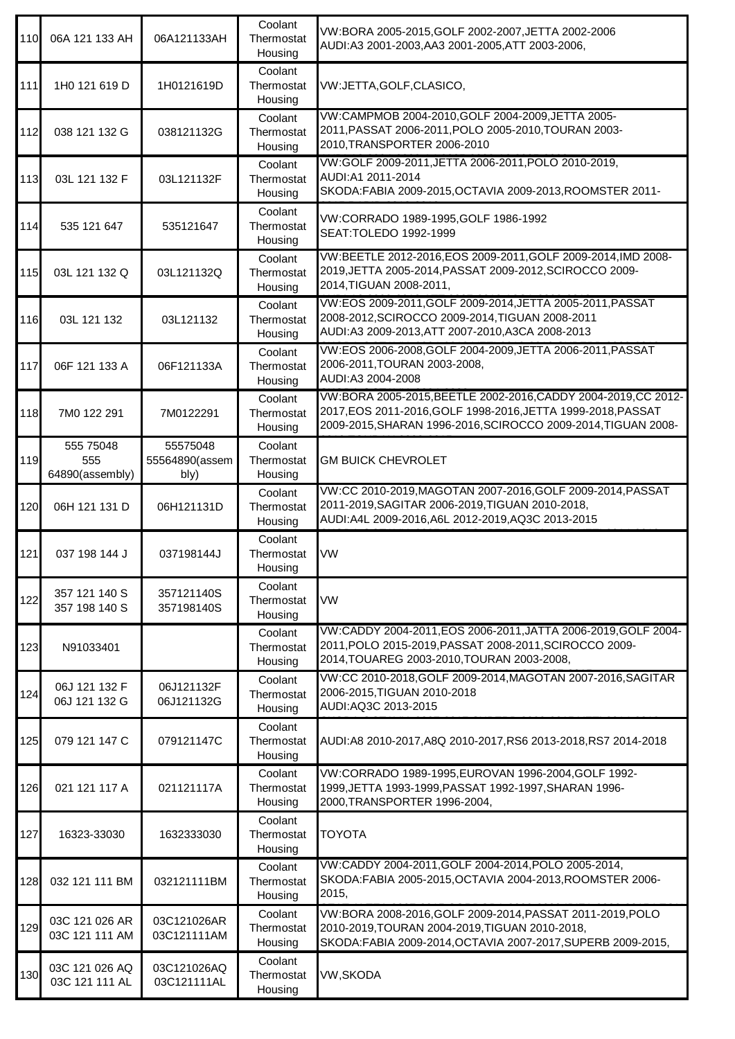| | | | | |
|---|---|---|---|---|
| 110 | 06A 121 133 AH | 06A121133AH | Coolant Thermostat Housing | VW:BORA 2005-2015,GOLF 2002-2007,JETTA 2002-2006<br>AUDI:A3 2001-2003,AA3 2001-2005,ATT 2003-2006, |
| 111 | 1H0 121 619 D | 1H0121619D | Coolant Thermostat Housing | VW:JETTA,GOLF,CLASICO, |
| 112 | 038 121 132 G | 038121132G | Coolant Thermostat Housing | VW:CAMPMOB 2004-2010,GOLF 2004-2009,JETTA 2005-2011,PASSAT 2006-2011,POLO 2005-2010,TOURAN 2003-2010,TRANSPORTER 2006-2010 |
| 113 | 03L 121 132 F | 03L121132F | Coolant Thermostat Housing | VW:GOLF 2009-2011,JETTA 2006-2011,POLO 2010-2019,<br>AUDI:A1 2011-2014<br>SKODA:FABIA 2009-2015,OCTAVIA 2009-2013,ROOMSTER 2011- |
| 114 | 535 121 647 | 535121647 | Coolant Thermostat Housing | VW:CORRADO 1989-1995,GOLF 1986-1992<br>SEAT:TOLEDO 1992-1999 |
| 115 | 03L 121 132 Q | 03L121132Q | Coolant Thermostat Housing | VW:BEETLE 2012-2016,EOS 2009-2011,GOLF 2009-2014,IMD 2008-2019,JETTA 2005-2014,PASSAT 2009-2012,SCIROCCO 2009-2014,TIGUAN 2008-2011, |
| 116 | 03L 121 132 | 03L121132 | Coolant Thermostat Housing | VW:EOS 2009-2011,GOLF 2009-2014,JETTA 2005-2011,PASSAT 2008-2012,SCIROCCO 2009-2014,TIGUAN 2008-2011<br>AUDI:A3 2009-2013,ATT 2007-2010,A3CA 2008-2013 |
| 117 | 06F 121 133 A | 06F121133A | Coolant Thermostat Housing | VW:EOS 2006-2008,GOLF 2004-2009,JETTA 2006-2011,PASSAT 2006-2011,TOURAN 2003-2008,<br>AUDI:A3 2004-2008 |
| 118 | 7M0 122 291 | 7M0122291 | Coolant Thermostat Housing | VW:BORA 2005-2015,BEETLE 2002-2016,CADDY 2004-2019,CC 2012-2017,EOS 2011-2016,GOLF 1998-2016,JETTA 1999-2018,PASSAT 2009-2015,SHARAN 1996-2016,SCIROCCO 2009-2014,TIGUAN 2008- |
| 119 | 555 75048<br>555 64890(assembly) | 55575048<br>55564890(assembly) | Coolant Thermostat Housing | GM BUICK CHEVROLET |
| 120 | 06H 121 131 D | 06H121131D | Coolant Thermostat Housing | VW:CC 2010-2019,MAGOTAN 2007-2016,GOLF 2009-2014,PASSAT 2011-2019,SAGITAR 2006-2019,TIGUAN 2010-2018,<br>AUDI:A4L 2009-2016,A6L 2012-2019,AQ3C 2013-2015 |
| 121 | 037 198 144 J | 037198144J | Coolant Thermostat Housing | VW |
| 122 | 357 121 140 S<br>357 198 140 S | 357121140S<br>357198140S | Coolant Thermostat Housing | VW |
| 123 | N91033401 | | Coolant Thermostat Housing | VW:CADDY 2004-2011,EOS 2006-2011,JATTA 2006-2019,GOLF 2004-2011,POLO 2015-2019,PASSAT 2008-2011,SCIROCCO 2009-2014,TOUAREG 2003-2010,TOURAN 2003-2008, |
| 124 | 06J 121 132 F<br>06J 121 132 G | 06J121132F<br>06J121132G | Coolant Thermostat Housing | VW:CC 2010-2018,GOLF 2009-2014,MAGOTAN 2007-2016,SAGITAR 2006-2015,TIGUAN 2010-2018<br>AUDI:AQ3C 2013-2015 |
| 125 | 079 121 147 C | 079121147C | Coolant Thermostat Housing | AUDI:A8 2010-2017,A8Q 2010-2017,RS6 2013-2018,RS7 2014-2018 |
| 126 | 021 121 117 A | 021121117A | Coolant Thermostat Housing | VW:CORRADO 1989-1995,EUROVAN 1996-2004,GOLF 1992-1999,JETTA 1993-1999,PASSAT 1992-1997,SHARAN 1996-2000,TRANSPORTER 1996-2004, |
| 127 | 16323-33030 | 1632333030 | Coolant Thermostat Housing | TOYOTA |
| 128 | 032 121 111 BM | 032121111BM | Coolant Thermostat Housing | VW:CADDY 2004-2011,GOLF 2004-2014,POLO 2005-2014,<br>SKODA:FABIA 2005-2015,OCTAVIA 2004-2013,ROOMSTER 2006-2015, |
| 129 | 03C 121 026 AR<br>03C 121 111 AM | 03C121026AR<br>03C121111AM | Coolant Thermostat Housing | VW:BORA 2008-2016,GOLF 2009-2014,PASSAT 2011-2019,POLO 2010-2019,TOURAN 2004-2019,TIGUAN 2010-2018,<br>SKODA:FABIA 2009-2014,OCTAVIA 2007-2017,SUPERB 2009-2015, |
| 130 | 03C 121 026 AQ<br>03C 121 111 AL | 03C121026AQ<br>03C121111AL | Coolant Thermostat Housing | VW,SKODA |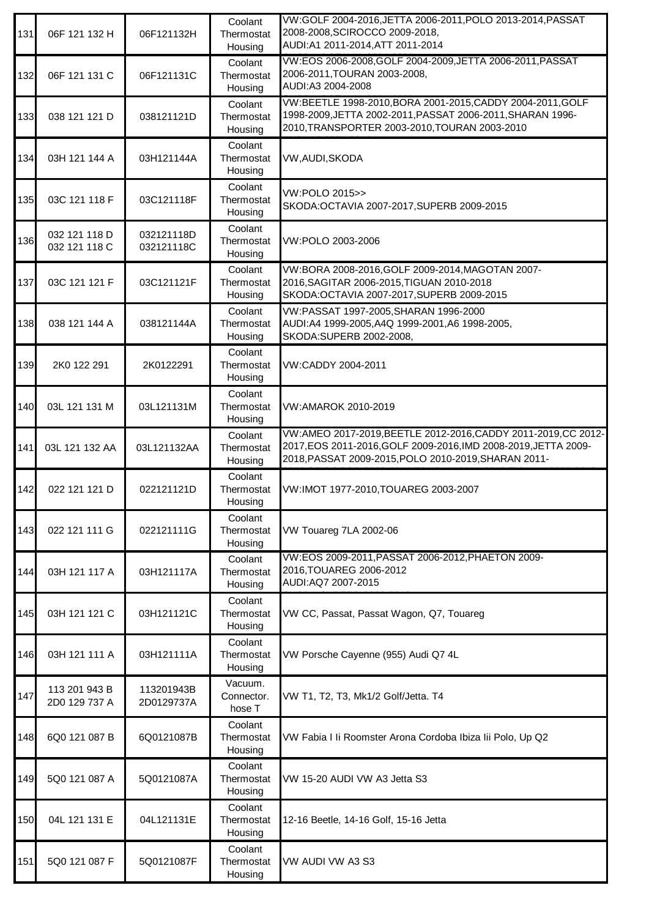| | | | | |
|---|---|---|---|---|
| 131 | 06F 121 132 H | 06F121132H | Coolant Thermostat Housing | VW:GOLF 2004-2016,JETTA 2006-2011,POLO 2013-2014,PASSAT 2008-2008,SCIROCCO 2009-2018,<br>AUDI:A1 2011-2014,ATT 2011-2014 |
| 132 | 06F 121 131 C | 06F121131C | Coolant Thermostat Housing | VW:EOS 2006-2008,GOLF 2004-2009,JETTA 2006-2011,PASSAT 2006-2011,TOURAN 2003-2008,<br>AUDI:A3 2004-2008 |
| 133 | 038 121 121 D | 038121121D | Coolant Thermostat Housing | VW:BEETLE 1998-2010,BORA 2001-2015,CADDY 2004-2011,GOLF 1998-2009,JETTA 2002-2011,PASSAT 2006-2011,SHARAN 1996-2010,TRANSPORTER 2003-2010,TOURAN 2003-2010 |
| 134 | 03H 121 144 A | 03H121144A | Coolant Thermostat Housing | VW,AUDI,SKODA |
| 135 | 03C 121 118 F | 03C121118F | Coolant Thermostat Housing | VW:POLO 2015>><br>SKODA:OCTAVIA 2007-2017,SUPERB 2009-2015 |
| 136 | 032 121 118 D<br>032 121 118 C | 032121118D<br>032121118C | Coolant Thermostat Housing | VW:POLO 2003-2006 |
| 137 | 03C 121 121 F | 03C121121F | Coolant Thermostat Housing | VW:BORA 2008-2016,GOLF 2009-2014,MAGOTAN 2007-2016,SAGITAR 2006-2015,TIGUAN 2010-2018<br>SKODA:OCTAVIA 2007-2017,SUPERB 2009-2015 |
| 138 | 038 121 144 A | 038121144A | Coolant Thermostat Housing | VW:PASSAT 1997-2005,SHARAN 1996-2000<br>AUDI:A4 1999-2005,A4Q 1999-2001,A6 1998-2005,<br>SKODA:SUPERB 2002-2008, |
| 139 | 2K0 122 291 | 2K0122291 | Coolant Thermostat Housing | VW:CADDY 2004-2011 |
| 140 | 03L 121 131 M | 03L121131M | Coolant Thermostat Housing | VW:AMAROK 2010-2019 |
| 141 | 03L 121 132 AA | 03L121132AA | Coolant Thermostat Housing | VW:AMEO 2017-2019,BEETLE 2012-2016,CADDY 2011-2019,CC 2012-2017,EOS 2011-2016,GOLF 2009-2016,IMD 2008-2019,JETTA 2009-2018,PASSAT 2009-2015,POLO 2010-2019,SHARAN 2011- |
| 142 | 022 121 121 D | 022121121D | Coolant Thermostat Housing | VW:IMOT 1977-2010,TOUAREG 2003-2007 |
| 143 | 022 121 111 G | 022121111G | Coolant Thermostat Housing | VW Touareg 7LA 2002-06 |
| 144 | 03H 121 117 A | 03H121117A | Coolant Thermostat Housing | VW:EOS 2009-2011,PASSAT 2006-2012,PHAETON 2009-2016,TOUAREG 2006-2012<br>AUDI:AQ7 2007-2015 |
| 145 | 03H 121 121 C | 03H121121C | Coolant Thermostat Housing | VW CC, Passat, Passat Wagon, Q7, Touareg |
| 146 | 03H 121 111 A | 03H121111A | Coolant Thermostat Housing | VW Porsche Cayenne (955) Audi Q7 4L |
| 147 | 113 201 943 B<br>2D0 129 737 A | 113201943B<br>2D0129737A | Vacuum. Connector. hose T | VW T1, T2, T3, Mk1/2 Golf/Jetta. T4 |
| 148 | 6Q0 121 087 B | 6Q0121087B | Coolant Thermostat Housing | VW Fabia I Ii Roomster Arona Cordoba Ibiza Iii Polo, Up Q2 |
| 149 | 5Q0 121 087 A | 5Q0121087A | Coolant Thermostat Housing | VW 15-20 AUDI VW A3 Jetta S3 |
| 150 | 04L 121 131 E | 04L121131E | Coolant Thermostat Housing | 12-16 Beetle, 14-16 Golf, 15-16 Jetta |
| 151 | 5Q0 121 087 F | 5Q0121087F | Coolant Thermostat Housing | VW AUDI VW A3 S3 |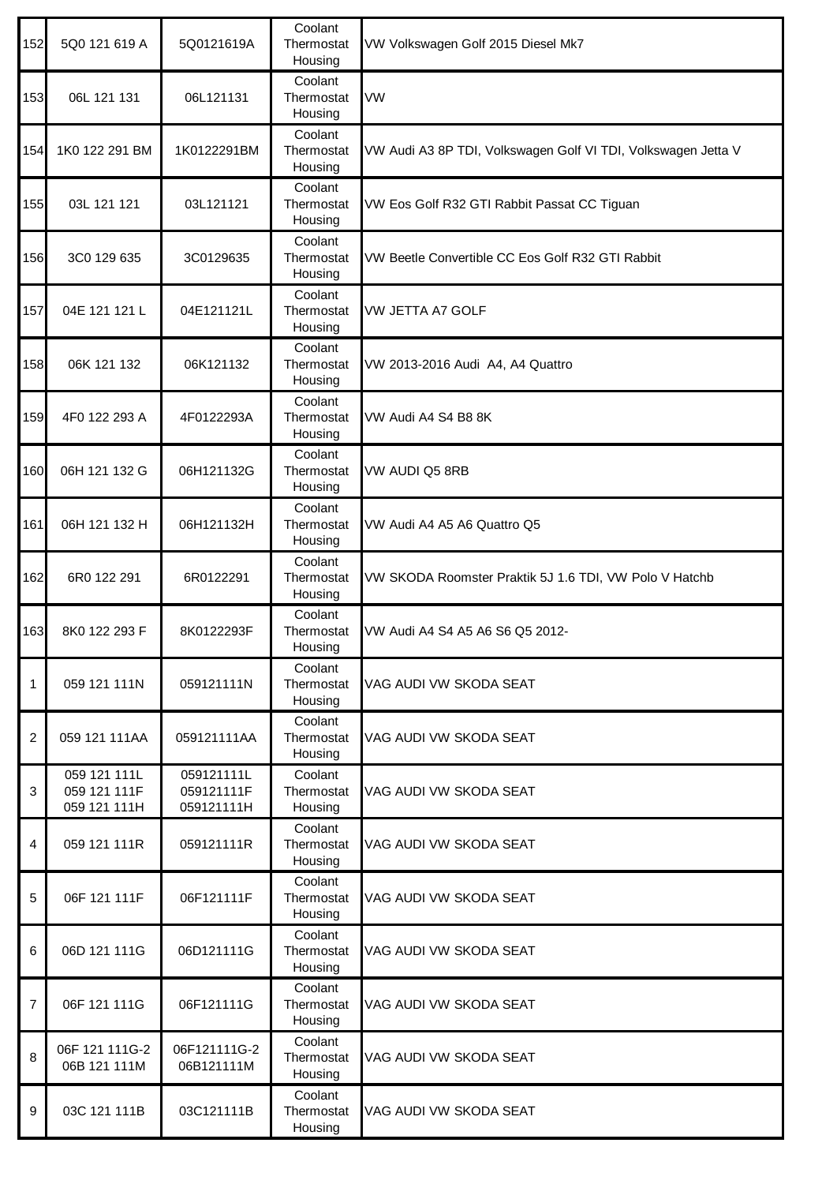| | | | | |
|---|---|---|---|---|
| 152 | 5Q0 121 619 A | 5Q0121619A | Coolant Thermostat Housing | VW Volkswagen Golf 2015 Diesel Mk7 |
| 153 | 06L 121 131 | 06L121131 | Coolant Thermostat Housing | VW |
| 154 | 1K0 122 291 BM | 1K0122291BM | Coolant Thermostat Housing | VW Audi A3 8P TDI, Volkswagen Golf VI TDI, Volkswagen Jetta V |
| 155 | 03L 121 121 | 03L121121 | Coolant Thermostat Housing | VW Eos Golf R32 GTI Rabbit Passat CC Tiguan |
| 156 | 3C0 129 635 | 3C0129635 | Coolant Thermostat Housing | VW Beetle Convertible CC Eos Golf R32 GTI Rabbit |
| 157 | 04E 121 121 L | 04E121121L | Coolant Thermostat Housing | VW JETTA A7 GOLF |
| 158 | 06K 121 132 | 06K121132 | Coolant Thermostat Housing | VW 2013-2016 Audi A4, A4 Quattro |
| 159 | 4F0 122 293 A | 4F0122293A | Coolant Thermostat Housing | VW Audi A4 S4 B8 8K |
| 160 | 06H 121 132 G | 06H121132G | Coolant Thermostat Housing | VW AUDI Q5 8RB |
| 161 | 06H 121 132 H | 06H121132H | Coolant Thermostat Housing | VW Audi A4 A5 A6 Quattro Q5 |
| 162 | 6R0 122 291 | 6R0122291 | Coolant Thermostat Housing | VW SKODA Roomster Praktik 5J 1.6 TDI, VW Polo V Hatchb |
| 163 | 8K0 122 293 F | 8K0122293F | Coolant Thermostat Housing | VW Audi A4 S4 A5 A6 S6 Q5 2012- |
| 1 | 059 121 111N | 059121111N | Coolant Thermostat Housing | VAG AUDI VW SKODA SEAT |
| 2 | 059 121 111AA | 059121111AA | Coolant Thermostat Housing | VAG AUDI VW SKODA SEAT |
| 3 | 059 121 111L<br>059 121 111F<br>059 121 111H | 059121111L<br>059121111F<br>059121111H | Coolant Thermostat Housing | VAG AUDI VW SKODA SEAT |
| 4 | 059 121 111R | 059121111R | Coolant Thermostat Housing | VAG AUDI VW SKODA SEAT |
| 5 | 06F 121 111F | 06F121111F | Coolant Thermostat Housing | VAG AUDI VW SKODA SEAT |
| 6 | 06D 121 111G | 06D121111G | Coolant Thermostat Housing | VAG AUDI VW SKODA SEAT |
| 7 | 06F 121 111G | 06F121111G | Coolant Thermostat Housing | VAG AUDI VW SKODA SEAT |
| 8 | 06F 121 111G-2<br>06B 121 111M | 06F121111G-2<br>06B121111M | Coolant Thermostat Housing | VAG AUDI VW SKODA SEAT |
| 9 | 03C 121 111B | 03C121111B | Coolant Thermostat Housing | VAG AUDI VW SKODA SEAT |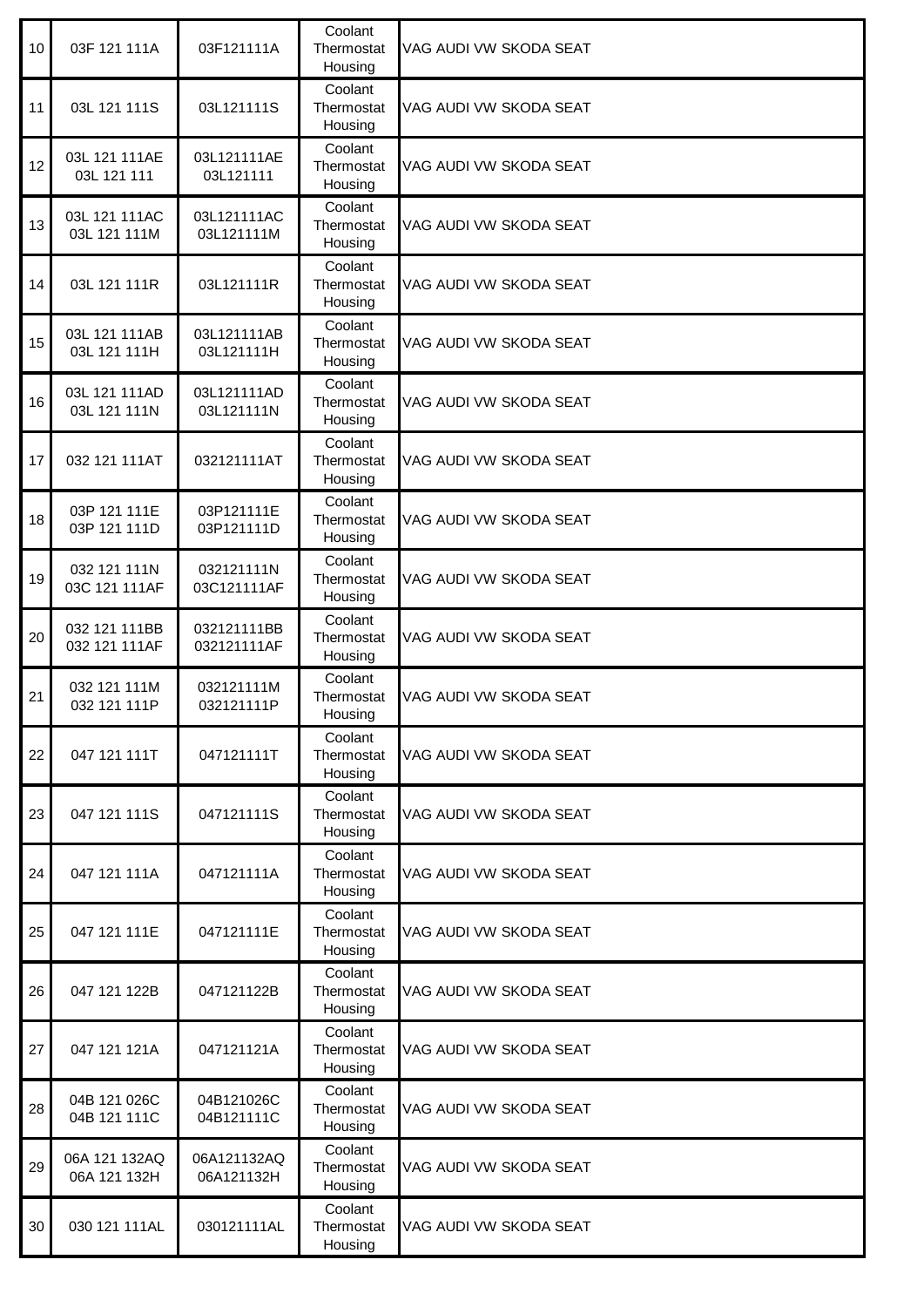| 10 | 03F 121 111A | 03F121111A | Coolant Thermostat Housing | VAG AUDI VW SKODA SEAT |
|---|---|---|---|---|
| 11 | 03L 121 111S | 03L121111S | Coolant Thermostat Housing | VAG AUDI VW SKODA SEAT |
| 12 | 03L 121 111AE<br>03L 121 111 | 03L121111AE<br>03L121111 | Coolant Thermostat Housing | VAG AUDI VW SKODA SEAT |
| 13 | 03L 121 111AC<br>03L 121 111M | 03L121111AC<br>03L121111M | Coolant Thermostat Housing | VAG AUDI VW SKODA SEAT |
| 14 | 03L 121 111R | 03L121111R | Coolant Thermostat Housing | VAG AUDI VW SKODA SEAT |
| 15 | 03L 121 111AB<br>03L 121 111H | 03L121111AB<br>03L121111H | Coolant Thermostat Housing | VAG AUDI VW SKODA SEAT |
| 16 | 03L 121 111AD<br>03L 121 111N | 03L121111AD<br>03L121111N | Coolant Thermostat Housing | VAG AUDI VW SKODA SEAT |
| 17 | 032 121 111AT | 032121111AT | Coolant Thermostat Housing | VAG AUDI VW SKODA SEAT |
| 18 | 03P 121 111E<br>03P 121 111D | 03P121111E<br>03P121111D | Coolant Thermostat Housing | VAG AUDI VW SKODA SEAT |
| 19 | 032 121 111N<br>03C 121 111AF | 032121111N<br>03C121111AF | Coolant Thermostat Housing | VAG AUDI VW SKODA SEAT |
| 20 | 032 121 111BB<br>032 121 111AF | 032121111BB<br>032121111AF | Coolant Thermostat Housing | VAG AUDI VW SKODA SEAT |
| 21 | 032 121 111M<br>032 121 111P | 032121111M<br>032121111P | Coolant Thermostat Housing | VAG AUDI VW SKODA SEAT |
| 22 | 047 121 111T | 047121111T | Coolant Thermostat Housing | VAG AUDI VW SKODA SEAT |
| 23 | 047 121 111S | 047121111S | Coolant Thermostat Housing | VAG AUDI VW SKODA SEAT |
| 24 | 047 121 111A | 047121111A | Coolant Thermostat Housing | VAG AUDI VW SKODA SEAT |
| 25 | 047 121 111E | 047121111E | Coolant Thermostat Housing | VAG AUDI VW SKODA SEAT |
| 26 | 047 121 122B | 047121122B | Coolant Thermostat Housing | VAG AUDI VW SKODA SEAT |
| 27 | 047 121 121A | 047121121A | Coolant Thermostat Housing | VAG AUDI VW SKODA SEAT |
| 28 | 04B 121 026C<br>04B 121 111C | 04B121026C<br>04B121111C | Coolant Thermostat Housing | VAG AUDI VW SKODA SEAT |
| 29 | 06A 121 132AQ<br>06A 121 132H | 06A121132AQ<br>06A121132H | Coolant Thermostat Housing | VAG AUDI VW SKODA SEAT |
| 30 | 030 121 111AL | 030121111AL | Coolant Thermostat Housing | VAG AUDI VW SKODA SEAT |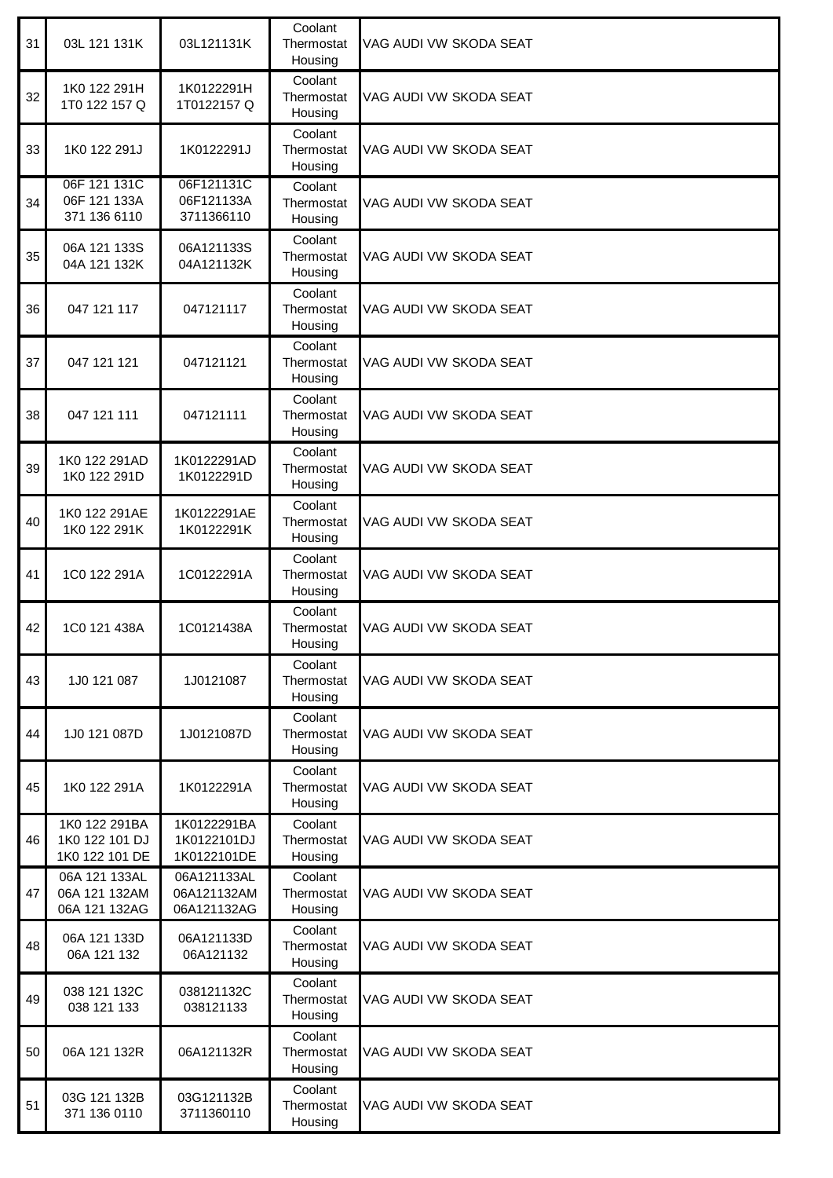| | | | | |
|---|---|---|---|---|
| 31 | 03L 121 131K | 03L121131K | Coolant Thermostat Housing | VAG AUDI VW SKODA SEAT |
| 32 | 1K0 122 291H<br>1T0 122 157 Q | 1K0122291H<br>1T0122157 Q | Coolant Thermostat Housing | VAG AUDI VW SKODA SEAT |
| 33 | 1K0 122 291J | 1K0122291J | Coolant Thermostat Housing | VAG AUDI VW SKODA SEAT |
| 34 | 06F 121 131C<br>06F 121 133A<br>371 136 6110 | 06F121131C<br>06F121133A<br>3711366110 | Coolant Thermostat Housing | VAG AUDI VW SKODA SEAT |
| 35 | 06A 121 133S<br>04A 121 132K | 06A121133S<br>04A121132K | Coolant Thermostat Housing | VAG AUDI VW SKODA SEAT |
| 36 | 047 121 117 | 047121117 | Coolant Thermostat Housing | VAG AUDI VW SKODA SEAT |
| 37 | 047 121 121 | 047121121 | Coolant Thermostat Housing | VAG AUDI VW SKODA SEAT |
| 38 | 047 121 111 | 047121111 | Coolant Thermostat Housing | VAG AUDI VW SKODA SEAT |
| 39 | 1K0 122 291AD<br>1K0 122 291D | 1K0122291AD<br>1K0122291D | Coolant Thermostat Housing | VAG AUDI VW SKODA SEAT |
| 40 | 1K0 122 291AE<br>1K0 122 291K | 1K0122291AE<br>1K0122291K | Coolant Thermostat Housing | VAG AUDI VW SKODA SEAT |
| 41 | 1C0 122 291A | 1C0122291A | Coolant Thermostat Housing | VAG AUDI VW SKODA SEAT |
| 42 | 1C0 121 438A | 1C0121438A | Coolant Thermostat Housing | VAG AUDI VW SKODA SEAT |
| 43 | 1J0 121 087 | 1J0121087 | Coolant Thermostat Housing | VAG AUDI VW SKODA SEAT |
| 44 | 1J0 121 087D | 1J0121087D | Coolant Thermostat Housing | VAG AUDI VW SKODA SEAT |
| 45 | 1K0 122 291A | 1K0122291A | Coolant Thermostat Housing | VAG AUDI VW SKODA SEAT |
| 46 | 1K0 122 291BA<br>1K0 122 101 DJ<br>1K0 122 101 DE | 1K0122291BA<br>1K0122101DJ<br>1K0122101DE | Coolant Thermostat Housing | VAG AUDI VW SKODA SEAT |
| 47 | 06A 121 133AL<br>06A 121 132AM<br>06A 121 132AG | 06A121133AL<br>06A121132AM<br>06A121132AG | Coolant Thermostat Housing | VAG AUDI VW SKODA SEAT |
| 48 | 06A 121 133D<br>06A 121 132 | 06A121133D<br>06A121132 | Coolant Thermostat Housing | VAG AUDI VW SKODA SEAT |
| 49 | 038 121 132C<br>038 121 133 | 038121132C<br>038121133 | Coolant Thermostat Housing | VAG AUDI VW SKODA SEAT |
| 50 | 06A 121 132R | 06A121132R | Coolant Thermostat Housing | VAG AUDI VW SKODA SEAT |
| 51 | 03G 121 132B<br>371 136 0110 | 03G121132B<br>3711360110 | Coolant Thermostat Housing | VAG AUDI VW SKODA SEAT |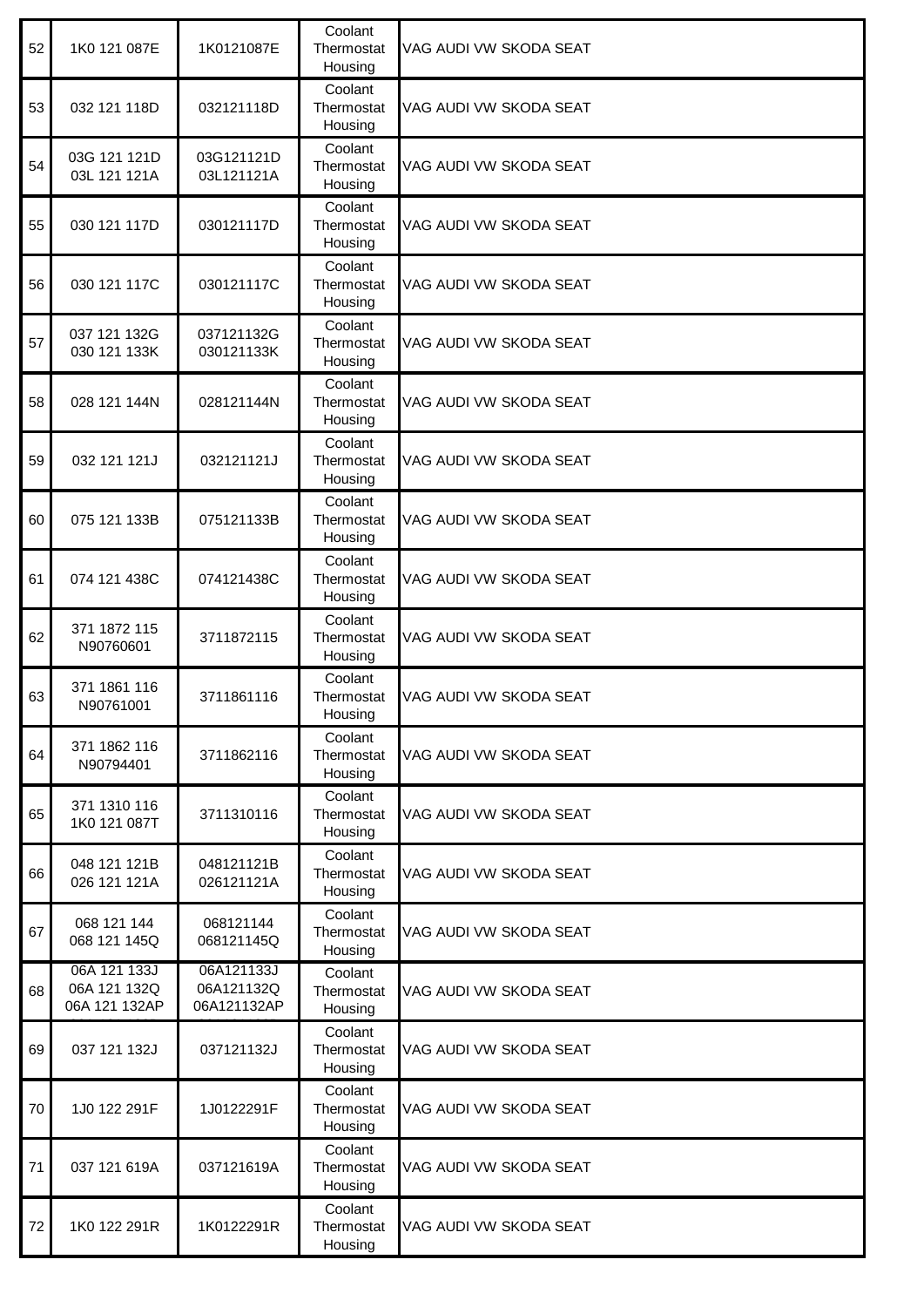| | | | | |
|---|---|---|---|---|
| 52 | 1K0 121 087E | 1K0121087E | Coolant Thermostat Housing | VAG AUDI VW SKODA SEAT |
| 53 | 032 121 118D | 032121118D | Coolant Thermostat Housing | VAG AUDI VW SKODA SEAT |
| 54 | 03G 121 121D<br>03L 121 121A | 03G121121D<br>03L121121A | Coolant Thermostat Housing | VAG AUDI VW SKODA SEAT |
| 55 | 030 121 117D | 030121117D | Coolant Thermostat Housing | VAG AUDI VW SKODA SEAT |
| 56 | 030 121 117C | 030121117C | Coolant Thermostat Housing | VAG AUDI VW SKODA SEAT |
| 57 | 037 121 132G<br>030 121 133K | 037121132G<br>030121133K | Coolant Thermostat Housing | VAG AUDI VW SKODA SEAT |
| 58 | 028 121 144N | 028121144N | Coolant Thermostat Housing | VAG AUDI VW SKODA SEAT |
| 59 | 032 121 121J | 032121121J | Coolant Thermostat Housing | VAG AUDI VW SKODA SEAT |
| 60 | 075 121 133B | 075121133B | Coolant Thermostat Housing | VAG AUDI VW SKODA SEAT |
| 61 | 074 121 438C | 074121438C | Coolant Thermostat Housing | VAG AUDI VW SKODA SEAT |
| 62 | 371 1872 115<br>N90760601 | 3711872115 | Coolant Thermostat Housing | VAG AUDI VW SKODA SEAT |
| 63 | 371 1861 116<br>N90761001 | 3711861116 | Coolant Thermostat Housing | VAG AUDI VW SKODA SEAT |
| 64 | 371 1862 116<br>N90794401 | 3711862116 | Coolant Thermostat Housing | VAG AUDI VW SKODA SEAT |
| 65 | 371 1310 116<br>1K0 121 087T | 3711310116 | Coolant Thermostat Housing | VAG AUDI VW SKODA SEAT |
| 66 | 048 121 121B<br>026 121 121A | 048121121B<br>026121121A | Coolant Thermostat Housing | VAG AUDI VW SKODA SEAT |
| 67 | 068 121 144<br>068 121 145Q | 068121144<br>068121145Q | Coolant Thermostat Housing | VAG AUDI VW SKODA SEAT |
| 68 | 06A 121 133J<br>06A 121 132Q<br>06A 121 132AP | 06A121133J<br>06A121132Q<br>06A121132AP | Coolant Thermostat Housing | VAG AUDI VW SKODA SEAT |
| 69 | 037 121 132J | 037121132J | Coolant Thermostat Housing | VAG AUDI VW SKODA SEAT |
| 70 | 1J0 122 291F | 1J0122291F | Coolant Thermostat Housing | VAG AUDI VW SKODA SEAT |
| 71 | 037 121 619A | 037121619A | Coolant Thermostat Housing | VAG AUDI VW SKODA SEAT |
| 72 | 1K0 122 291R | 1K0122291R | Coolant Thermostat Housing | VAG AUDI VW SKODA SEAT |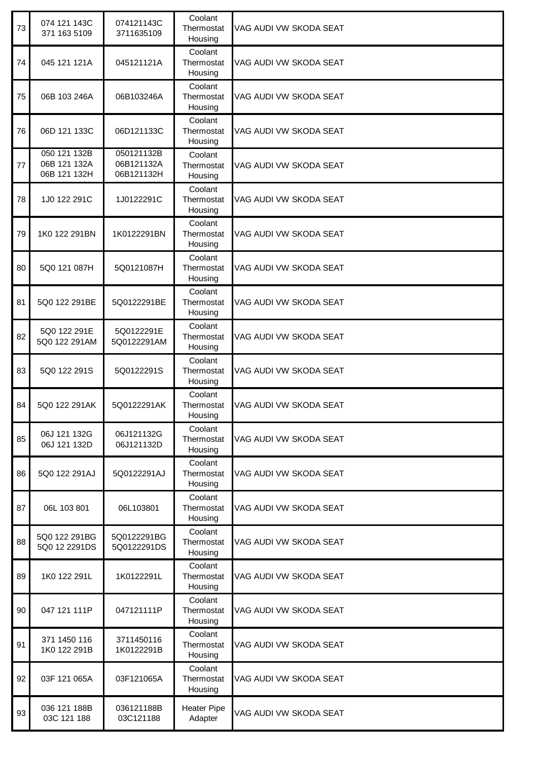| | | | | |
|---|---|---|---|---|
| 73 | 074 121 143C<br>371 163 5109 | 074121143C<br>3711635109 | Coolant Thermostat Housing | VAG AUDI VW SKODA SEAT |
| 74 | 045 121 121A | 045121121A | Coolant Thermostat Housing | VAG AUDI VW SKODA SEAT |
| 75 | 06B 103 246A | 06B103246A | Coolant Thermostat Housing | VAG AUDI VW SKODA SEAT |
| 76 | 06D 121 133C | 06D121133C | Coolant Thermostat Housing | VAG AUDI VW SKODA SEAT |
| 77 | 050 121 132B<br>06B 121 132A<br>06B 121 132H | 050121132B<br>06B121132A<br>06B121132H | Coolant Thermostat Housing | VAG AUDI VW SKODA SEAT |
| 78 | 1J0 122 291C | 1J0122291C | Coolant Thermostat Housing | VAG AUDI VW SKODA SEAT |
| 79 | 1K0 122 291BN | 1K0122291BN | Coolant Thermostat Housing | VAG AUDI VW SKODA SEAT |
| 80 | 5Q0 121 087H | 5Q0121087H | Coolant Thermostat Housing | VAG AUDI VW SKODA SEAT |
| 81 | 5Q0 122 291BE | 5Q0122291BE | Coolant Thermostat Housing | VAG AUDI VW SKODA SEAT |
| 82 | 5Q0 122 291E<br>5Q0 122 291AM | 5Q0122291E<br>5Q0122291AM | Coolant Thermostat Housing | VAG AUDI VW SKODA SEAT |
| 83 | 5Q0 122 291S | 5Q0122291S | Coolant Thermostat Housing | VAG AUDI VW SKODA SEAT |
| 84 | 5Q0 122 291AK | 5Q0122291AK | Coolant Thermostat Housing | VAG AUDI VW SKODA SEAT |
| 85 | 06J 121 132G<br>06J 121 132D | 06J121132G<br>06J121132D | Coolant Thermostat Housing | VAG AUDI VW SKODA SEAT |
| 86 | 5Q0 122 291AJ | 5Q0122291AJ | Coolant Thermostat Housing | VAG AUDI VW SKODA SEAT |
| 87 | 06L 103 801 | 06L103801 | Coolant Thermostat Housing | VAG AUDI VW SKODA SEAT |
| 88 | 5Q0 122 291BG<br>5Q0 12 2291DS | 5Q0122291BG<br>5Q0122291DS | Coolant Thermostat Housing | VAG AUDI VW SKODA SEAT |
| 89 | 1K0 122 291L | 1K0122291L | Coolant Thermostat Housing | VAG AUDI VW SKODA SEAT |
| 90 | 047 121 111P | 047121111P | Coolant Thermostat Housing | VAG AUDI VW SKODA SEAT |
| 91 | 371 1450 116<br>1K0 122 291B | 3711450116<br>1K0122291B | Coolant Thermostat Housing | VAG AUDI VW SKODA SEAT |
| 92 | 03F 121 065A | 03F121065A | Coolant Thermostat Housing | VAG AUDI VW SKODA SEAT |
| 93 | 036 121 188B<br>03C 121 188 | 036121188B<br>03C121188 | Heater Pipe Adapter | VAG AUDI VW SKODA SEAT |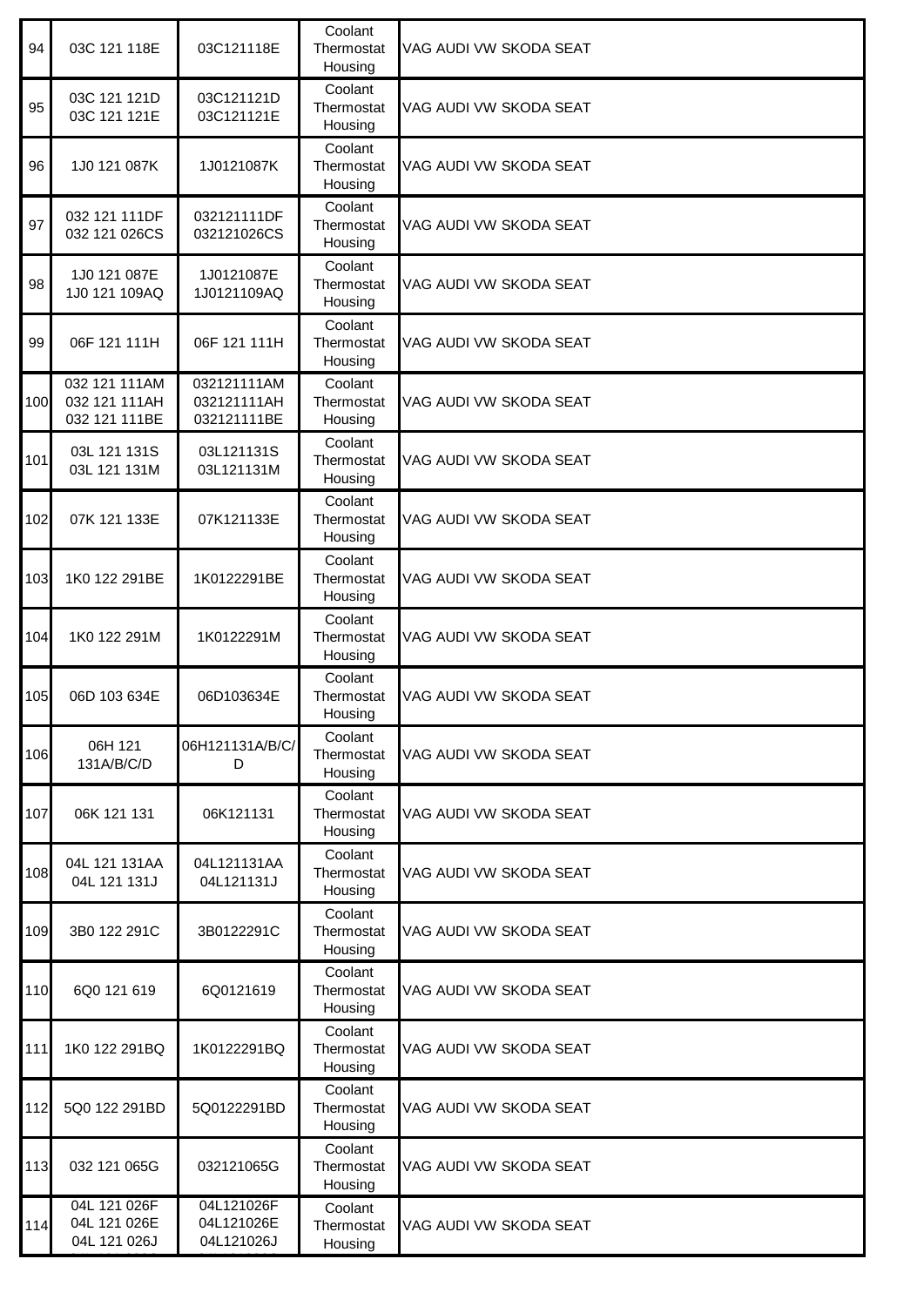| | | | | |
|---|---|---|---|---|
| 94 | 03C 121 118E | 03C121118E | Coolant Thermostat Housing | VAG AUDI VW SKODA SEAT |
| 95 | 03C 121 121D<br>03C 121 121E | 03C121121D<br>03C121121E | Coolant Thermostat Housing | VAG AUDI VW SKODA SEAT |
| 96 | 1J0 121 087K | 1J0121087K | Coolant Thermostat Housing | VAG AUDI VW SKODA SEAT |
| 97 | 032 121 111DF<br>032 121 026CS | 032121111DF<br>032121026CS | Coolant Thermostat Housing | VAG AUDI VW SKODA SEAT |
| 98 | 1J0 121 087E<br>1J0 121 109AQ | 1J0121087E<br>1J0121109AQ | Coolant Thermostat Housing | VAG AUDI VW SKODA SEAT |
| 99 | 06F 121 111H | 06F 121 111H | Coolant Thermostat Housing | VAG AUDI VW SKODA SEAT |
| 100 | 032 121 111AM<br>032 121 111AH<br>032 121 111BE | 032121111AM<br>032121111AH<br>032121111BE | Coolant Thermostat Housing | VAG AUDI VW SKODA SEAT |
| 101 | 03L 121 131S<br>03L 121 131M | 03L121131S<br>03L121131M | Coolant Thermostat Housing | VAG AUDI VW SKODA SEAT |
| 102 | 07K 121 133E | 07K121133E | Coolant Thermostat Housing | VAG AUDI VW SKODA SEAT |
| 103 | 1K0 122 291BE | 1K0122291BE | Coolant Thermostat Housing | VAG AUDI VW SKODA SEAT |
| 104 | 1K0 122 291M | 1K0122291M | Coolant Thermostat Housing | VAG AUDI VW SKODA SEAT |
| 105 | 06D 103 634E | 06D103634E | Coolant Thermostat Housing | VAG AUDI VW SKODA SEAT |
| 106 | 06H 121 131A/B/C/D | 06H121131A/B/C/D | Coolant Thermostat Housing | VAG AUDI VW SKODA SEAT |
| 107 | 06K 121 131 | 06K121131 | Coolant Thermostat Housing | VAG AUDI VW SKODA SEAT |
| 108 | 04L 121 131AA<br>04L 121 131J | 04L121131AA<br>04L121131J | Coolant Thermostat Housing | VAG AUDI VW SKODA SEAT |
| 109 | 3B0 122 291C | 3B0122291C | Coolant Thermostat Housing | VAG AUDI VW SKODA SEAT |
| 110 | 6Q0 121 619 | 6Q0121619 | Coolant Thermostat Housing | VAG AUDI VW SKODA SEAT |
| 111 | 1K0 122 291BQ | 1K0122291BQ | Coolant Thermostat Housing | VAG AUDI VW SKODA SEAT |
| 112 | 5Q0 122 291BD | 5Q0122291BD | Coolant Thermostat Housing | VAG AUDI VW SKODA SEAT |
| 113 | 032 121 065G | 032121065G | Coolant Thermostat Housing | VAG AUDI VW SKODA SEAT |
| 114 | 04L 121 026F<br>04L 121 026E<br>04L 121 026J | 04L121026F<br>04L121026E<br>04L121026J | Coolant Thermostat Housing | VAG AUDI VW SKODA SEAT |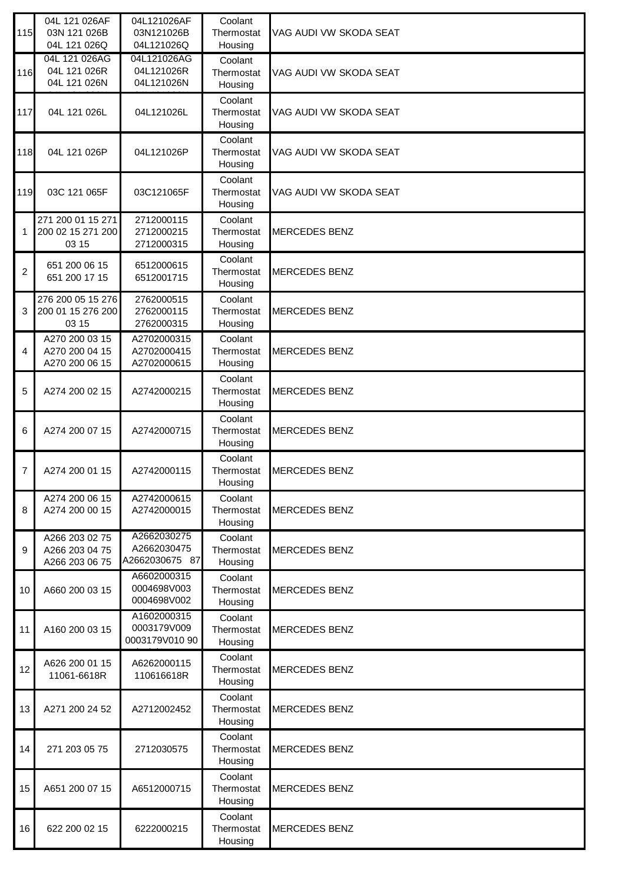| | | | | |
|---|---|---|---|---|
| 115 | 04L 121 026AF 03N 121 026B 04L 121 026Q | 04L121026AF 03N121026B 04L121026Q | Coolant Thermostat Housing | VAG AUDI VW SKODA SEAT |
| 116 | 04L 121 026AG 04L 121 026R 04L 121 026N | 04L121026AG 04L121026R 04L121026N | Coolant Thermostat Housing | VAG AUDI VW SKODA SEAT |
| 117 | 04L 121 026L | 04L121026L | Coolant Thermostat Housing | VAG AUDI VW SKODA SEAT |
| 118 | 04L 121 026P | 04L121026P | Coolant Thermostat Housing | VAG AUDI VW SKODA SEAT |
| 119 | 03C 121 065F | 03C121065F | Coolant Thermostat Housing | VAG AUDI VW SKODA SEAT |
| 1 | 271 200 01 15 271 200 02 15 271 200 03 15 | 2712000115 2712000215 2712000315 | Coolant Thermostat Housing | MERCEDES BENZ |
| 2 | 651 200 06 15 651 200 17 15 | 6512000615 6512001715 | Coolant Thermostat Housing | MERCEDES BENZ |
| 3 | 276 200 05 15 276 200 01 15 276 200 03 15 | 2762000515 2762000115 2762000315 | Coolant Thermostat Housing | MERCEDES BENZ |
| 4 | A270 200 03 15 A270 200 04 15 A270 200 06 15 | A2702000315 A2702000415 A2702000615 | Coolant Thermostat Housing | MERCEDES BENZ |
| 5 | A274 200 02 15 | A2742000215 | Coolant Thermostat Housing | MERCEDES BENZ |
| 6 | A274 200 07 15 | A2742000715 | Coolant Thermostat Housing | MERCEDES BENZ |
| 7 | A274 200 01 15 | A2742000115 | Coolant Thermostat Housing | MERCEDES BENZ |
| 8 | A274 200 06 15 A274 200 00 15 | A2742000615 A2742000015 | Coolant Thermostat Housing | MERCEDES BENZ |
| 9 | A266 203 02 75 A266 203 04 75 A266 203 06 75 | A2662030275 A2662030475 A2662030675 87 | Coolant Thermostat Housing | MERCEDES BENZ |
| 10 | A660 200 03 15 | A6602000315 0004698V003 0004698V002 | Coolant Thermostat Housing | MERCEDES BENZ |
| 11 | A160 200 03 15 | A1602000315 0003179V009 0003179V010 90 | Coolant Thermostat Housing | MERCEDES BENZ |
| 12 | A626 200 01 15 11061-6618R | A6262000115 110616618R | Coolant Thermostat Housing | MERCEDES BENZ |
| 13 | A271 200 24 52 | A2712002452 | Coolant Thermostat Housing | MERCEDES BENZ |
| 14 | 271 203 05 75 | 2712030575 | Coolant Thermostat Housing | MERCEDES BENZ |
| 15 | A651 200 07 15 | A6512000715 | Coolant Thermostat Housing | MERCEDES BENZ |
| 16 | 622 200 02 15 | 6222000215 | Coolant Thermostat Housing | MERCEDES BENZ |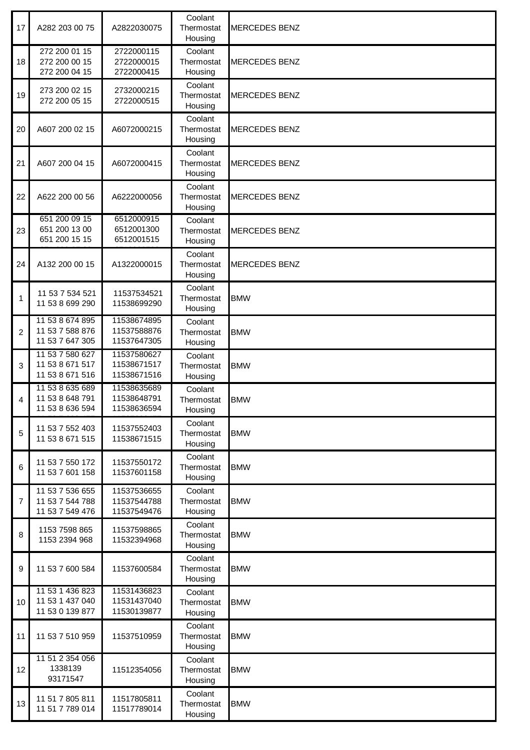| | | | | |
|---|---|---|---|---|
| 17 | A282 203 00 75 | A2822030075 | Coolant Thermostat Housing | MERCEDES BENZ |
| 18 | 272 200 01 15<br>272 200 00 15<br>272 200 04 15 | 2722000115<br>2722000015<br>2722000415 | Coolant Thermostat Housing | MERCEDES BENZ |
| 19 | 273 200 02 15<br>272 200 05 15 | 2732000215<br>2722000515 | Coolant Thermostat Housing | MERCEDES BENZ |
| 20 | A607 200 02 15 | A6072000215 | Coolant Thermostat Housing | MERCEDES BENZ |
| 21 | A607 200 04 15 | A6072000415 | Coolant Thermostat Housing | MERCEDES BENZ |
| 22 | A622 200 00 56 | A6222000056 | Coolant Thermostat Housing | MERCEDES BENZ |
| 23 | 651 200 09 15<br>651 200 13 00<br>651 200 15 15 | 6512000915<br>6512001300<br>6512001515 | Coolant Thermostat Housing | MERCEDES BENZ |
| 24 | A132 200 00 15 | A1322000015 | Coolant Thermostat Housing | MERCEDES BENZ |
| 1 | 11 53 7 534 521<br>11 53 8 699 290 | 11537534521<br>11538699290 | Coolant Thermostat Housing | BMW |
| 2 | 11 53 8 674 895<br>11 53 7 588 876<br>11 53 7 647 305 | 11538674895<br>11537588876<br>11537647305 | Coolant Thermostat Housing | BMW |
| 3 | 11 53 7 580 627<br>11 53 8 671 517<br>11 53 8 671 516 | 11537580627<br>11538671517<br>11538671516 | Coolant Thermostat Housing | BMW |
| 4 | 11 53 8 635 689<br>11 53 8 648 791<br>11 53 8 636 594 | 11538635689<br>11538648791<br>11538636594 | Coolant Thermostat Housing | BMW |
| 5 | 11 53 7 552 403<br>11 53 8 671 515 | 11537552403<br>11538671515 | Coolant Thermostat Housing | BMW |
| 6 | 11 53 7 550 172<br>11 53 7 601 158 | 11537550172<br>11537601158 | Coolant Thermostat Housing | BMW |
| 7 | 11 53 7 536 655<br>11 53 7 544 788<br>11 53 7 549 476 | 11537536655<br>11537544788<br>11537549476 | Coolant Thermostat Housing | BMW |
| 8 | 1153 7598 865<br>1153 2394 968 | 11537598865<br>11532394968 | Coolant Thermostat Housing | BMW |
| 9 | 11 53 7 600 584 | 11537600584 | Coolant Thermostat Housing | BMW |
| 10 | 11 53 1 436 823<br>11 53 1 437 040<br>11 53 0 139 877 | 11531436823<br>11531437040<br>11530139877 | Coolant Thermostat Housing | BMW |
| 11 | 11 53 7 510 959 | 11537510959 | Coolant Thermostat Housing | BMW |
| 12 | 11 51 2 354 056<br>1338139<br>93171547 | 11512354056 | Coolant Thermostat Housing | BMW |
| 13 | 11 51 7 805 811<br>11 51 7 789 014 | 11517805811<br>11517789014 | Coolant Thermostat Housing | BMW |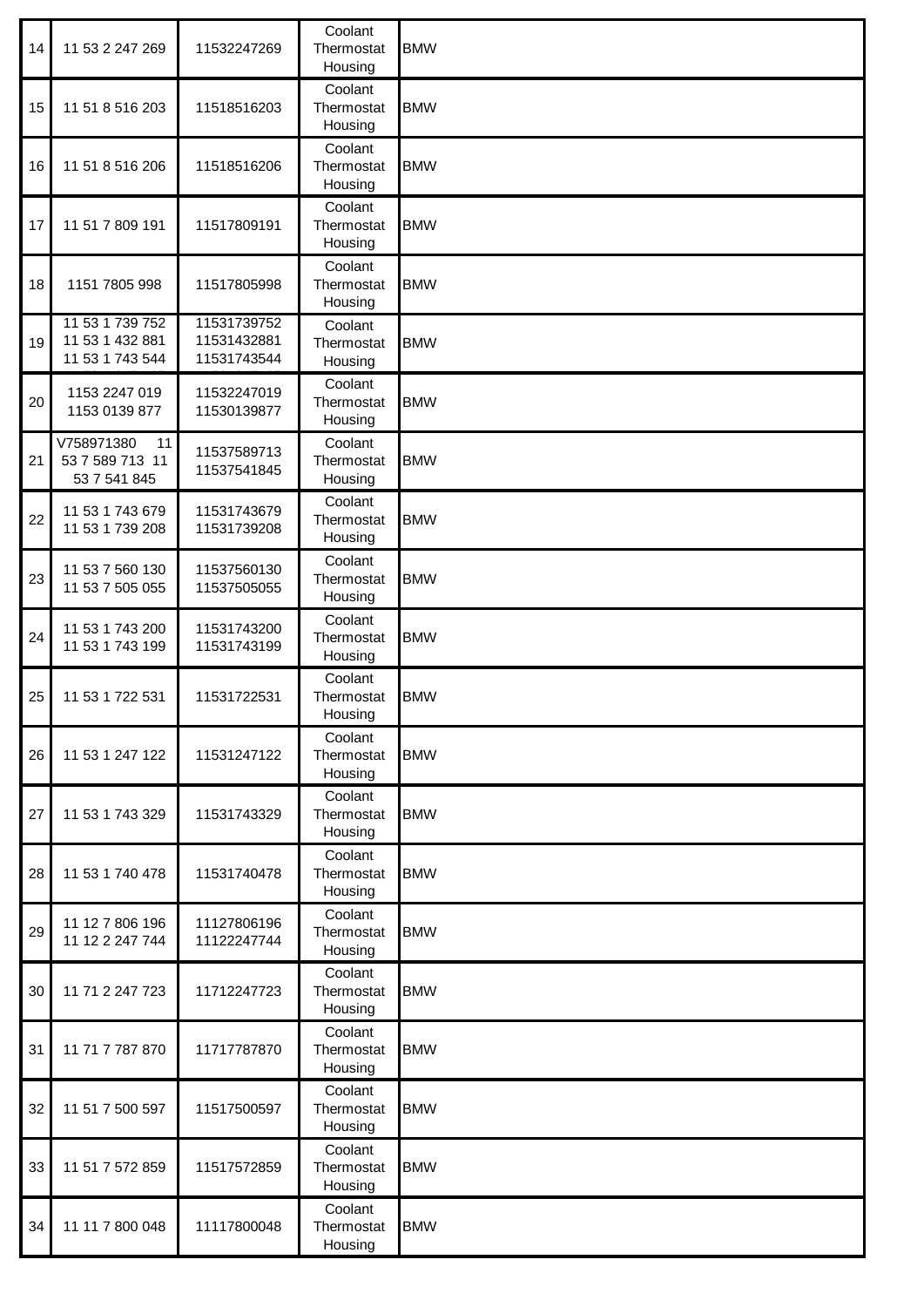| | | | | |
|---|---|---|---|---|
| 14 | 11 53 2 247 269 | 11532247269 | Coolant Thermostat Housing | BMW |
| 15 | 11 51 8 516 203 | 11518516203 | Coolant Thermostat Housing | BMW |
| 16 | 11 51 8 516 206 | 11518516206 | Coolant Thermostat Housing | BMW |
| 17 | 11 51 7 809 191 | 11517809191 | Coolant Thermostat Housing | BMW |
| 18 | 1151 7805 998 | 11517805998 | Coolant Thermostat Housing | BMW |
| 19 | 11 53 1 739 752<br>11 53 1 432 881<br>11 53 1 743 544 | 11531739752<br>11531432881<br>11531743544 | Coolant Thermostat Housing | BMW |
| 20 | 1153 2247 019<br>1153 0139 877 | 11532247019<br>11530139877 | Coolant Thermostat Housing | BMW |
| 21 | V758971380 11 53 7 589 713 11 53 7 541 845 | 11537589713<br>11537541845 | Coolant Thermostat Housing | BMW |
| 22 | 11 53 1 743 679<br>11 53 1 739 208 | 11531743679<br>11531739208 | Coolant Thermostat Housing | BMW |
| 23 | 11 53 7 560 130<br>11 53 7 505 055 | 11537560130<br>11537505055 | Coolant Thermostat Housing | BMW |
| 24 | 11 53 1 743 200<br>11 53 1 743 199 | 11531743200<br>11531743199 | Coolant Thermostat Housing | BMW |
| 25 | 11 53 1 722 531 | 11531722531 | Coolant Thermostat Housing | BMW |
| 26 | 11 53 1 247 122 | 11531247122 | Coolant Thermostat Housing | BMW |
| 27 | 11 53 1 743 329 | 11531743329 | Coolant Thermostat Housing | BMW |
| 28 | 11 53 1 740 478 | 11531740478 | Coolant Thermostat Housing | BMW |
| 29 | 11 12 7 806 196<br>11 12 2 247 744 | 11127806196<br>11122247744 | Coolant Thermostat Housing | BMW |
| 30 | 11 71 2 247 723 | 11712247723 | Coolant Thermostat Housing | BMW |
| 31 | 11 71 7 787 870 | 11717787870 | Coolant Thermostat Housing | BMW |
| 32 | 11 51 7 500 597 | 11517500597 | Coolant Thermostat Housing | BMW |
| 33 | 11 51 7 572 859 | 11517572859 | Coolant Thermostat Housing | BMW |
| 34 | 11 11 7 800 048 | 11117800048 | Coolant Thermostat Housing | BMW |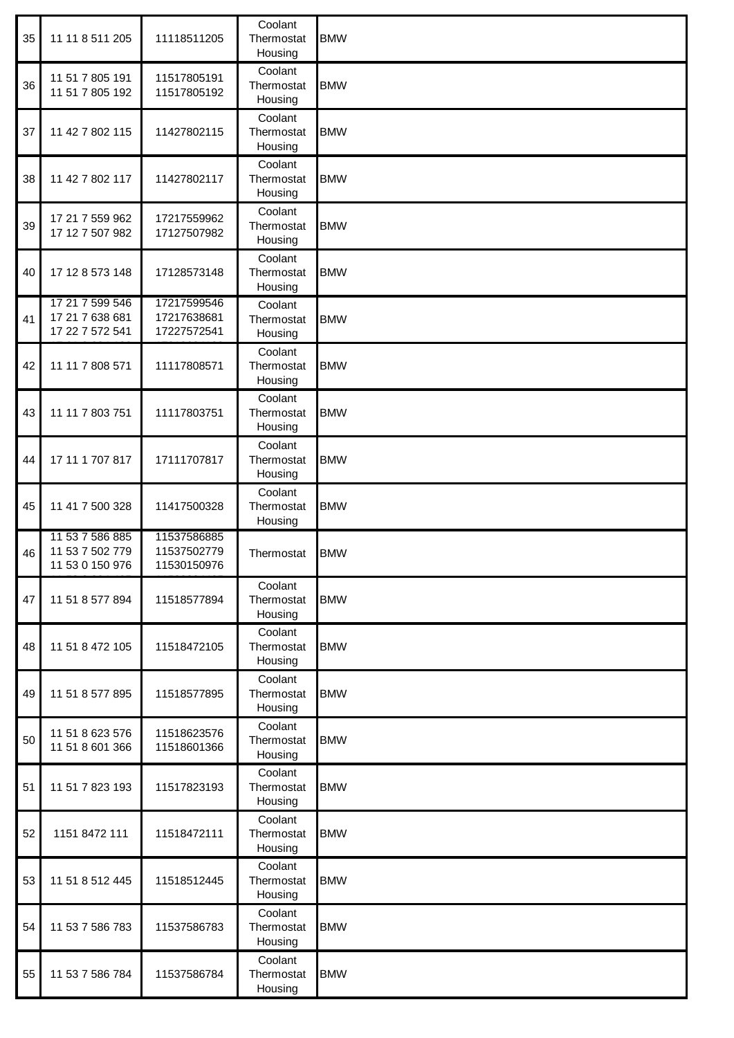| 35 | 11 11 8 511 205 | 11118511205 | Coolant Thermostat Housing | BMW |
|---|---|---|---|---|
| 36 | 11 51 7 805 191<br>11 51 7 805 192 | 11517805191<br>11517805192 | Coolant Thermostat Housing | BMW |
| 37 | 11 42 7 802 115 | 11427802115 | Coolant Thermostat Housing | BMW |
| 38 | 11 42 7 802 117 | 11427802117 | Coolant Thermostat Housing | BMW |
| 39 | 17 21 7 559 962<br>17 12 7 507 982 | 17217559962<br>17127507982 | Coolant Thermostat Housing | BMW |
| 40 | 17 12 8 573 148 | 17128573148 | Coolant Thermostat Housing | BMW |
| 41 | 17 21 7 599 546<br>17 21 7 638 681<br>17 22 7 572 541 | 17217599546<br>17217638681<br>17227572541 | Coolant Thermostat Housing | BMW |
| 42 | 11 11 7 808 571 | 11117808571 | Coolant Thermostat Housing | BMW |
| 43 | 11 11 7 803 751 | 11117803751 | Coolant Thermostat Housing | BMW |
| 44 | 17 11 1 707 817 | 17111707817 | Coolant Thermostat Housing | BMW |
| 45 | 11 41 7 500 328 | 11417500328 | Coolant Thermostat Housing | BMW |
| 46 | 11 53 7 586 885<br>11 53 7 502 779<br>11 53 0 150 976 | 11537586885<br>11537502779<br>11530150976 | Thermostat | BMW |
| 47 | 11 51 8 577 894 | 11518577894 | Coolant Thermostat Housing | BMW |
| 48 | 11 51 8 472 105 | 11518472105 | Coolant Thermostat Housing | BMW |
| 49 | 11 51 8 577 895 | 11518577895 | Coolant Thermostat Housing | BMW |
| 50 | 11 51 8 623 576<br>11 51 8 601 366 | 11518623576<br>11518601366 | Coolant Thermostat Housing | BMW |
| 51 | 11 51 7 823 193 | 11517823193 | Coolant Thermostat Housing | BMW |
| 52 | 1151 8472 111 | 11518472111 | Coolant Thermostat Housing | BMW |
| 53 | 11 51 8 512 445 | 11518512445 | Coolant Thermostat Housing | BMW |
| 54 | 11 53 7 586 783 | 11537586783 | Coolant Thermostat Housing | BMW |
| 55 | 11 53 7 586 784 | 11537586784 | Coolant Thermostat Housing | BMW |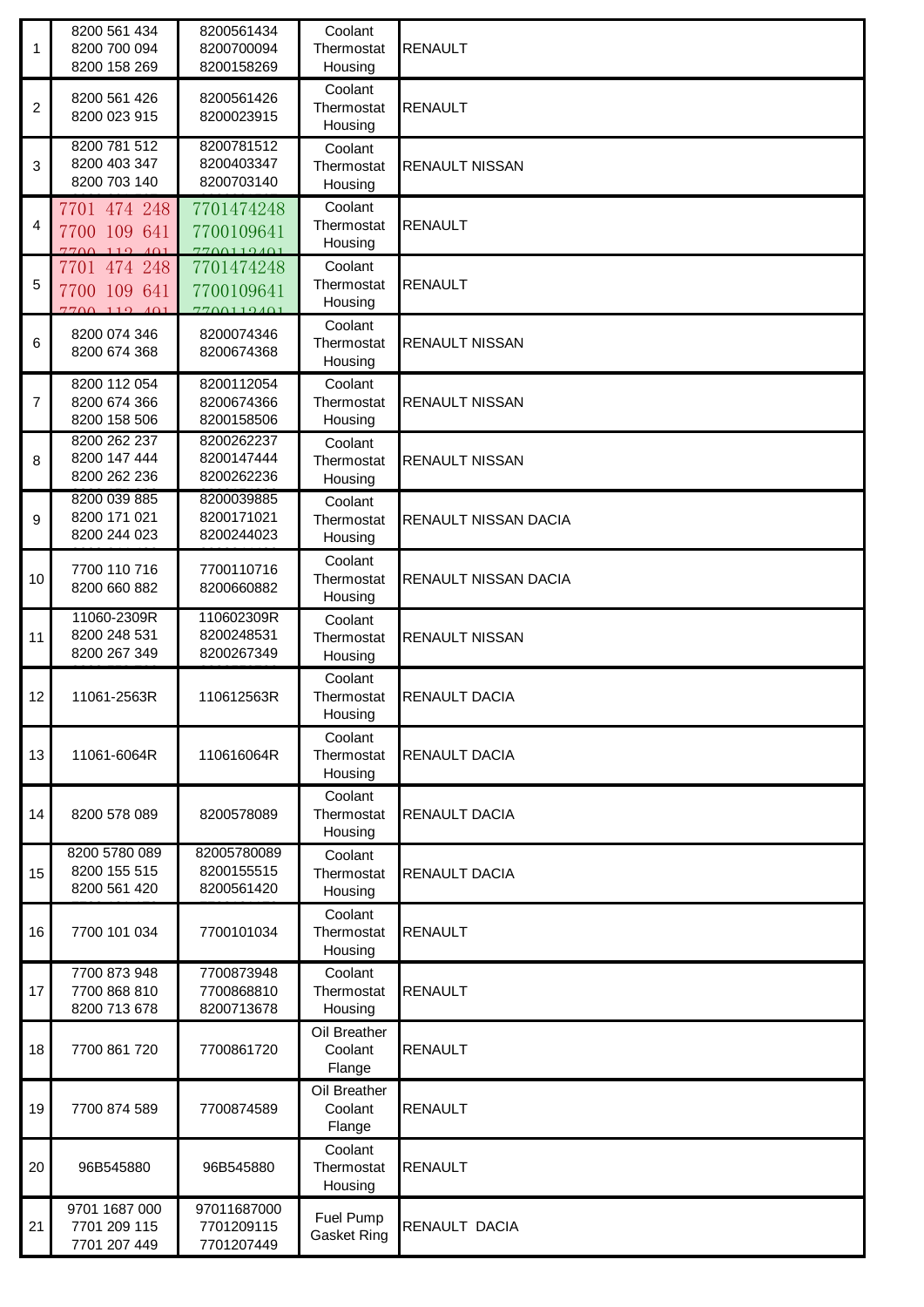| | | | | |
|---|---|---|---|---|
| 1 | 8200 561 434<br>8200 700 094<br>8200 158 269 | 8200561434<br>8200700094<br>8200158269 | Coolant Thermostat Housing | RENAULT |
| 2 | 8200 561 426<br>8200 023 915 | 8200561426<br>8200023915 | Coolant Thermostat Housing | RENAULT |
| 3 | 8200 781 512<br>8200 403 347<br>8200 703 140 | 8200781512<br>8200403347<br>8200703140 | Coolant Thermostat Housing | RENAULT NISSAN |
| 4 | 7701 474 248<br>7700 109 641<br>7700 112 491 | 7701474248<br>7700109641<br>7700112491 | Coolant Thermostat Housing | RENAULT |
| 5 | 7701 474 248<br>7700 109 641<br>7700 112 491 | 7701474248<br>7700109641<br>7700112491 | Coolant Thermostat Housing | RENAULT |
| 6 | 8200 074 346<br>8200 674 368 | 8200074346<br>8200674368 | Coolant Thermostat Housing | RENAULT NISSAN |
| 7 | 8200 112 054<br>8200 674 366<br>8200 158 506 | 8200112054<br>8200674366<br>8200158506 | Coolant Thermostat Housing | RENAULT NISSAN |
| 8 | 8200 262 237<br>8200 147 444<br>8200 262 236 | 8200262237<br>8200147444<br>8200262236 | Coolant Thermostat Housing | RENAULT NISSAN |
| 9 | 8200 039 885<br>8200 171 021<br>8200 244 023 | 8200039885<br>8200171021<br>8200244023 | Coolant Thermostat Housing | RENAULT NISSAN DACIA |
| 10 | 7700 110 716<br>8200 660 882 | 7700110716<br>8200660882 | Coolant Thermostat Housing | RENAULT NISSAN DACIA |
| 11 | 11060-2309R<br>8200 248 531<br>8200 267 349 | 110602309R<br>8200248531<br>8200267349 | Coolant Thermostat Housing | RENAULT NISSAN |
| 12 | 11061-2563R | 110612563R | Coolant Thermostat Housing | RENAULT DACIA |
| 13 | 11061-6064R | 110616064R | Coolant Thermostat Housing | RENAULT DACIA |
| 14 | 8200 578 089 | 8200578089 | Coolant Thermostat Housing | RENAULT DACIA |
| 15 | 8200 5780 089<br>8200 155 515<br>8200 561 420 | 82005780089<br>8200155515<br>8200561420 | Coolant Thermostat Housing | RENAULT DACIA |
| 16 | 7700 101 034 | 7700101034 | Coolant Thermostat Housing | RENAULT |
| 17 | 7700 873 948<br>7700 868 810<br>8200 713 678 | 7700873948<br>7700868810<br>8200713678 | Coolant Thermostat Housing | RENAULT |
| 18 | 7700 861 720 | 7700861720 | Oil Breather Coolant Flange | RENAULT |
| 19 | 7700 874 589 | 7700874589 | Oil Breather Coolant Flange | RENAULT |
| 20 | 96B545880 | 96B545880 | Coolant Thermostat Housing | RENAULT |
| 21 | 9701 1687 000<br>7701 209 115<br>7701 207 449 | 97011687000<br>7701209115<br>7701207449 | Fuel Pump Gasket Ring | RENAULT DACIA |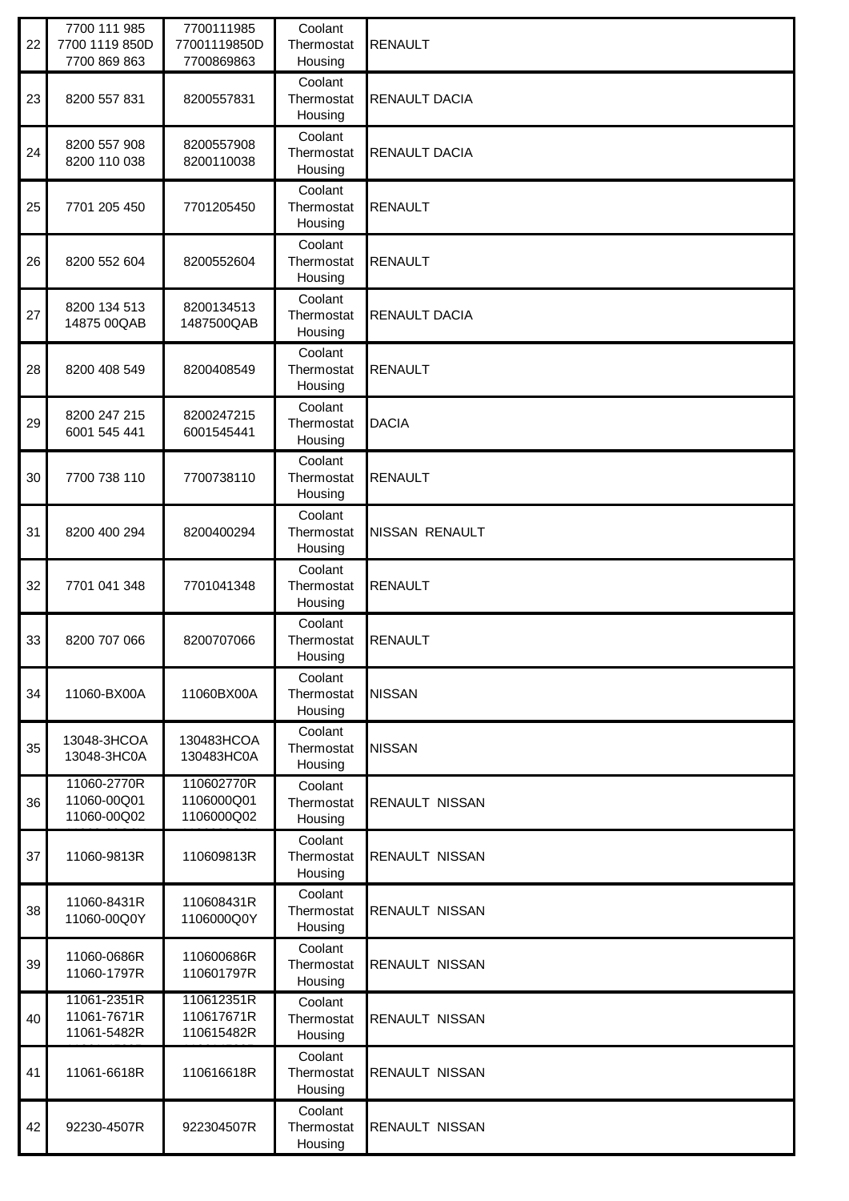| | | | | |
|---|---|---|---|---|
| 22 | 7700 111 985<br>7700 1119 850D<br>7700 869 863 | 7700111985<br>77001119850D<br>7700869863 | Coolant Thermostat Housing | RENAULT |
| 23 | 8200 557 831 | 8200557831 | Coolant Thermostat Housing | RENAULT DACIA |
| 24 | 8200 557 908<br>8200 110 038 | 8200557908<br>8200110038 | Coolant Thermostat Housing | RENAULT DACIA |
| 25 | 7701 205 450 | 7701205450 | Coolant Thermostat Housing | RENAULT |
| 26 | 8200 552 604 | 8200552604 | Coolant Thermostat Housing | RENAULT |
| 27 | 8200 134 513<br>14875 00QAB | 8200134513<br>1487500QAB | Coolant Thermostat Housing | RENAULT DACIA |
| 28 | 8200 408 549 | 8200408549 | Coolant Thermostat Housing | RENAULT |
| 29 | 8200 247 215<br>6001 545 441 | 8200247215<br>6001545441 | Coolant Thermostat Housing | DACIA |
| 30 | 7700 738 110 | 7700738110 | Coolant Thermostat Housing | RENAULT |
| 31 | 8200 400 294 | 8200400294 | Coolant Thermostat Housing | NISSAN RENAULT |
| 32 | 7701 041 348 | 7701041348 | Coolant Thermostat Housing | RENAULT |
| 33 | 8200 707 066 | 8200707066 | Coolant Thermostat Housing | RENAULT |
| 34 | 11060-BX00A | 11060BX00A | Coolant Thermostat Housing | NISSAN |
| 35 | 13048-3HCOA<br>13048-3HC0A | 130483HCOA<br>130483HC0A | Coolant Thermostat Housing | NISSAN |
| 36 | 11060-2770R<br>11060-00Q01<br>11060-00Q02 | 110602770R<br>1106000Q01<br>1106000Q02 | Coolant Thermostat Housing | RENAULT NISSAN |
| 37 | 11060-9813R | 110609813R | Coolant Thermostat Housing | RENAULT NISSAN |
| 38 | 11060-8431R<br>11060-00Q0Y | 110608431R<br>1106000Q0Y | Coolant Thermostat Housing | RENAULT NISSAN |
| 39 | 11060-0686R<br>11060-1797R | 110600686R<br>110601797R | Coolant Thermostat Housing | RENAULT NISSAN |
| 40 | 11061-2351R<br>11061-7671R<br>11061-5482R | 110612351R<br>110617671R<br>110615482R | Coolant Thermostat Housing | RENAULT NISSAN |
| 41 | 11061-6618R | 110616618R | Coolant Thermostat Housing | RENAULT NISSAN |
| 42 | 92230-4507R | 922304507R | Coolant Thermostat Housing | RENAULT NISSAN |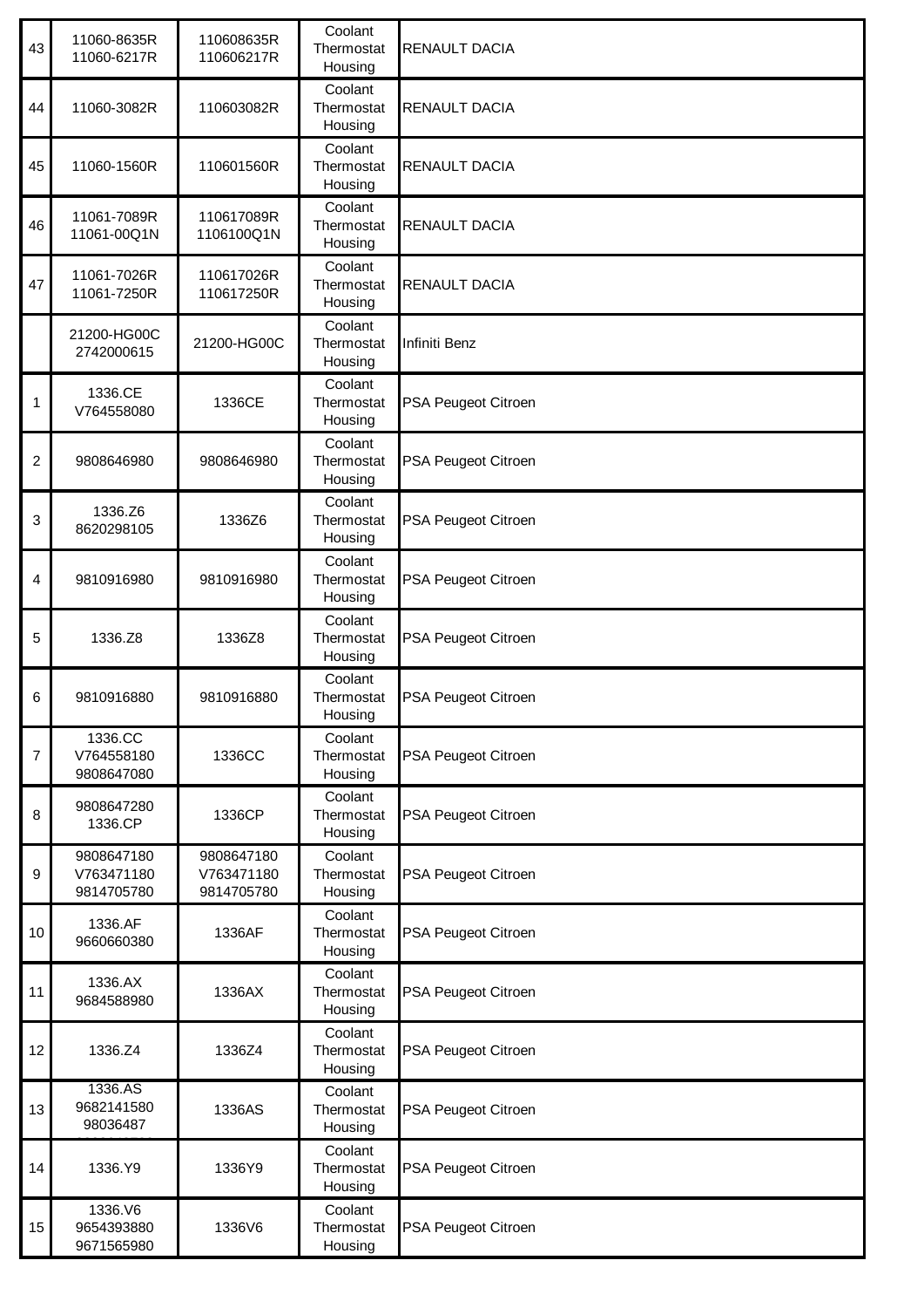| | | | | |
|---|---|---|---|---|
| 43 | 11060-8635R 11060-6217R | 110608635R 110606217R | Coolant Thermostat Housing | RENAULT DACIA |
| 44 | 11060-3082R | 110603082R | Coolant Thermostat Housing | RENAULT DACIA |
| 45 | 11060-1560R | 110601560R | Coolant Thermostat Housing | RENAULT DACIA |
| 46 | 11061-7089R 11061-00Q1N | 110617089R 1106100Q1N | Coolant Thermostat Housing | RENAULT DACIA |
| 47 | 11061-7026R 11061-7250R | 110617026R 110617250R | Coolant Thermostat Housing | RENAULT DACIA |
| | 21200-HG00C 2742000615 | 21200-HG00C | Coolant Thermostat Housing | Infiniti Benz |
| 1 | 1336.CE V764558080 | 1336CE | Coolant Thermostat Housing | PSA Peugeot Citroen |
| 2 | 9808646980 | 9808646980 | Coolant Thermostat Housing | PSA Peugeot Citroen |
| 3 | 1336.Z6 8620298105 | 1336Z6 | Coolant Thermostat Housing | PSA Peugeot Citroen |
| 4 | 9810916980 | 9810916980 | Coolant Thermostat Housing | PSA Peugeot Citroen |
| 5 | 1336.Z8 | 1336Z8 | Coolant Thermostat Housing | PSA Peugeot Citroen |
| 6 | 9810916880 | 9810916880 | Coolant Thermostat Housing | PSA Peugeot Citroen |
| 7 | 1336.CC V764558180 9808647080 | 1336CC | Coolant Thermostat Housing | PSA Peugeot Citroen |
| 8 | 9808647280 1336.CP | 1336CP | Coolant Thermostat Housing | PSA Peugeot Citroen |
| 9 | 9808647180 V763471180 9814705780 | 9808647180 V763471180 9814705780 | Coolant Thermostat Housing | PSA Peugeot Citroen |
| 10 | 1336.AF 9660660380 | 1336AF | Coolant Thermostat Housing | PSA Peugeot Citroen |
| 11 | 1336.AX 9684588980 | 1336AX | Coolant Thermostat Housing | PSA Peugeot Citroen |
| 12 | 1336.Z4 | 1336Z4 | Coolant Thermostat Housing | PSA Peugeot Citroen |
| 13 | 1336.AS 9682141580 98036487 | 1336AS | Coolant Thermostat Housing | PSA Peugeot Citroen |
| 14 | 1336.Y9 | 1336Y9 | Coolant Thermostat Housing | PSA Peugeot Citroen |
| 15 | 1336.V6 9654393880 9671565980 | 1336V6 | Coolant Thermostat Housing | PSA Peugeot Citroen |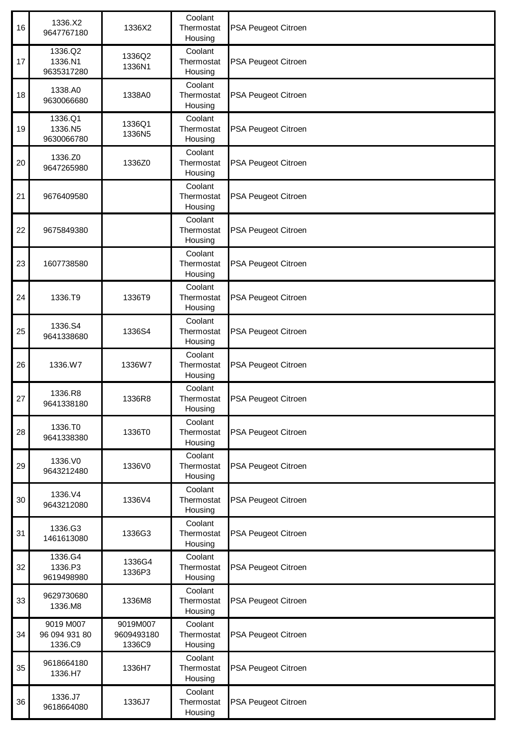| 16 | 1336.X2<br>9647767180 | 1336X2 | Coolant Thermostat Housing | PSA Peugeot Citroen |
|---|---|---|---|---|
| 17 | 1336.Q2<br>1336.N1<br>9635317280 | 1336Q2<br>1336N1 | Coolant Thermostat Housing | PSA Peugeot Citroen |
| 18 | 1338.A0<br>9630066680 | 1338A0 | Coolant Thermostat Housing | PSA Peugeot Citroen |
| 19 | 1336.Q1<br>1336.N5<br>9630066780 | 1336Q1<br>1336N5 | Coolant Thermostat Housing | PSA Peugeot Citroen |
| 20 | 1336.Z0<br>9647265980 | 1336Z0 | Coolant Thermostat Housing | PSA Peugeot Citroen |
| 21 | 9676409580 | | Coolant Thermostat Housing | PSA Peugeot Citroen |
| 22 | 9675849380 | | Coolant Thermostat Housing | PSA Peugeot Citroen |
| 23 | 1607738580 | | Coolant Thermostat Housing | PSA Peugeot Citroen |
| 24 | 1336.T9 | 1336T9 | Coolant Thermostat Housing | PSA Peugeot Citroen |
| 25 | 1336.S4<br>9641338680 | 1336S4 | Coolant Thermostat Housing | PSA Peugeot Citroen |
| 26 | 1336.W7 | 1336W7 | Coolant Thermostat Housing | PSA Peugeot Citroen |
| 27 | 1336.R8<br>9641338180 | 1336R8 | Coolant Thermostat Housing | PSA Peugeot Citroen |
| 28 | 1336.T0<br>9641338380 | 1336T0 | Coolant Thermostat Housing | PSA Peugeot Citroen |
| 29 | 1336.V0<br>9643212480 | 1336V0 | Coolant Thermostat Housing | PSA Peugeot Citroen |
| 30 | 1336.V4<br>9643212080 | 1336V4 | Coolant Thermostat Housing | PSA Peugeot Citroen |
| 31 | 1336.G3<br>1461613080 | 1336G3 | Coolant Thermostat Housing | PSA Peugeot Citroen |
| 32 | 1336.G4<br>1336.P3<br>9619498980 | 1336G4<br>1336P3 | Coolant Thermostat Housing | PSA Peugeot Citroen |
| 33 | 9629730680<br>1336.M8 | 1336M8 | Coolant Thermostat Housing | PSA Peugeot Citroen |
| 34 | 9019 M007<br>96 094 931 80<br>1336.C9 | 9019M007<br>9609493180<br>1336C9 | Coolant Thermostat Housing | PSA Peugeot Citroen |
| 35 | 9618664180<br>1336.H7 | 1336H7 | Coolant Thermostat Housing | PSA Peugeot Citroen |
| 36 | 1336.J7<br>9618664080 | 1336J7 | Coolant Thermostat Housing | PSA Peugeot Citroen |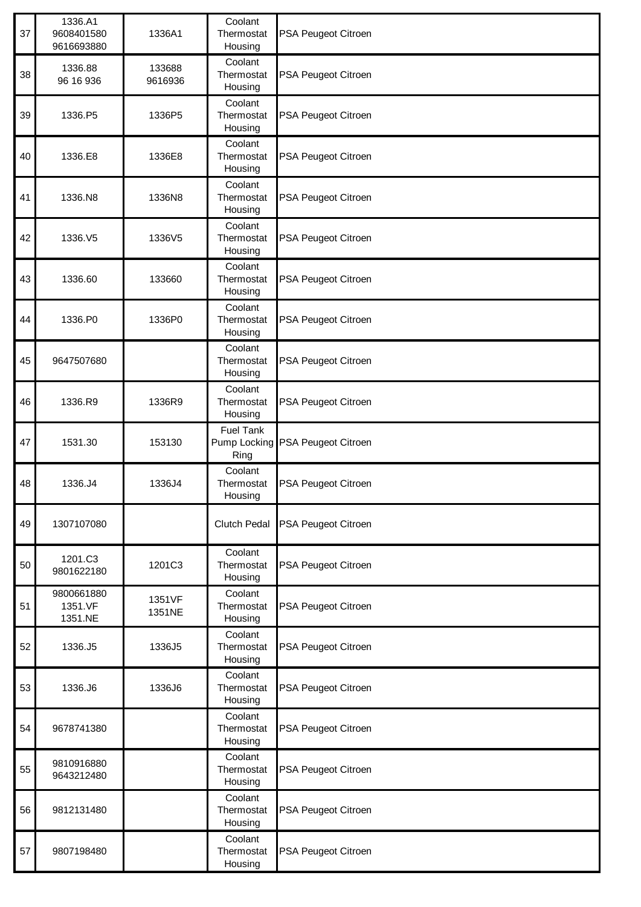| 37 | 1336.A1<br>9608401580<br>9616693880 | 1336A1 | Coolant Thermostat Housing | PSA Peugeot Citroen |
|---|---|---|---|---|
| 38 | 1336.88<br>96 16 936 | 133688<br>9616936 | Coolant Thermostat Housing | PSA Peugeot Citroen |
| 39 | 1336.P5 | 1336P5 | Coolant Thermostat Housing | PSA Peugeot Citroen |
| 40 | 1336.E8 | 1336E8 | Coolant Thermostat Housing | PSA Peugeot Citroen |
| 41 | 1336.N8 | 1336N8 | Coolant Thermostat Housing | PSA Peugeot Citroen |
| 42 | 1336.V5 | 1336V5 | Coolant Thermostat Housing | PSA Peugeot Citroen |
| 43 | 1336.60 | 133660 | Coolant Thermostat Housing | PSA Peugeot Citroen |
| 44 | 1336.P0 | 1336P0 | Coolant Thermostat Housing | PSA Peugeot Citroen |
| 45 | 9647507680 | | Coolant Thermostat Housing | PSA Peugeot Citroen |
| 46 | 1336.R9 | 1336R9 | Coolant Thermostat Housing | PSA Peugeot Citroen |
| 47 | 1531.30 | 153130 | Fuel Tank Pump Locking Ring | PSA Peugeot Citroen |
| 48 | 1336.J4 | 1336J4 | Coolant Thermostat Housing | PSA Peugeot Citroen |
| 49 | 1307107080 | | Clutch Pedal | PSA Peugeot Citroen |
| 50 | 1201.C3<br>9801622180 | 1201C3 | Coolant Thermostat Housing | PSA Peugeot Citroen |
| 51 | 9800661880<br>1351.VF<br>1351.NE | 1351VF<br>1351NE | Coolant Thermostat Housing | PSA Peugeot Citroen |
| 52 | 1336.J5 | 1336J5 | Coolant Thermostat Housing | PSA Peugeot Citroen |
| 53 | 1336.J6 | 1336J6 | Coolant Thermostat Housing | PSA Peugeot Citroen |
| 54 | 9678741380 | | Coolant Thermostat Housing | PSA Peugeot Citroen |
| 55 | 9810916880<br>9643212480 | | Coolant Thermostat Housing | PSA Peugeot Citroen |
| 56 | 9812131480 | | Coolant Thermostat Housing | PSA Peugeot Citroen |
| 57 | 9807198480 | | Coolant Thermostat Housing | PSA Peugeot Citroen |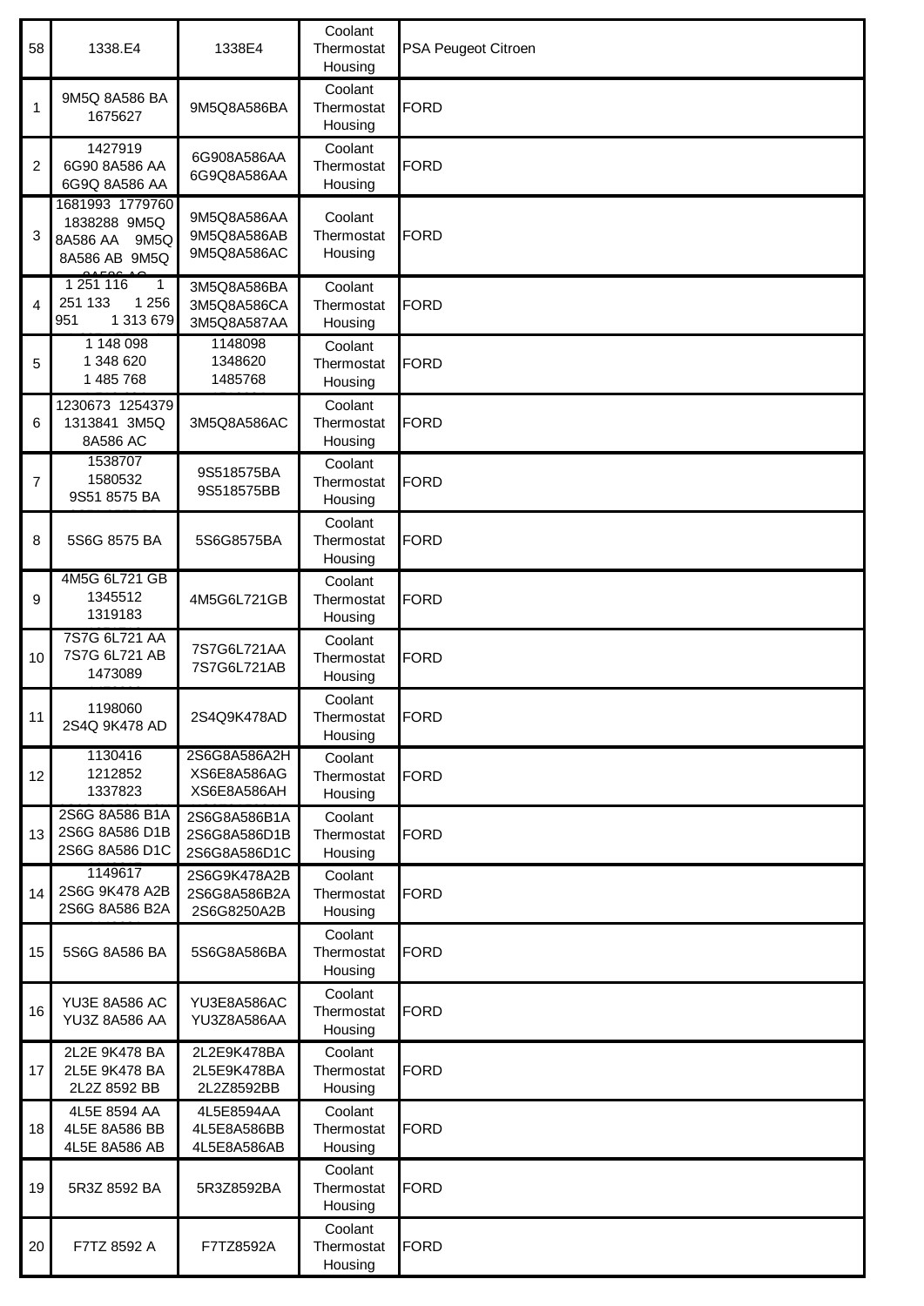| 58 | 1338.E4 | 1338E4 | Coolant Thermostat Housing | PSA Peugeot Citroen |
|---|---|---|---|---|
| 1 | 9M5Q 8A586 BA 1675627 | 9M5Q8A586BA | Coolant Thermostat Housing | FORD |
| 2 | 1427919 6G90 8A586 AA 6G9Q 8A586 AA | 6G908A586AA 6G9Q8A586AA | Coolant Thermostat Housing | FORD |
| 3 | 1681993 1779760 1838288 9M5Q 8A586 AA 9M5Q 8A586 AB 9M5Q 8A586 AC | 9M5Q8A586AA 9M5Q8A586AB 9M5Q8A586AC | Coolant Thermostat Housing | FORD |
| 4 | 1 251 116 1 251 133 1 256 951 1 313 679 | 3M5Q8A586BA 3M5Q8A586CA 3M5Q8A587AA | Coolant Thermostat Housing | FORD |
| 5 | 1 148 098 1 348 620 1 485 768 | 1148098 1348620 1485768 | Coolant Thermostat Housing | FORD |
| 6 | 1230673 1254379 1313841 3M5Q 8A586 AC | 3M5Q8A586AC | Coolant Thermostat Housing | FORD |
| 7 | 1538707 1580532 9S51 8575 BA | 9S518575BA 9S518575BB | Coolant Thermostat Housing | FORD |
| 8 | 5S6G 8575 BA | 5S6G8575BA | Coolant Thermostat Housing | FORD |
| 9 | 4M5G 6L721 GB 1345512 1319183 | 4M5G6L721GB | Coolant Thermostat Housing | FORD |
| 10 | 7S7G 6L721 AA 7S7G 6L721 AB 1473089 | 7S7G6L721AA 7S7G6L721AB | Coolant Thermostat Housing | FORD |
| 11 | 1198060 2S4Q 9K478 AD | 2S4Q9K478AD | Coolant Thermostat Housing | FORD |
| 12 | 1130416 1212852 1337823 | 2S6G8A586A2H XS6E8A586AG XS6E8A586AH | Coolant Thermostat Housing | FORD |
| 13 | 2S6G 8A586 B1A 2S6G 8A586 D1B 2S6G 8A586 D1C | 2S6G8A586B1A 2S6G8A586D1B 2S6G8A586D1C | Coolant Thermostat Housing | FORD |
| 14 | 1149617 2S6G 9K478 A2B 2S6G 8A586 B2A | 2S6G9K478A2B 2S6G8A586B2A 2S6G8250A2B | Coolant Thermostat Housing | FORD |
| 15 | 5S6G 8A586 BA | 5S6G8A586BA | Coolant Thermostat Housing | FORD |
| 16 | YU3E 8A586 AC YU3Z 8A586 AA | YU3E8A586AC YU3Z8A586AA | Coolant Thermostat Housing | FORD |
| 17 | 2L2E 9K478 BA 2L5E 9K478 BA 2L2Z 8592 BB | 2L2E9K478BA 2L5E9K478BA 2L2Z8592BB | Coolant Thermostat Housing | FORD |
| 18 | 4L5E 8594 AA 4L5E 8A586 BB 4L5E 8A586 AB | 4L5E8594AA 4L5E8A586BB 4L5E8A586AB | Coolant Thermostat Housing | FORD |
| 19 | 5R3Z 8592 BA | 5R3Z8592BA | Coolant Thermostat Housing | FORD |
| 20 | F7TZ 8592 A | F7TZ8592A | Coolant Thermostat Housing | FORD |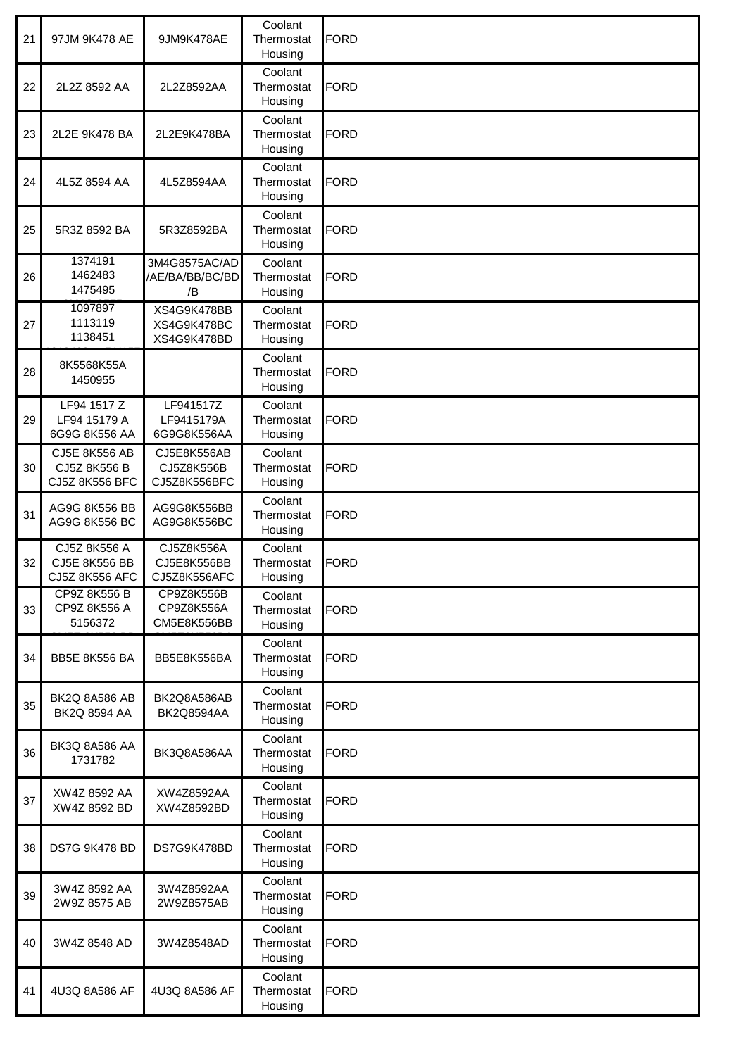| | | | | |
|---|---|---|---|---|
| 21 | 97JM 9K478 AE | 9JM9K478AE | Coolant Thermostat Housing | FORD |
| 22 | 2L2Z 8592 AA | 2L2Z8592AA | Coolant Thermostat Housing | FORD |
| 23 | 2L2E 9K478 BA | 2L2E9K478BA | Coolant Thermostat Housing | FORD |
| 24 | 4L5Z 8594 AA | 4L5Z8594AA | Coolant Thermostat Housing | FORD |
| 25 | 5R3Z 8592 BA | 5R3Z8592BA | Coolant Thermostat Housing | FORD |
| 26 | 1374191<br>1462483<br>1475495 | 3M4G8575AC/AD<br>/AE/BA/BB/BC/BD<br>/B | Coolant Thermostat Housing | FORD |
| 27 | 1097897<br>1113119<br>1138451 | XS4G9K478BB<br>XS4G9K478BC<br>XS4G9K478BD | Coolant Thermostat Housing | FORD |
| 28 | 8K5568K55A<br>1450955 | | Coolant Thermostat Housing | FORD |
| 29 | LF94 1517 Z<br>LF94 15179 A<br>6G9G 8K556 AA | LF941517Z<br>LF9415179A<br>6G9G8K556AA | Coolant Thermostat Housing | FORD |
| 30 | CJ5E 8K556 AB<br>CJ5Z 8K556 B<br>CJ5Z 8K556 BFC | CJ5E8K556AB<br>CJ5Z8K556B<br>CJ5Z8K556BFC | Coolant Thermostat Housing | FORD |
| 31 | AG9G 8K556 BB<br>AG9G 8K556 BC | AG9G8K556BB<br>AG9G8K556BC | Coolant Thermostat Housing | FORD |
| 32 | CJ5Z 8K556 A<br>CJ5E 8K556 BB<br>CJ5Z 8K556 AFC | CJ5Z8K556A<br>CJ5E8K556BB<br>CJ5Z8K556AFC | Coolant Thermostat Housing | FORD |
| 33 | CP9Z 8K556 B<br>CP9Z 8K556 A<br>5156372 | CP9Z8K556B<br>CP9Z8K556A<br>CM5E8K556BB | Coolant Thermostat Housing | FORD |
| 34 | BB5E 8K556 BA | BB5E8K556BA | Coolant Thermostat Housing | FORD |
| 35 | BK2Q 8A586 AB<br>BK2Q 8594 AA | BK2Q8A586AB<br>BK2Q8594AA | Coolant Thermostat Housing | FORD |
| 36 | BK3Q 8A586 AA<br>1731782 | BK3Q8A586AA | Coolant Thermostat Housing | FORD |
| 37 | XW4Z 8592 AA<br>XW4Z 8592 BD | XW4Z8592AA<br>XW4Z8592BD | Coolant Thermostat Housing | FORD |
| 38 | DS7G 9K478 BD | DS7G9K478BD | Coolant Thermostat Housing | FORD |
| 39 | 3W4Z 8592 AA<br>2W9Z 8575 AB | 3W4Z8592AA<br>2W9Z8575AB | Coolant Thermostat Housing | FORD |
| 40 | 3W4Z 8548 AD | 3W4Z8548AD | Coolant Thermostat Housing | FORD |
| 41 | 4U3Q 8A586 AF | 4U3Q 8A586 AF | Coolant Thermostat Housing | FORD |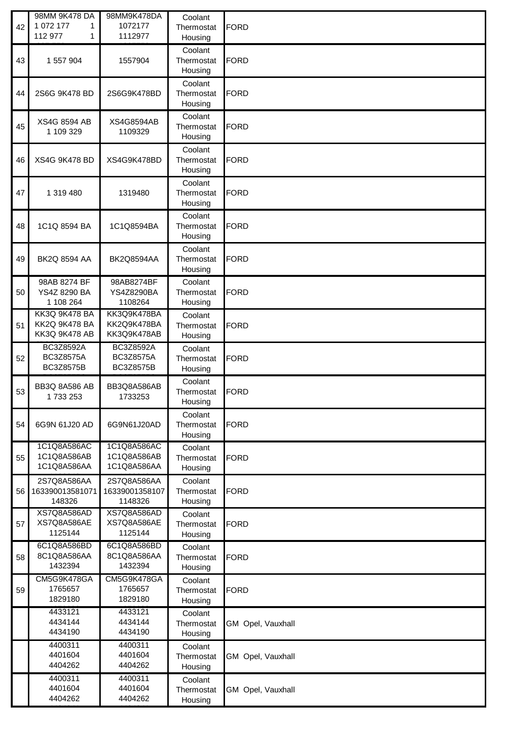| 42 | 98MM 9K478 DA<br>1 072 177 1<br>112 977 1 | 98MM9K478DA<br>1072177<br>1112977 | Coolant Thermostat Housing | FORD |
|---|---|---|---|---|
| 43 | 1 557 904 | 1557904 | Coolant Thermostat Housing | FORD |
| 44 | 2S6G 9K478 BD | 2S6G9K478BD | Coolant Thermostat Housing | FORD |
| 45 | XS4G 8594 AB<br>1 109 329 | XS4G8594AB<br>1109329 | Coolant Thermostat Housing | FORD |
| 46 | XS4G 9K478 BD | XS4G9K478BD | Coolant Thermostat Housing | FORD |
| 47 | 1 319 480 | 1319480 | Coolant Thermostat Housing | FORD |
| 48 | 1C1Q 8594 BA | 1C1Q8594BA | Coolant Thermostat Housing | FORD |
| 49 | BK2Q 8594 AA | BK2Q8594AA | Coolant Thermostat Housing | FORD |
| 50 | 98AB 8274 BF<br>YS4Z 8290 BA<br>1 108 264 | 98AB8274BF<br>YS4Z8290BA<br>1108264 | Coolant Thermostat Housing | FORD |
| 51 | KK3Q 9K478 BA<br>KK2Q 9K478 BA<br>KK3Q 9K478 AB | KK3Q9K478BA<br>KK2Q9K478BA<br>KK3Q9K478AB | Coolant Thermostat Housing | FORD |
| 52 | BC3Z8592A<br>BC3Z8575A<br>BC3Z8575B | BC3Z8592A<br>BC3Z8575A<br>BC3Z8575B | Coolant Thermostat Housing | FORD |
| 53 | BB3Q 8A586 AB<br>1 733 253 | BB3Q8A586AB<br>1733253 | Coolant Thermostat Housing | FORD |
| 54 | 6G9N 61J20 AD | 6G9N61J20AD | Coolant Thermostat Housing | FORD |
| 55 | 1C1Q8A586AC<br>1C1Q8A586AB<br>1C1Q8A586AA | 1C1Q8A586AC<br>1C1Q8A586AB<br>1C1Q8A586AA | Coolant Thermostat Housing | FORD |
| 56 | 2S7Q8A586AA<br>163390013581071<br>148326 | 2S7Q8A586AA<br>16339001358107<br>1148326 | Coolant Thermostat Housing | FORD |
| 57 | XS7Q8A586AD<br>XS7Q8A586AE<br>1125144 | XS7Q8A586AD<br>XS7Q8A586AE<br>1125144 | Coolant Thermostat Housing | FORD |
| 58 | 6C1Q8A586BD<br>8C1Q8A586AA<br>1432394 | 6C1Q8A586BD<br>8C1Q8A586AA<br>1432394 | Coolant Thermostat Housing | FORD |
| 59 | CM5G9K478GA<br>1765657<br>1829180 | CM5G9K478GA<br>1765657<br>1829180 | Coolant Thermostat Housing | FORD |
| | 4433121<br>4434144<br>4434190 | 4433121<br>4434144<br>4434190 | Coolant Thermostat Housing | GM Opel, Vauxhall |
| | 4400311<br>4401604<br>4404262 | 4400311<br>4401604<br>4404262 | Coolant Thermostat Housing | GM Opel, Vauxhall |
| | 4400311<br>4401604<br>4404262 | 4400311<br>4401604<br>4404262 | Coolant Thermostat Housing | GM Opel, Vauxhall |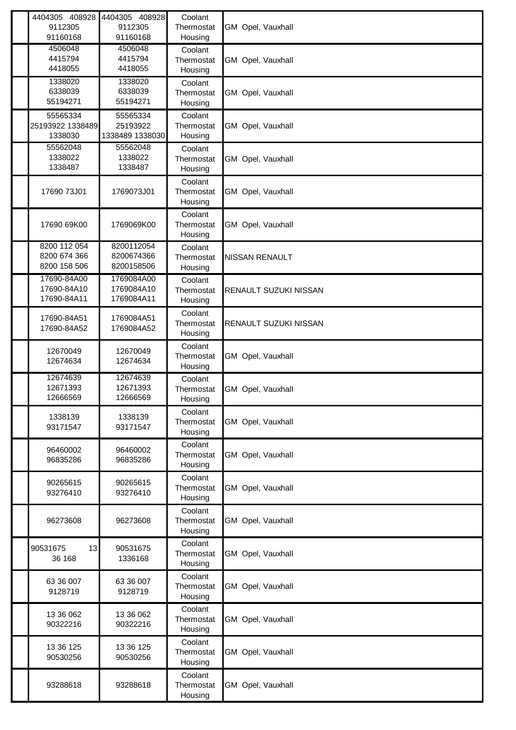| | | | | |
|---|---|---|---|---|
| | 4404305 408928 9112305 91160168 | 4404305 408928 9112305 91160168 | Coolant Thermostat Housing | GM Opel, Vauxhall |
| | 4506048 4415794 4418055 | 4506048 4415794 4418055 | Coolant Thermostat Housing | GM Opel, Vauxhall |
| | 1338020 6338039 55194271 | 1338020 6338039 55194271 | Coolant Thermostat Housing | GM Opel, Vauxhall |
| | 55565334 25193922 1338489 1338030 | 55565334 25193922 1338489 1338030 | Coolant Thermostat Housing | GM Opel, Vauxhall |
| | 55562048 1338022 1338487 | 55562048 1338022 1338487 | Coolant Thermostat Housing | GM Opel, Vauxhall |
| | 17690 73J01 | 1769073J01 | Coolant Thermostat Housing | GM Opel, Vauxhall |
| | 17690 69K00 | 1769069K00 | Coolant Thermostat Housing | GM Opel, Vauxhall |
| | 8200 112 054 8200 674 366 8200 158 506 | 8200112054 8200674366 8200158506 | Coolant Thermostat Housing | NISSAN RENAULT |
| | 17690-84A00 17690-84A10 17690-84A11 | 1769084A00 1769084A10 1769084A11 | Coolant Thermostat Housing | RENAULT SUZUKI NISSAN |
| | 17690-84A51 17690-84A52 | 1769084A51 1769084A52 | Coolant Thermostat Housing | RENAULT SUZUKI NISSAN |
| | 12670049 12674634 | 12670049 12674634 | Coolant Thermostat Housing | GM Opel, Vauxhall |
| | 12674639 12671393 12666569 | 12674639 12671393 12666569 | Coolant Thermostat Housing | GM Opel, Vauxhall |
| | 1338139 93171547 | 1338139 93171547 | Coolant Thermostat Housing | GM Opel, Vauxhall |
| | 96460002 96835286 | 96460002 96835286 | Coolant Thermostat Housing | GM Opel, Vauxhall |
| | 90265615 93276410 | 90265615 93276410 | Coolant Thermostat Housing | GM Opel, Vauxhall |
| | 96273608 | 96273608 | Coolant Thermostat Housing | GM Opel, Vauxhall |
| | 90531675 13 36 168 | 90531675 1336168 | Coolant Thermostat Housing | GM Opel, Vauxhall |
| | 63 36 007 9128719 | 63 36 007 9128719 | Coolant Thermostat Housing | GM Opel, Vauxhall |
| | 13 36 062 90322216 | 13 36 062 90322216 | Coolant Thermostat Housing | GM Opel, Vauxhall |
| | 13 36 125 90530256 | 13 36 125 90530256 | Coolant Thermostat Housing | GM Opel, Vauxhall |
| | 93288618 | 93288618 | Coolant Thermostat Housing | GM Opel, Vauxhall |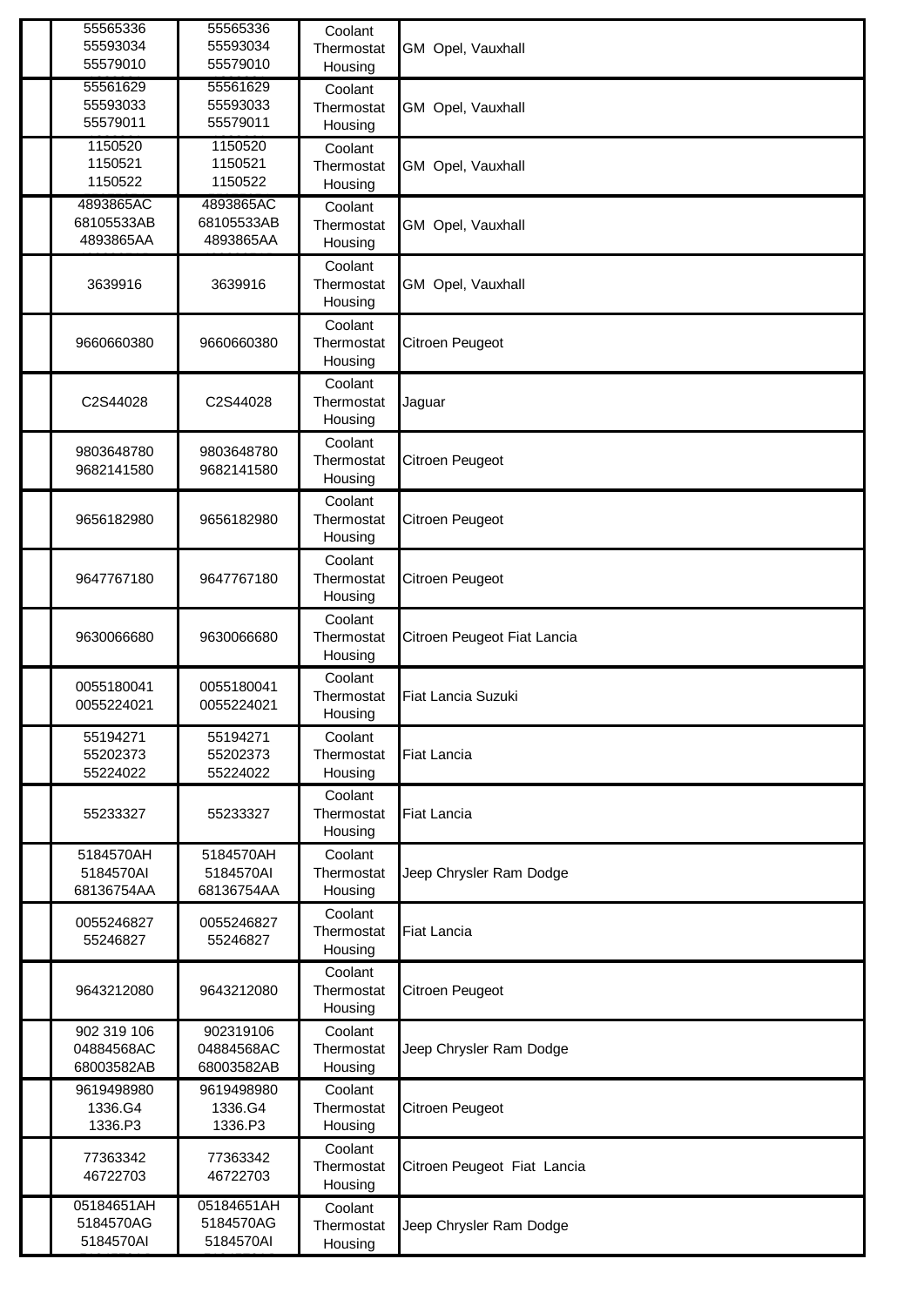| | | | | |
|---|---|---|---|---|
| | 55565336<br>55593034<br>55579010 | 55565336<br>55593034<br>55579010 | Coolant Thermostat Housing | GM Opel, Vauxhall |
| | 55561629<br>55593033<br>55579011 | 55561629<br>55593033<br>55579011 | Coolant Thermostat Housing | GM Opel, Vauxhall |
| | 1150520<br>1150521<br>1150522 | 1150520<br>1150521<br>1150522 | Coolant Thermostat Housing | GM Opel, Vauxhall |
| | 4893865AC<br>68105533AB<br>4893865AA | 4893865AC<br>68105533AB<br>4893865AA | Coolant Thermostat Housing | GM Opel, Vauxhall |
| | 3639916 | 3639916 | Coolant Thermostat Housing | GM Opel, Vauxhall |
| | 9660660380 | 9660660380 | Coolant Thermostat Housing | Citroen Peugeot |
| | C2S44028 | C2S44028 | Coolant Thermostat Housing | Jaguar |
| | 9803648780<br>9682141580 | 9803648780<br>9682141580 | Coolant Thermostat Housing | Citroen Peugeot |
| | 9656182980 | 9656182980 | Coolant Thermostat Housing | Citroen Peugeot |
| | 9647767180 | 9647767180 | Coolant Thermostat Housing | Citroen Peugeot |
| | 9630066680 | 9630066680 | Coolant Thermostat Housing | Citroen Peugeot Fiat Lancia |
| | 0055180041<br>0055224021 | 0055180041<br>0055224021 | Coolant Thermostat Housing | Fiat Lancia Suzuki |
| | 55194271<br>55202373<br>55224022 | 55194271<br>55202373<br>55224022 | Coolant Thermostat Housing | Fiat Lancia |
| | 55233327 | 55233327 | Coolant Thermostat Housing | Fiat Lancia |
| | 5184570AH<br>5184570AI<br>68136754AA | 5184570AH<br>5184570AI<br>68136754AA | Coolant Thermostat Housing | Jeep Chrysler Ram Dodge |
| | 0055246827<br>55246827 | 0055246827<br>55246827 | Coolant Thermostat Housing | Fiat Lancia |
| | 9643212080 | 9643212080 | Coolant Thermostat Housing | Citroen Peugeot |
| | 902 319 106<br>04884568AC<br>68003582AB | 902319106<br>04884568AC<br>68003582AB | Coolant Thermostat Housing | Jeep Chrysler Ram Dodge |
| | 9619498980<br>1336.G4<br>1336.P3 | 9619498980<br>1336.G4<br>1336.P3 | Coolant Thermostat Housing | Citroen Peugeot |
| | 77363342<br>46722703 | 77363342<br>46722703 | Coolant Thermostat Housing | Citroen Peugeot Fiat Lancia |
| | 05184651AH<br>5184570AG<br>5184570AI | 05184651AH<br>5184570AG<br>5184570AI | Coolant Thermostat Housing | Jeep Chrysler Ram Dodge |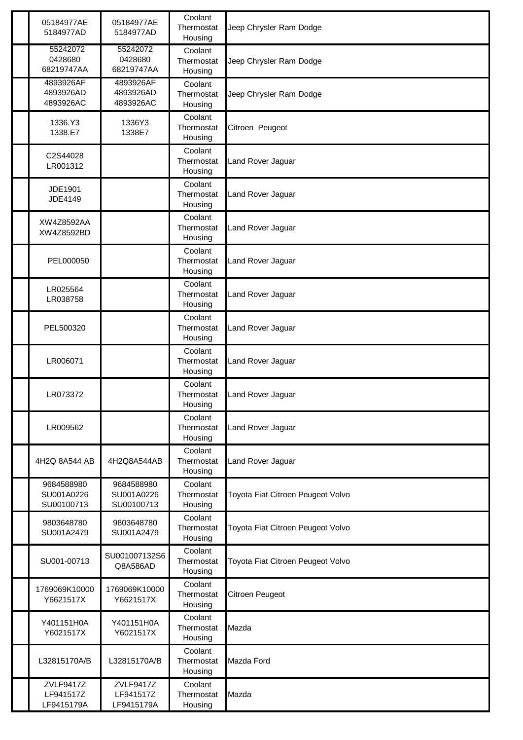| | | | | |
|---|---|---|---|---|
| | 05184977AE 5184977AD | 05184977AE 5184977AD | Coolant Thermostat Housing | Jeep Chrysler Ram Dodge |
| | 55242072 0428680 68219747AA | 55242072 0428680 68219747AA | Coolant Thermostat Housing | Jeep Chrysler Ram Dodge |
| | 4893926AF 4893926AD 4893926AC | 4893926AF 4893926AD 4893926AC | Coolant Thermostat Housing | Jeep Chrysler Ram Dodge |
| | 1336.Y3 1338.E7 | 1336Y3 1338E7 | Coolant Thermostat Housing | Citroen Peugeot |
| | C2S44028 LR001312 | | Coolant Thermostat Housing | Land Rover Jaguar |
| | JDE1901 JDE4149 | | Coolant Thermostat Housing | Land Rover Jaguar |
| | XW4Z8592AA XW4Z8592BD | | Coolant Thermostat Housing | Land Rover Jaguar |
| | PEL000050 | | Coolant Thermostat Housing | Land Rover Jaguar |
| | LR025564 LR038758 | | Coolant Thermostat Housing | Land Rover Jaguar |
| | PEL500320 | | Coolant Thermostat Housing | Land Rover Jaguar |
| | LR006071 | | Coolant Thermostat Housing | Land Rover Jaguar |
| | LR073372 | | Coolant Thermostat Housing | Land Rover Jaguar |
| | LR009562 | | Coolant Thermostat Housing | Land Rover Jaguar |
| | 4H2Q 8A544 AB | 4H2Q8A544AB | Coolant Thermostat Housing | Land Rover Jaguar |
| | 9684588980 SU001A0226 SU00100713 | 9684588980 SU001A0226 SU00100713 | Coolant Thermostat Housing | Toyota Fiat Citroen Peugeot Volvo |
| | 9803648780 SU001A2479 | 9803648780 SU001A2479 | Coolant Thermostat Housing | Toyota Fiat Citroen Peugeot Volvo |
| | SU001-00713 | SU001007132S6 Q8A586AD | Coolant Thermostat Housing | Toyota Fiat Citroen Peugeot Volvo |
| | 1769069K10000 Y6621517X | 1769069K10000 Y6621517X | Coolant Thermostat Housing | Citroen Peugeot |
| | Y401151H0A Y6021517X | Y401151H0A Y6021517X | Coolant Thermostat Housing | Mazda |
| | L32815170A/B | L32815170A/B | Coolant Thermostat Housing | Mazda Ford |
| | ZVLF9417Z LF941517Z LF9415179A | ZVLF9417Z LF941517Z LF9415179A | Coolant Thermostat Housing | Mazda |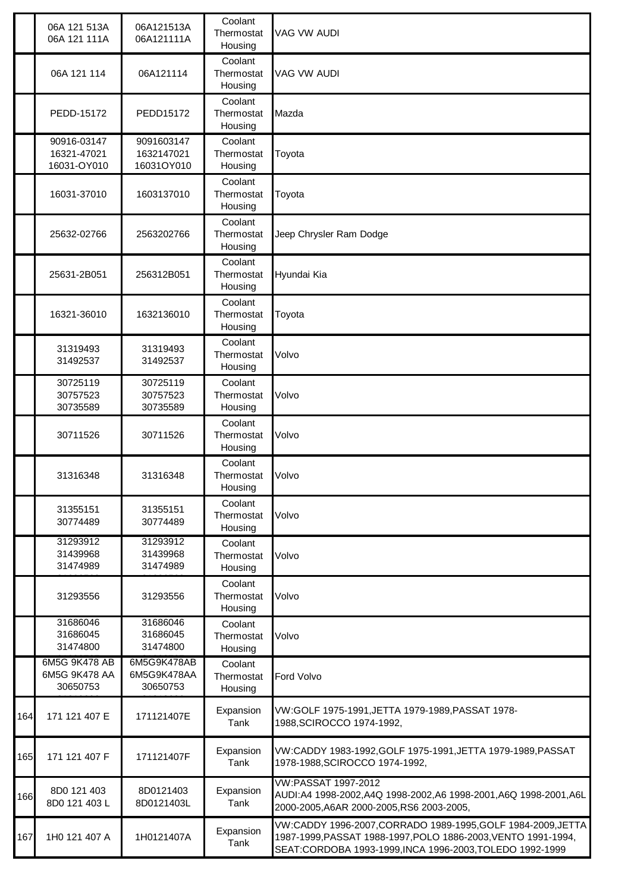| | | | | |
|---|---|---|---|---|
| | 06A 121 513A<br>06A 121 111A | 06A121513A<br>06A121111A | Coolant Thermostat Housing | VAG VW AUDI |
| | 06A 121 114 | 06A121114 | Coolant Thermostat Housing | VAG VW AUDI |
| | PEDD-15172 | PEDD15172 | Coolant Thermostat Housing | Mazda |
| | 90916-03147<br>16321-47021<br>16031-OY010 | 9091603147<br>1632147021<br>16031OY010 | Coolant Thermostat Housing | Toyota |
| | 16031-37010 | 1603137010 | Coolant Thermostat Housing | Toyota |
| | 25632-02766 | 2563202766 | Coolant Thermostat Housing | Jeep Chrysler Ram Dodge |
| | 25631-2B051 | 256312B051 | Coolant Thermostat Housing | Hyundai Kia |
| | 16321-36010 | 1632136010 | Coolant Thermostat Housing | Toyota |
| | 31319493<br>31492537 | 31319493<br>31492537 | Coolant Thermostat Housing | Volvo |
| | 30725119<br>30757523<br>30735589 | 30725119<br>30757523<br>30735589 | Coolant Thermostat Housing | Volvo |
| | 30711526 | 30711526 | Coolant Thermostat Housing | Volvo |
| | 31316348 | 31316348 | Coolant Thermostat Housing | Volvo |
| | 31355151<br>30774489 | 31355151<br>30774489 | Coolant Thermostat Housing | Volvo |
| | 31293912<br>31439968<br>31474989 | 31293912<br>31439968<br>31474989 | Coolant Thermostat Housing | Volvo |
| | 31293556 | 31293556 | Coolant Thermostat Housing | Volvo |
| | 31686046<br>31686045<br>31474800 | 31686046<br>31686045<br>31474800 | Coolant Thermostat Housing | Volvo |
| | 6M5G 9K478 AB<br>6M5G 9K478 AA<br>30650753 | 6M5G9K478AB<br>6M5G9K478AA<br>30650753 | Coolant Thermostat Housing | Ford Volvo |
| 164 | 171 121 407 E | 171121407E | Expansion Tank | VW:GOLF 1975-1991,JETTA 1979-1989,PASSAT 1978-1988,SCIROCCO 1974-1992, |
| 165 | 171 121 407 F | 171121407F | Expansion Tank | VW:CADDY 1983-1992,GOLF 1975-1991,JETTA 1979-1989,PASSAT 1978-1988,SCIROCCO 1974-1992, |
| 166 | 8D0 121 403<br>8D0 121 403 L | 8D0121403<br>8D0121403L | Expansion Tank | VW:PASSAT 1997-2012<br>AUDI:A4 1998-2002,A4Q 1998-2002,A6 1998-2001,A6Q 1998-2001,A6L 2000-2005,A6AR 2000-2005,RS6 2003-2005, |
| 167 | 1H0 121 407 A | 1H0121407A | Expansion Tank | VW:CADDY 1996-2007,CORRADO 1989-1995,GOLF 1984-2009,JETTA 1987-1999,PASSAT 1988-1997,POLO 1886-2003,VENTO 1991-1994, SEAT:CORDOBA 1993-1999,INCA 1996-2003,TOLEDO 1992-1999 |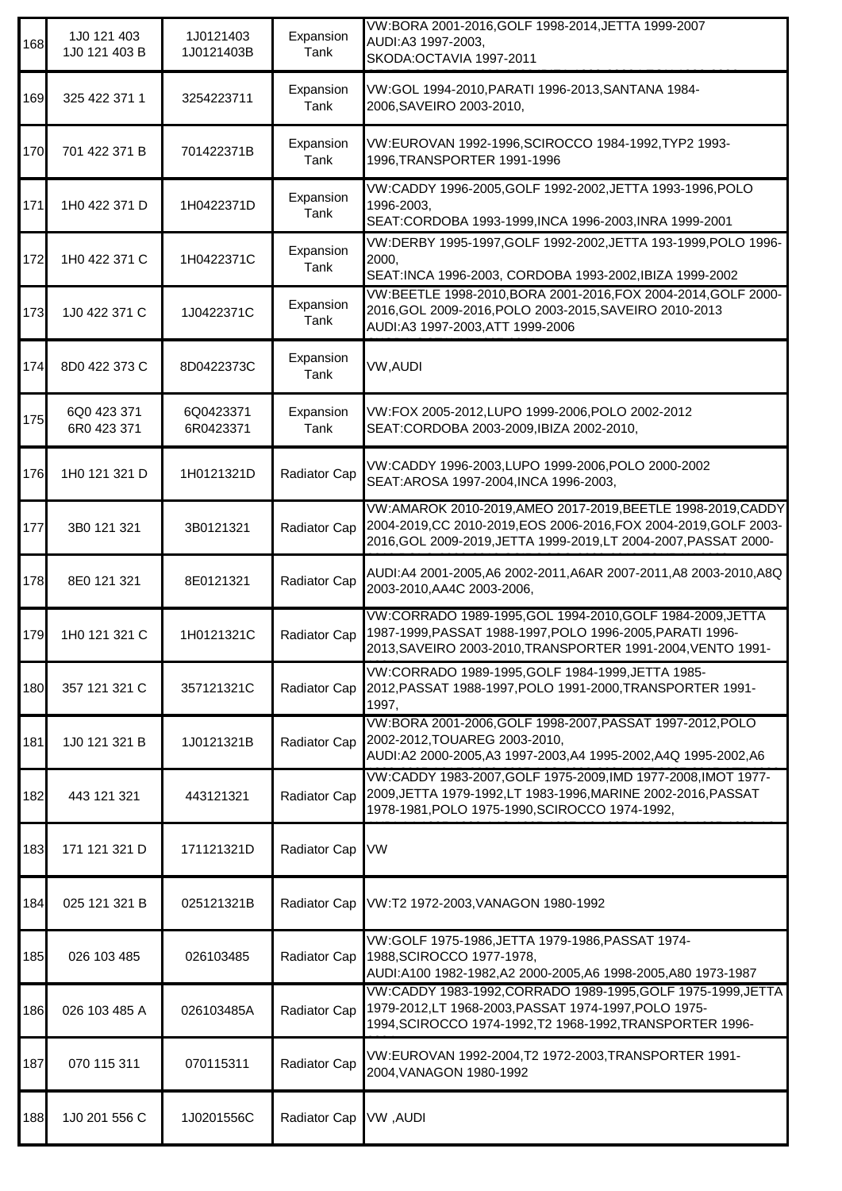| | | | | |
|---|---|---|---|---|
| 168 | 1J0 121 403<br>1J0 121 403 B | 1J0121403<br>1J0121403B | Expansion Tank | VW:BORA 2001-2016,GOLF 1998-2014,JETTA 1999-2007<br>AUDI:A3 1997-2003,<br>SKODA:OCTAVIA 1997-2011 |
| 169 | 325 422 371 1 | 3254223711 | Expansion Tank | VW:GOL 1994-2010,PARATI 1996-2013,SANTANA 1984-2006,SAVEIRO 2003-2010, |
| 170 | 701 422 371 B | 701422371B | Expansion Tank | VW:EUROVAN 1992-1996,SCIROCCO 1984-1992,TYP2 1993-1996,TRANSPORTER 1991-1996 |
| 171 | 1H0 422 371 D | 1H0422371D | Expansion Tank | VW:CADDY 1996-2005,GOLF 1992-2002,JETTA 1993-1996,POLO 1996-2003,<br>SEAT:CORDOBA 1993-1999,INCA 1996-2003,INRA 1999-2001 |
| 172 | 1H0 422 371 C | 1H0422371C | Expansion Tank | VW:DERBY 1995-1997,GOLF 1992-2002,JETTA 193-1999,POLO 1996-2000,<br>SEAT:INCA 1996-2003, CORDOBA 1993-2002,IBIZA 1999-2002 |
| 173 | 1J0 422 371 C | 1J0422371C | Expansion Tank | VW:BEETLE 1998-2010,BORA 2001-2016,FOX 2004-2014,GOLF 2000-2016,GOL 2009-2016,POLO 2003-2015,SAVEIRO 2010-2013<br>AUDI:A3 1997-2003,ATT 1999-2006 |
| 174 | 8D0 422 373 C | 8D0422373C | Expansion Tank | VW,AUDI |
| 175 | 6Q0 423 371<br>6R0 423 371 | 6Q0423371<br>6R0423371 | Expansion Tank | VW:FOX 2005-2012,LUPO 1999-2006,POLO 2002-2012<br>SEAT:CORDOBA 2003-2009,IBIZA 2002-2010, |
| 176 | 1H0 121 321 D | 1H0121321D | Radiator Cap | VW:CADDY 1996-2003,LUPO 1999-2006,POLO 2000-2002<br>SEAT:AROSA 1997-2004,INCA 1996-2003, |
| 177 | 3B0 121 321 | 3B0121321 | Radiator Cap | VW:AMAROK 2010-2019,AMEO 2017-2019,BEETLE 1998-2019,CADDY 2004-2019,CC 2010-2019,EOS 2006-2016,FOX 2004-2019,GOLF 2003-2016,GOL 2009-2019,JETTA 1999-2019,LT 2004-2007,PASSAT 2000- |
| 178 | 8E0 121 321 | 8E0121321 | Radiator Cap | AUDI:A4 2001-2005,A6 2002-2011,A6AR 2007-2011,A8 2003-2010,A8Q 2003-2010,AA4C 2003-2006, |
| 179 | 1H0 121 321 C | 1H0121321C | Radiator Cap | VW:CORRADO 1989-1995,GOL 1994-2010,GOLF 1984-2009,JETTA 1987-1999,PASSAT 1988-1997,POLO 1996-2005,PARATI 1996-2013,SAVEIRO 2003-2010,TRANSPORTER 1991-2004,VENTO 1991- |
| 180 | 357 121 321 C | 357121321C | Radiator Cap | VW:CORRADO 1989-1995,GOLF 1984-1999,JETTA 1985-2012,PASSAT 1988-1997,POLO 1991-2000,TRANSPORTER 1991-1997, |
| 181 | 1J0 121 321 B | 1J0121321B | Radiator Cap | VW:BORA 2001-2006,GOLF 1998-2007,PASSAT 1997-2012,POLO 2002-2012,TOUAREG 2003-2010,<br>AUDI:A2 2000-2005,A3 1997-2003,A4 1995-2002,A4Q 1995-2002,A6 |
| 182 | 443 121 321 | 443121321 | Radiator Cap | VW:CADDY 1983-2007,GOLF 1975-2009,IMD 1977-2008,IMOT 1977-2009,JETTA 1979-1992,LT 1983-1996,MARINE 2002-2016,PASSAT 1978-1981,POLO 1975-1990,SCIROCCO 1974-1992, |
| 183 | 171 121 321 D | 171121321D | Radiator Cap | VW |
| 184 | 025 121 321 B | 025121321B | Radiator Cap | VW:T2 1972-2003,VANAGON 1980-1992 |
| 185 | 026 103 485 | 026103485 | Radiator Cap | VW:GOLF 1975-1986,JETTA 1979-1986,PASSAT 1974-1988,SCIROCCO 1977-1978,<br>AUDI:A100 1982-1982,A2 2000-2005,A6 1998-2005,A80 1973-1987 |
| 186 | 026 103 485 A | 026103485A | Radiator Cap | VW:CADDY 1983-1992,CORRADO 1989-1995,GOLF 1975-1999,JETTA 1979-2012,LT 1968-2003,PASSAT 1974-1997,POLO 1975-1994,SCIROCCO 1974-1992,T2 1968-1992,TRANSPORTER 1996- |
| 187 | 070 115 311 | 070115311 | Radiator Cap | VW:EUROVAN 1992-2004,T2 1972-2003,TRANSPORTER 1991-2004,VANAGON 1980-1992 |
| 188 | 1J0 201 556 C | 1J0201556C | Radiator Cap | VW ,AUDI |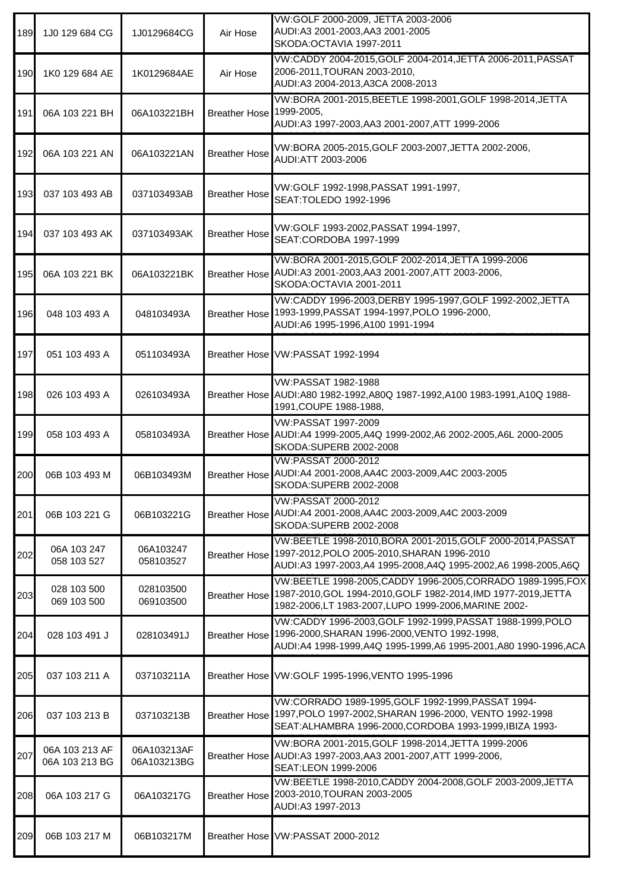| 189 | 1J0 129 684 CG | 1J0129684CG | Air Hose | VW:GOLF 2000-2009, JETTA 2003-2006<br>AUDI:A3 2001-2003,AA3 2001-2005<br>SKODA:OCTAVIA 1997-2011 |
|---|---|---|---|---|
| 190 | 1K0 129 684 AE | 1K0129684AE | Air Hose | VW:CADDY 2004-2015,GOLF 2004-2014,JETTA 2006-2011,PASSAT 2006-2011,TOURAN 2003-2010,<br>AUDI:A3 2004-2013,A3CA 2008-2013 |
| 191 | 06A 103 221 BH | 06A103221BH | Breather Hose | VW:BORA 2001-2015,BEETLE 1998-2001,GOLF 1998-2014,JETTA 1999-2005,<br>AUDI:A3 1997-2003,AA3 2001-2007,ATT 1999-2006 |
| 192 | 06A 103 221 AN | 06A103221AN | Breather Hose | VW:BORA 2005-2015,GOLF 2003-2007,JETTA 2002-2006,<br>AUDI:ATT 2003-2006 |
| 193 | 037 103 493 AB | 037103493AB | Breather Hose | VW:GOLF 1992-1998,PASSAT 1991-1997,<br>SEAT:TOLEDO 1992-1996 |
| 194 | 037 103 493 AK | 037103493AK | Breather Hose | VW:GOLF 1993-2002,PASSAT 1994-1997,<br>SEAT:CORDOBA 1997-1999 |
| 195 | 06A 103 221 BK | 06A103221BK | Breather Hose | VW:BORA 2001-2015,GOLF 2002-2014,JETTA 1999-2006<br>AUDI:A3 2001-2003,AA3 2001-2007,ATT 2003-2006,<br>SKODA:OCTAVIA 2001-2011 |
| 196 | 048 103 493 A | 048103493A | Breather Hose | VW:CADDY 1996-2003,DERBY 1995-1997,GOLF 1992-2002,JETTA 1993-1999,PASSAT 1994-1997,POLO 1996-2000,<br>AUDI:A6 1995-1996,A100 1991-1994 |
| 197 | 051 103 493 A | 051103493A | Breather Hose | VW:PASSAT 1992-1994 |
| 198 | 026 103 493 A | 026103493A | Breather Hose | VW:PASSAT 1982-1988<br>AUDI:A80 1982-1992,A80Q 1987-1992,A100 1983-1991,A10Q 1988-1991,COUPE 1988-1988, |
| 199 | 058 103 493 A | 058103493A | Breather Hose | VW:PASSAT 1997-2009<br>AUDI:A4 1999-2005,A4Q 1999-2002,A6 2002-2005,A6L 2000-2005<br>SKODA:SUPERB 2002-2008 |
| 200 | 06B 103 493 M | 06B103493M | Breather Hose | VW:PASSAT 2000-2012<br>AUDI:A4 2001-2008,AA4C 2003-2009,A4C 2003-2005<br>SKODA:SUPERB 2002-2008 |
| 201 | 06B 103 221 G | 06B103221G | Breather Hose | VW:PASSAT 2000-2012<br>AUDI:A4 2001-2008,AA4C 2003-2009,A4C 2003-2009<br>SKODA:SUPERB 2002-2008 |
| 202 | 06A 103 247<br>058 103 527 | 06A103247<br>058103527 | Breather Hose | VW:BEETLE 1998-2010,BORA 2001-2015,GOLF 2000-2014,PASSAT 1997-2012,POLO 2005-2010,SHARAN 1996-2010<br>AUDI:A3 1997-2003,A4 1995-2008,A4Q 1995-2002,A6 1998-2005,A6Q |
| 203 | 028 103 500<br>069 103 500 | 028103500<br>069103500 | Breather Hose | VW:BEETLE 1998-2005,CADDY 1996-2005,CORRADO 1989-1995,FOX 1987-2010,GOL 1994-2010,GOLF 1982-2014,IMD 1977-2019,JETTA 1982-2006,LT 1983-2007,LUPO 1999-2006,MARINE 2002- |
| 204 | 028 103 491 J | 028103491J | Breather Hose | VW:CADDY 1996-2003,GOLF 1992-1999,PASSAT 1988-1999,POLO 1996-2000,SHARAN 1996-2000,VENTO 1992-1998,<br>AUDI:A4 1998-1999,A4Q 1995-1999,A6 1995-2001,A80 1990-1996,ACA |
| 205 | 037 103 211 A | 037103211A | Breather Hose | VW:GOLF 1995-1996,VENTO 1995-1996 |
| 206 | 037 103 213 B | 037103213B | Breather Hose | VW:CORRADO 1989-1995,GOLF 1992-1999,PASSAT 1994-1997,POLO 1997-2002,SHARAN 1996-2000, VENTO 1992-1998<br>SEAT:ALHAMBRA 1996-2000,CORDOBA 1993-1999,IBIZA 1993- |
| 207 | 06A 103 213 AF<br>06A 103 213 BG | 06A103213AF<br>06A103213BG | Breather Hose | VW:BORA 2001-2015,GOLF 1998-2014,JETTA 1999-2006<br>AUDI:A3 1997-2003,AA3 2001-2007,ATT 1999-2006,<br>SEAT:LEON 1999-2006 |
| 208 | 06A 103 217 G | 06A103217G | Breather Hose | VW:BEETLE 1998-2010,CADDY 2004-2008,GOLF 2003-2009,JETTA 2003-2010,TOURAN 2003-2005<br>AUDI:A3 1997-2013 |
| 209 | 06B 103 217 M | 06B103217M | Breather Hose | VW:PASSAT 2000-2012 |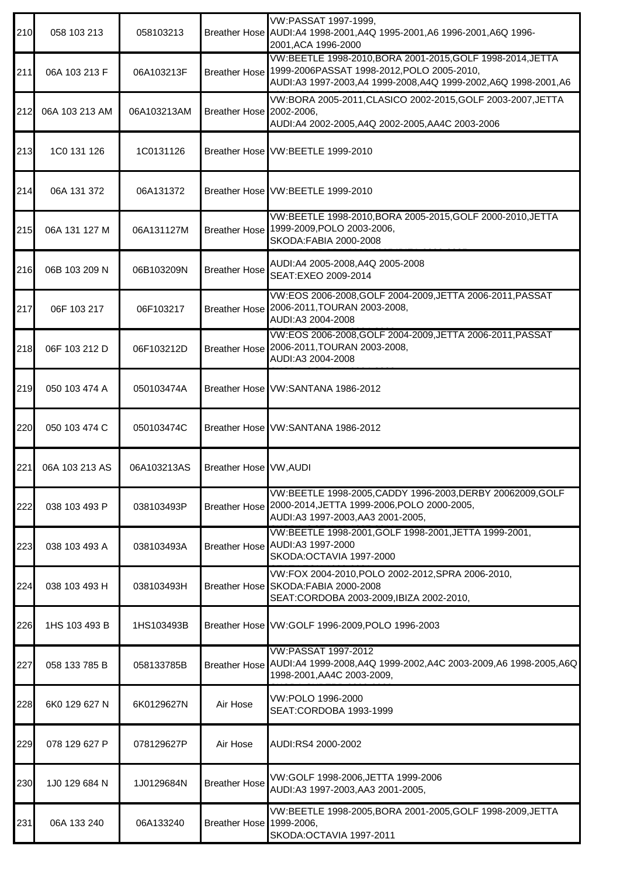| 210 | 058 103 213 | 058103213 | Breather Hose | VW:PASSAT 1997-1999,<br>AUDI:A4 1998-2001,A4Q 1995-2001,A6 1996-2001,A6Q 1996-2001,ACA 1996-2000 |
|---|---|---|---|---|
| 211 | 06A 103 213 F | 06A103213F | Breather Hose | VW:BEETLE 1998-2010,BORA 2001-2015,GOLF 1998-2014,JETTA 1999-2006PASSAT 1998-2012,POLO 2005-2010,<br>AUDI:A3 1997-2003,A4 1999-2008,A4Q 1999-2002,A6Q 1998-2001,A6 |
| 212 | 06A 103 213 AM | 06A103213AM | Breather Hose | VW:BORA 2005-2011,CLASICO 2002-2015,GOLF 2003-2007,JETTA 2002-2006,<br>AUDI:A4 2002-2005,A4Q 2002-2005,AA4C 2003-2006 |
| 213 | 1C0 131 126 | 1C0131126 | Breather Hose | VW:BEETLE 1999-2010 |
| 214 | 06A 131 372 | 06A131372 | Breather Hose | VW:BEETLE 1999-2010 |
| 215 | 06A 131 127 M | 06A131127M | Breather Hose | VW:BEETLE 1998-2010,BORA 2005-2015,GOLF 2000-2010,JETTA 1999-2009,POLO 2003-2006,<br>SKODA:FABIA 2000-2008 |
| 216 | 06B 103 209 N | 06B103209N | Breather Hose | AUDI:A4 2005-2008,A4Q 2005-2008<br>SEAT:EXEO 2009-2014 |
| 217 | 06F 103 217 | 06F103217 | Breather Hose | VW:EOS 2006-2008,GOLF 2004-2009,JETTA 2006-2011,PASSAT 2006-2011,TOURAN 2003-2008,<br>AUDI:A3 2004-2008 |
| 218 | 06F 103 212 D | 06F103212D | Breather Hose | VW:EOS 2006-2008,GOLF 2004-2009,JETTA 2006-2011,PASSAT 2006-2011,TOURAN 2003-2008,<br>AUDI:A3 2004-2008 |
| 219 | 050 103 474 A | 050103474A | Breather Hose | VW:SANTANA 1986-2012 |
| 220 | 050 103 474 C | 050103474C | Breather Hose | VW:SANTANA 1986-2012 |
| 221 | 06A 103 213 AS | 06A103213AS | Breather Hose | VW,AUDI |
| 222 | 038 103 493 P | 038103493P | Breather Hose | VW:BEETLE 1998-2005,CADDY 1996-2003,DERBY 20062009,GOLF 2000-2014,JETTA 1999-2006,POLO 2000-2005,<br>AUDI:A3 1997-2003,AA3 2001-2005, |
| 223 | 038 103 493 A | 038103493A | Breather Hose | VW:BEETLE 1998-2001,GOLF 1998-2001,JETTA 1999-2001,<br>AUDI:A3 1997-2000<br>SKODA:OCTAVIA 1997-2000 |
| 224 | 038 103 493 H | 038103493H | Breather Hose | VW:FOX 2004-2010,POLO 2002-2012,SPRA 2006-2010,<br>SKODA:FABIA 2000-2008<br>SEAT:CORDOBA 2003-2009,IBIZA 2002-2010, |
| 226 | 1HS 103 493 B | 1HS103493B | Breather Hose | VW:GOLF 1996-2009,POLO 1996-2003 |
| 227 | 058 133 785 B | 058133785B | Breather Hose | VW:PASSAT 1997-2012<br>AUDI:A4 1999-2008,A4Q 1999-2002,A4C 2003-2009,A6 1998-2005,A6Q 1998-2001,AA4C 2003-2009, |
| 228 | 6K0 129 627 N | 6K0129627N | Air Hose | VW:POLO 1996-2000<br>SEAT:CORDOBA 1993-1999 |
| 229 | 078 129 627 P | 078129627P | Air Hose | AUDI:RS4 2000-2002 |
| 230 | 1J0 129 684 N | 1J0129684N | Breather Hose | VW:GOLF 1998-2006,JETTA 1999-2006<br>AUDI:A3 1997-2003,AA3 2001-2005, |
| 231 | 06A 133 240 | 06A133240 | Breather Hose | VW:BEETLE 1998-2005,BORA 2001-2005,GOLF 1998-2009,JETTA 1999-2006,<br>SKODA:OCTAVIA 1997-2011 |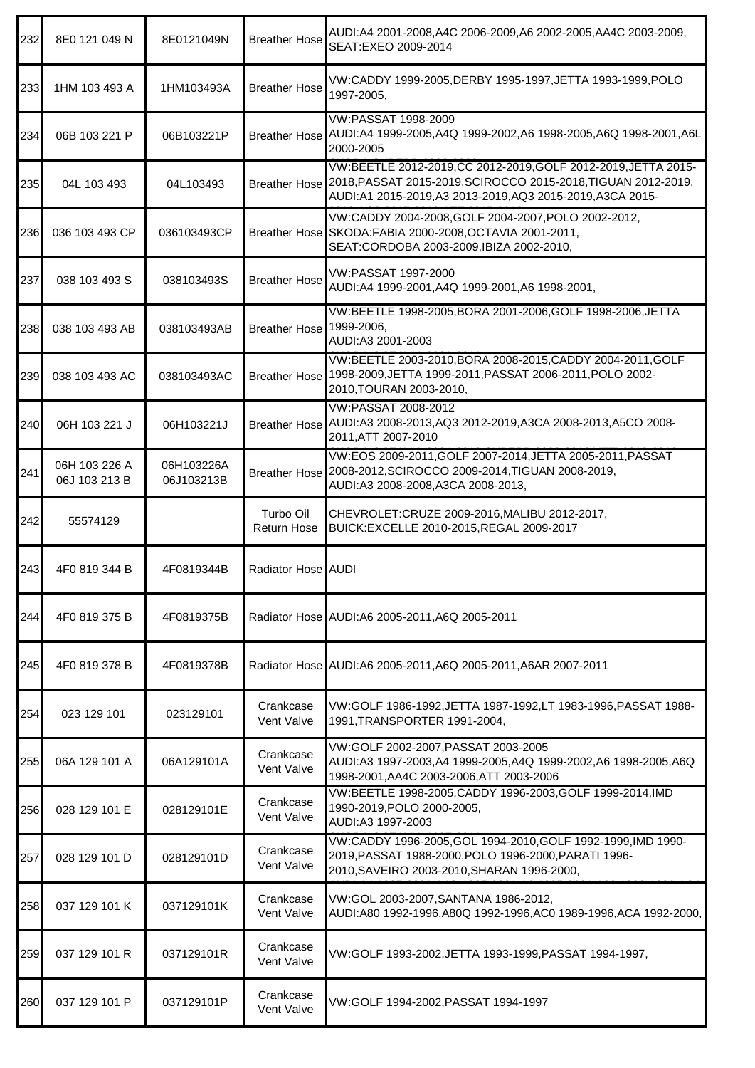| 232 | 8E0 121 049 N | 8E0121049N | Breather Hose | AUDI:A4 2001-2008,A4C 2006-2009,A6 2002-2005,AA4C 2003-2009, SEAT:EXEO 2009-2014 |
|---|---|---|---|---|
| 233 | 1HM 103 493 A | 1HM103493A | Breather Hose | VW:CADDY 1999-2005,DERBY 1995-1997,JETTA 1993-1999,POLO 1997-2005, |
| 234 | 06B 103 221 P | 06B103221P | Breather Hose | VW:PASSAT 1998-2009 AUDI:A4 1999-2005,A4Q 1999-2002,A6 1998-2005,A6Q 1998-2001,A6L 2000-2005 |
| 235 | 04L 103 493 | 04L103493 | Breather Hose | VW:BEETLE 2012-2019,CC 2012-2019,GOLF 2012-2019,JETTA 2015-2018,PASSAT 2015-2019,SCIROCCO 2015-2018,TIGUAN 2012-2019, AUDI:A1 2015-2019,A3 2013-2019,AQ3 2015-2019,A3CA 2015- |
| 236 | 036 103 493 CP | 036103493CP | Breather Hose | VW:CADDY 2004-2008,GOLF 2004-2007,POLO 2002-2012, SKODA:FABIA 2000-2008,OCTAVIA 2001-2011, SEAT:CORDOBA 2003-2009,IBIZA 2002-2010, |
| 237 | 038 103 493 S | 038103493S | Breather Hose | VW:PASSAT 1997-2000 AUDI:A4 1999-2001,A4Q 1999-2001,A6 1998-2001, |
| 238 | 038 103 493 AB | 038103493AB | Breather Hose | VW:BEETLE 1998-2005,BORA 2001-2006,GOLF 1998-2006,JETTA 1999-2006, AUDI:A3 2001-2003 |
| 239 | 038 103 493 AC | 038103493AC | Breather Hose | VW:BEETLE 2003-2010,BORA 2008-2015,CADDY 2004-2011,GOLF 1998-2009,JETTA 1999-2011,PASSAT 2006-2011,POLO 2002-2010,TOURAN 2003-2010, |
| 240 | 06H 103 221 J | 06H103221J | Breather Hose | VW:PASSAT 2008-2012 AUDI:A3 2008-2013,AQ3 2012-2019,A3CA 2008-2013,A5CO 2008-2011,ATT 2007-2010 |
| 241 | 06H 103 226 A 06J 103 213 B | 06H103226A 06J103213B | Breather Hose | VW:EOS 2009-2011,GOLF 2007-2014,JETTA 2005-2011,PASSAT 2008-2012,SCIROCCO 2009-2014,TIGUAN 2008-2019, AUDI:A3 2008-2008,A3CA 2008-2013, |
| 242 | 55574129 | | Turbo Oil Return Hose | CHEVROLET:CRUZE 2009-2016,MALIBU 2012-2017, BUICK:EXCELLE 2010-2015,REGAL 2009-2017 |
| 243 | 4F0 819 344 B | 4F0819344B | Radiator Hose | AUDI |
| 244 | 4F0 819 375 B | 4F0819375B | Radiator Hose | AUDI:A6 2005-2011,A6Q 2005-2011 |
| 245 | 4F0 819 378 B | 4F0819378B | Radiator Hose | AUDI:A6 2005-2011,A6Q 2005-2011,A6AR 2007-2011 |
| 254 | 023 129 101 | 023129101 | Crankcase Vent Valve | VW:GOLF 1986-1992,JETTA 1987-1992,LT 1983-1996,PASSAT 1988-1991,TRANSPORTER 1991-2004, |
| 255 | 06A 129 101 A | 06A129101A | Crankcase Vent Valve | VW:GOLF 2002-2007,PASSAT 2003-2005 AUDI:A3 1997-2003,A4 1999-2005,A4Q 1999-2002,A6 1998-2005,A6Q 1998-2001,AA4C 2003-2006,ATT 2003-2006 |
| 256 | 028 129 101 E | 028129101E | Crankcase Vent Valve | VW:BEETLE 1998-2005,CADDY 1996-2003,GOLF 1999-2014,IMD 1990-2019,POLO 2000-2005, AUDI:A3 1997-2003 |
| 257 | 028 129 101 D | 028129101D | Crankcase Vent Valve | VW:CADDY 1996-2005,GOL 1994-2010,GOLF 1992-1999,IMD 1990-2019,PASSAT 1988-2000,POLO 1996-2000,PARATI 1996-2010,SAVEIRO 2003-2010,SHARAN 1996-2000, |
| 258 | 037 129 101 K | 037129101K | Crankcase Vent Valve | VW:GOL 2003-2007,SANTANA 1986-2012, AUDI:A80 1992-1996,A80Q 1992-1996,AC0 1989-1996,ACA 1992-2000, |
| 259 | 037 129 101 R | 037129101R | Crankcase Vent Valve | VW:GOLF 1993-2002,JETTA 1993-1999,PASSAT 1994-1997, |
| 260 | 037 129 101 P | 037129101P | Crankcase Vent Valve | VW:GOLF 1994-2002,PASSAT 1994-1997 |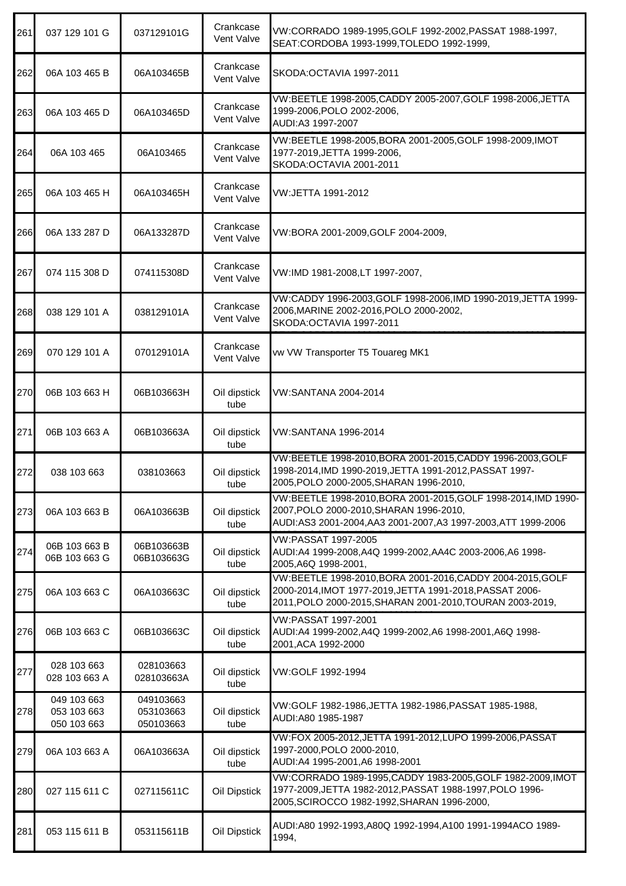| 261 | 037 129 101 G | 037129101G | Crankcase Vent Valve | VW:CORRADO 1989-1995,GOLF 1992-2002,PASSAT 1988-1997, SEAT:CORDOBA 1993-1999,TOLEDO 1992-1999, |
|---|---|---|---|---|
| 262 | 06A 103 465 B | 06A103465B | Crankcase Vent Valve | SKODA:OCTAVIA 1997-2011 |
| 263 | 06A 103 465 D | 06A103465D | Crankcase Vent Valve | VW:BEETLE 1998-2005,CADDY 2005-2007,GOLF 1998-2006,JETTA 1999-2006,POLO 2002-2006,<br>AUDI:A3 1997-2007 |
| 264 | 06A 103 465 | 06A103465 | Crankcase Vent Valve | VW:BEETLE 1998-2005,BORA 2001-2005,GOLF 1998-2009,IMOT 1977-2019,JETTA 1999-2006,<br>SKODA:OCTAVIA 2001-2011 |
| 265 | 06A 103 465 H | 06A103465H | Crankcase Vent Valve | VW:JETTA 1991-2012 |
| 266 | 06A 133 287 D | 06A133287D | Crankcase Vent Valve | VW:BORA 2001-2009,GOLF 2004-2009, |
| 267 | 074 115 308 D | 074115308D | Crankcase Vent Valve | VW:IMD 1981-2008,LT 1997-2007, |
| 268 | 038 129 101 A | 038129101A | Crankcase Vent Valve | VW:CADDY 1996-2003,GOLF 1998-2006,IMD 1990-2019,JETTA 1999-2006,MARINE 2002-2016,POLO 2000-2002,<br>SKODA:OCTAVIA 1997-2011 |
| 269 | 070 129 101 A | 070129101A | Crankcase Vent Valve | vw VW Transporter T5 Touareg MK1 |
| 270 | 06B 103 663 H | 06B103663H | Oil dipstick tube | VW:SANTANA 2004-2014 |
| 271 | 06B 103 663 A | 06B103663A | Oil dipstick tube | VW:SANTANA 1996-2014 |
| 272 | 038 103 663 | 038103663 | Oil dipstick tube | VW:BEETLE 1998-2010,BORA 2001-2015,CADDY 1996-2003,GOLF 1998-2014,IMD 1990-2019,JETTA 1991-2012,PASSAT 1997-2005,POLO 2000-2006,SHARAN 1996-2010, |
| 273 | 06A 103 663 B | 06A103663B | Oil dipstick tube | VW:BEETLE 1998-2010,BORA 2001-2015,GOLF 1998-2014,IMD 1990-2007,POLO 2000-2010,SHARAN 1996-2010,<br>AUDI:AS3 2001-2004,AA3 2001-2007,A3 1997-2003,ATT 1999-2006 |
| 274 | 06B 103 663 B<br>06B 103 663 G | 06B103663B<br>06B103663G | Oil dipstick tube | VW:PASSAT 1997-2005<br>AUDI:A4 1999-2008,A4Q 1999-2002,AA4C 2003-2006,A6 1998-2005,A6Q 1998-2001, |
| 275 | 06A 103 663 C | 06A103663C | Oil dipstick tube | VW:BEETLE 1998-2010,BORA 2001-2016,CADDY 2004-2015,GOLF 2000-2014,IMOT 1977-2019,JETTA 1991-2018,PASSAT 2006-2011,POLO 2000-2015,SHARAN 2001-2010,TOURAN 2003-2019, |
| 276 | 06B 103 663 C | 06B103663C | Oil dipstick tube | VW:PASSAT 1997-2001<br>AUDI:A4 1999-2002,A4Q 1999-2002,A6 1998-2001,A6Q 1998-2001,ACA 1992-2000 |
| 277 | 028 103 663<br>028 103 663 A | 028103663<br>028103663A | Oil dipstick tube | VW:GOLF 1992-1994 |
| 278 | 049 103 663<br>053 103 663<br>050 103 663 | 049103663<br>053103663<br>050103663 | Oil dipstick tube | VW:GOLF 1982-1986,JETTA 1982-1986,PASSAT 1985-1988,<br>AUDI:A80 1985-1987 |
| 279 | 06A 103 663 A | 06A103663A | Oil dipstick tube | VW:FOX 2005-2012,JETTA 1991-2012,LUPO 1999-2006,PASSAT 1997-2000,POLO 2000-2010,<br>AUDI:A4 1995-2001,A6 1998-2001 |
| 280 | 027 115 611 C | 027115611C | Oil Dipstick | VW:CORRADO 1989-1995,CADDY 1983-2005,GOLF 1982-2009,IMOT 1977-2009,JETTA 1982-2012,PASSAT 1988-1997,POLO 1996-2005,SCIROCCO 1982-1992,SHARAN 1996-2000, |
| 281 | 053 115 611 B | 053115611B | Oil Dipstick | AUDI:A80 1992-1993,A80Q 1992-1994,A100 1991-1994ACO 1989-1994, |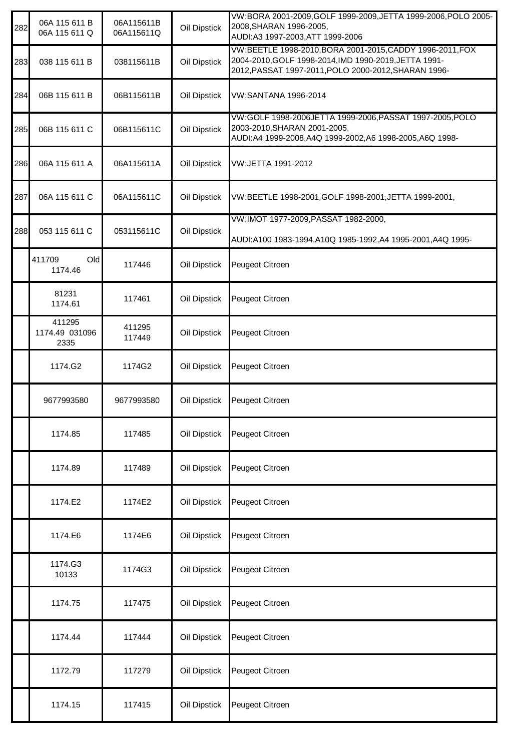| 282 | 06A 115 611 B<br>06A 115 611 Q | 06A115611B<br>06A115611Q | Oil Dipstick | VW:BORA 2001-2009,GOLF 1999-2009,JETTA 1999-2006,POLO 2005-2008,SHARAN 1996-2005,<br>AUDI:A3 1997-2003,ATT 1999-2006 |
|---|---|---|---|---|
| 283 | 038 115 611 B | 038115611B | Oil Dipstick | VW:BEETLE 1998-2010,BORA 2001-2015,CADDY 1996-2011,FOX 2004-2010,GOLF 1998-2014,IMD 1990-2019,JETTA 1991-2012,PASSAT 1997-2011,POLO 2000-2012,SHARAN 1996- |
| 284 | 06B 115 611 B | 06B115611B | Oil Dipstick | VW:SANTANA 1996-2014 |
| 285 | 06B 115 611 C | 06B115611C | Oil Dipstick | VW:GOLF 1998-2006JETTA 1999-2006,PASSAT 1997-2005,POLO 2003-2010,SHARAN 2001-2005,<br>AUDI:A4 1999-2008,A4Q 1999-2002,A6 1998-2005,A6Q 1998- |
| 286 | 06A 115 611 A | 06A115611A | Oil Dipstick | VW:JETTA 1991-2012 |
| 287 | 06A 115 611 C | 06A115611C | Oil Dipstick | VW:BEETLE 1998-2001,GOLF 1998-2001,JETTA 1999-2001, |
| 288 | 053 115 611 C | 053115611C | Oil Dipstick | VW:IMOT 1977-2009,PASSAT 1982-2000,<br>AUDI:A100 1983-1994,A10Q 1985-1992,A4 1995-2001,A4Q 1995- |
| | 411709 Old<br>1174.46 | 117446 | Oil Dipstick | Peugeot Citroen |
| | 81231<br>1174.61 | 117461 | Oil Dipstick | Peugeot Citroen |
| | 411295<br>1174.49 031096<br>2335 | 411295<br>117449 | Oil Dipstick | Peugeot Citroen |
| | 1174.G2 | 1174G2 | Oil Dipstick | Peugeot Citroen |
| | 9677993580 | 9677993580 | Oil Dipstick | Peugeot Citroen |
| | 1174.85 | 117485 | Oil Dipstick | Peugeot Citroen |
| | 1174.89 | 117489 | Oil Dipstick | Peugeot Citroen |
| | 1174.E2 | 1174E2 | Oil Dipstick | Peugeot Citroen |
| | 1174.E6 | 1174E6 | Oil Dipstick | Peugeot Citroen |
| | 1174.G3<br>10133 | 1174G3 | Oil Dipstick | Peugeot Citroen |
| | 1174.75 | 117475 | Oil Dipstick | Peugeot Citroen |
| | 1174.44 | 117444 | Oil Dipstick | Peugeot Citroen |
| | 1172.79 | 117279 | Oil Dipstick | Peugeot Citroen |
| | 1174.15 | 117415 | Oil Dipstick | Peugeot Citroen |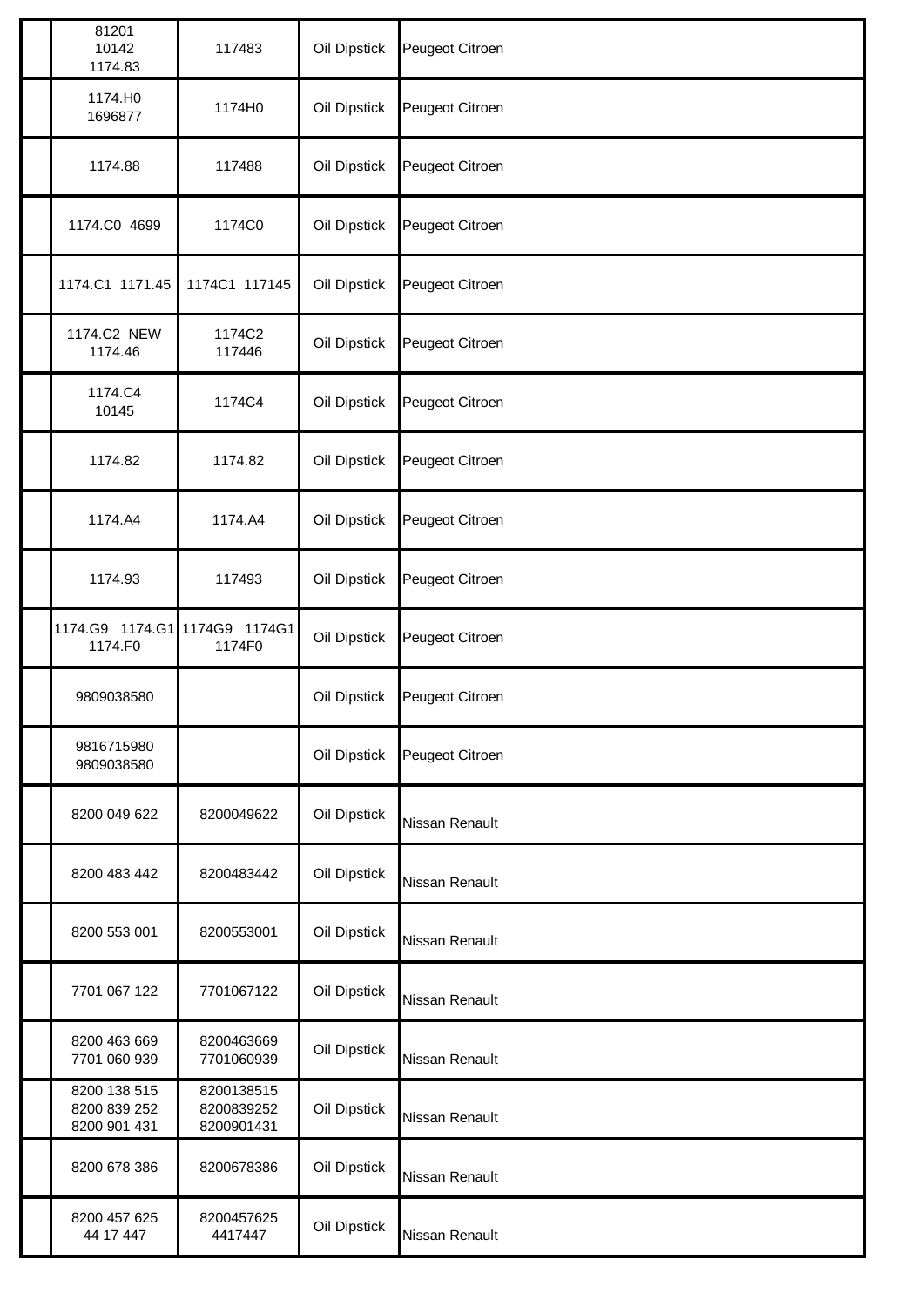| | | | | |
|---|---|---|---|---|
| | 81201<br>10142<br>1174.83 | 117483 | Oil Dipstick | Peugeot Citroen |
| | 1174.H0<br>1696877 | 1174H0 | Oil Dipstick | Peugeot Citroen |
| | 1174.88 | 117488 | Oil Dipstick | Peugeot Citroen |
| | 1174.C0 4699 | 1174C0 | Oil Dipstick | Peugeot Citroen |
| | 1174.C1 1171.45 | 1174C1 117145 | Oil Dipstick | Peugeot Citroen |
| | 1174.C2 NEW<br>1174.46 | 1174C2<br>117446 | Oil Dipstick | Peugeot Citroen |
| | 1174.C4<br>10145 | 1174C4 | Oil Dipstick | Peugeot Citroen |
| | 1174.82 | 1174.82 | Oil Dipstick | Peugeot Citroen |
| | 1174.A4 | 1174.A4 | Oil Dipstick | Peugeot Citroen |
| | 1174.93 | 117493 | Oil Dipstick | Peugeot Citroen |
| | 1174.G9 1174.G1<br>1174.F0 | 1174G9 1174G1<br>1174F0 | Oil Dipstick | Peugeot Citroen |
| | 9809038580 | | Oil Dipstick | Peugeot Citroen |
| | 9816715980<br>9809038580 | | Oil Dipstick | Peugeot Citroen |
| | 8200 049 622 | 8200049622 | Oil Dipstick | Nissan Renault |
| | 8200 483 442 | 8200483442 | Oil Dipstick | Nissan Renault |
| | 8200 553 001 | 8200553001 | Oil Dipstick | Nissan Renault |
| | 7701 067 122 | 7701067122 | Oil Dipstick | Nissan Renault |
| | 8200 463 669<br>7701 060 939 | 8200463669<br>7701060939 | Oil Dipstick | Nissan Renault |
| | 8200 138 515<br>8200 839 252<br>8200 901 431 | 8200138515<br>8200839252<br>8200901431 | Oil Dipstick | Nissan Renault |
| | 8200 678 386 | 8200678386 | Oil Dipstick | Nissan Renault |
| | 8200 457 625<br>44 17 447 | 8200457625<br>4417447 | Oil Dipstick | Nissan Renault |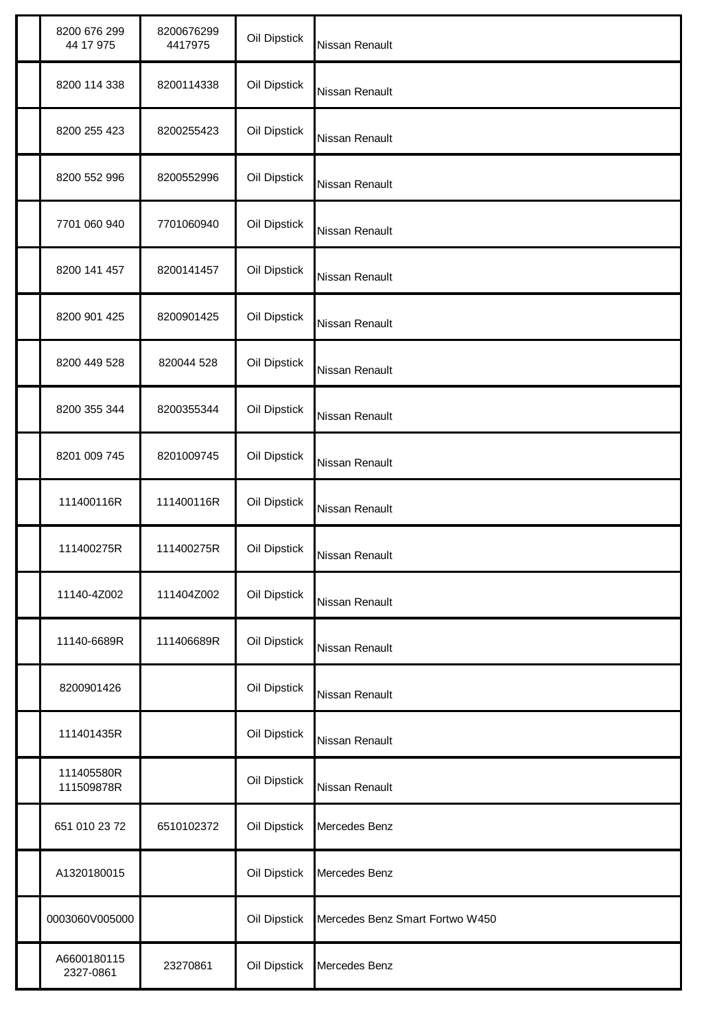|  | 8200 676 299<br>44 17 975 | 8200676299<br>4417975 | Oil Dipstick | Nissan Renault |
|---|---|---|---|---|
|  | 8200 114 338 | 8200114338 | Oil Dipstick | Nissan Renault |
|  | 8200 255 423 | 8200255423 | Oil Dipstick | Nissan Renault |
|  | 8200 552 996 | 8200552996 | Oil Dipstick | Nissan Renault |
|  | 7701 060 940 | 7701060940 | Oil Dipstick | Nissan Renault |
|  | 8200 141 457 | 8200141457 | Oil Dipstick | Nissan Renault |
|  | 8200 901 425 | 8200901425 | Oil Dipstick | Nissan Renault |
|  | 8200 449 528 | 820044 528 | Oil Dipstick | Nissan Renault |
|  | 8200 355 344 | 8200355344 | Oil Dipstick | Nissan Renault |
|  | 8201 009 745 | 8201009745 | Oil Dipstick | Nissan Renault |
|  | 111400116R | 111400116R | Oil Dipstick | Nissan Renault |
|  | 111400275R | 111400275R | Oil Dipstick | Nissan Renault |
|  | 11140-4Z002 | 111404Z002 | Oil Dipstick | Nissan Renault |
|  | 11140-6689R | 111406689R | Oil Dipstick | Nissan Renault |
|  | 8200901426 |  | Oil Dipstick | Nissan Renault |
|  | 111401435R |  | Oil Dipstick | Nissan Renault |
|  | 111405580R<br>111509878R |  | Oil Dipstick | Nissan Renault |
|  | 651 010 23 72 | 6510102372 | Oil Dipstick | Mercedes Benz |
|  | A1320180015 |  | Oil Dipstick | Mercedes Benz |
|  | 0003060V005000 |  | Oil Dipstick | Mercedes Benz Smart Fortwo W450 |
|  | A6600180115<br>2327-0861 | 23270861 | Oil Dipstick | Mercedes Benz |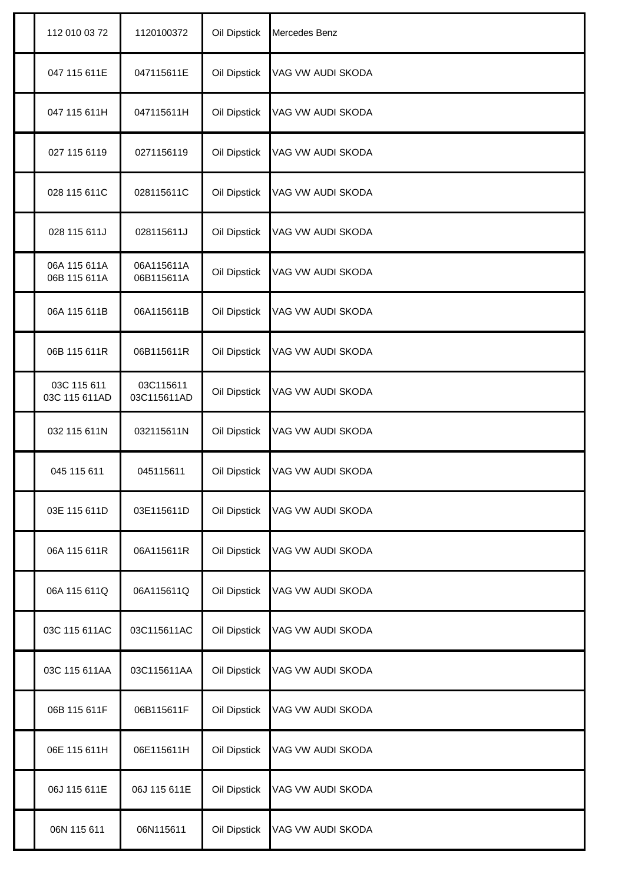| | | | | |
|---|---|---|---|---|
| | 112 010 03 72 | 1120100372 | Oil Dipstick | Mercedes Benz |
| | 047 115 611E | 047115611E | Oil Dipstick | VAG VW AUDI SKODA |
| | 047 115 611H | 047115611H | Oil Dipstick | VAG VW AUDI SKODA |
| | 027 115 6119 | 0271156119 | Oil Dipstick | VAG VW AUDI SKODA |
| | 028 115 611C | 028115611C | Oil Dipstick | VAG VW AUDI SKODA |
| | 028 115 611J | 028115611J | Oil Dipstick | VAG VW AUDI SKODA |
| | 06A 115 611A<br>06B 115 611A | 06A115611A<br>06B115611A | Oil Dipstick | VAG VW AUDI SKODA |
| | 06A 115 611B | 06A115611B | Oil Dipstick | VAG VW AUDI SKODA |
| | 06B 115 611R | 06B115611R | Oil Dipstick | VAG VW AUDI SKODA |
| | 03C 115 611<br>03C 115 611AD | 03C115611<br>03C115611AD | Oil Dipstick | VAG VW AUDI SKODA |
| | 032 115 611N | 032115611N | Oil Dipstick | VAG VW AUDI SKODA |
| | 045 115 611 | 045115611 | Oil Dipstick | VAG VW AUDI SKODA |
| | 03E 115 611D | 03E115611D | Oil Dipstick | VAG VW AUDI SKODA |
| | 06A 115 611R | 06A115611R | Oil Dipstick | VAG VW AUDI SKODA |
| | 06A 115 611Q | 06A115611Q | Oil Dipstick | VAG VW AUDI SKODA |
| | 03C 115 611AC | 03C115611AC | Oil Dipstick | VAG VW AUDI SKODA |
| | 03C 115 611AA | 03C115611AA | Oil Dipstick | VAG VW AUDI SKODA |
| | 06B 115 611F | 06B115611F | Oil Dipstick | VAG VW AUDI SKODA |
| | 06E 115 611H | 06E115611H | Oil Dipstick | VAG VW AUDI SKODA |
| | 06J 115 611E | 06J 115 611E | Oil Dipstick | VAG VW AUDI SKODA |
| | 06N 115 611 | 06N115611 | Oil Dipstick | VAG VW AUDI SKODA |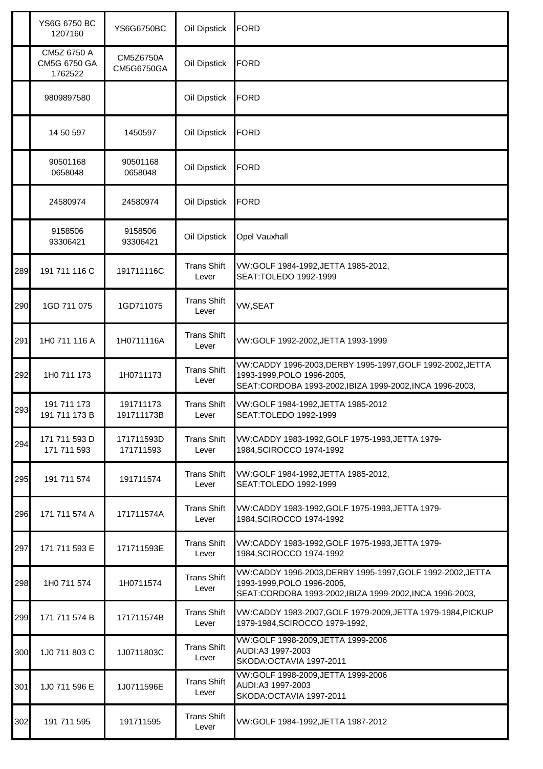| | | | | |
|---|---|---|---|---|
| | YS6G 6750 BC 1207160 | YS6G6750BC | Oil Dipstick | FORD |
| | CM5Z 6750 A CM5G 6750 GA 1762522 | CM5Z6750A CM5G6750GA | Oil Dipstick | FORD |
| | 9809897580 | | Oil Dipstick | FORD |
| | 14 50 597 | 1450597 | Oil Dipstick | FORD |
| | 90501168 0658048 | 90501168 0658048 | Oil Dipstick | FORD |
| | 24580974 | 24580974 | Oil Dipstick | FORD |
| | 9158506 93306421 | 9158506 93306421 | Oil Dipstick | Opel Vauxhall |
| 289 | 191 711 116 C | 191711116C | Trans Shift Lever | VW:GOLF 1984-1992,JETTA 1985-2012, SEAT:TOLEDO 1992-1999 |
| 290 | 1GD 711 075 | 1GD711075 | Trans Shift Lever | VW,SEAT |
| 291 | 1H0 711 116 A | 1H0711116A | Trans Shift Lever | VW:GOLF 1992-2002,JETTA 1993-1999 |
| 292 | 1H0 711 173 | 1H0711173 | Trans Shift Lever | VW:CADDY 1996-2003,DERBY 1995-1997,GOLF 1992-2002,JETTA 1993-1999,POLO 1996-2005, SEAT:CORDOBA 1993-2002,IBIZA 1999-2002,INCA 1996-2003, |
| 293 | 191 711 173 191 711 173 B | 191711173 191711173B | Trans Shift Lever | VW:GOLF 1984-1992,JETTA 1985-2012 SEAT:TOLEDO 1992-1999 |
| 294 | 171 711 593 D 171 711 593 | 171711593D 171711593 | Trans Shift Lever | VW:CADDY 1983-1992,GOLF 1975-1993,JETTA 1979-1984,SCIROCCO 1974-1992 |
| 295 | 191 711 574 | 191711574 | Trans Shift Lever | VW:GOLF 1984-1992,JETTA 1985-2012, SEAT:TOLEDO 1992-1999 |
| 296 | 171 711 574 A | 171711574A | Trans Shift Lever | VW:CADDY 1983-1992,GOLF 1975-1993,JETTA 1979-1984,SCIROCCO 1974-1992 |
| 297 | 171 711 593 E | 171711593E | Trans Shift Lever | VW:CADDY 1983-1992,GOLF 1975-1993,JETTA 1979-1984,SCIROCCO 1974-1992 |
| 298 | 1H0 711 574 | 1H0711574 | Trans Shift Lever | VW:CADDY 1996-2003,DERBY 1995-1997,GOLF 1992-2002,JETTA 1993-1999,POLO 1996-2005, SEAT:CORDOBA 1993-2002,IBIZA 1999-2002,INCA 1996-2003, |
| 299 | 171 711 574 B | 171711574B | Trans Shift Lever | VW:CADDY 1983-2007,GOLF 1979-2009,JETTA 1979-1984,PICKUP 1979-1984,SCIROCCO 1979-1992, |
| 300 | 1J0 711 803 C | 1J0711803C | Trans Shift Lever | VW:GOLF 1998-2009,JETTA 1999-2006 AUDI:A3 1997-2003 SKODA:OCTAVIA 1997-2011 |
| 301 | 1J0 711 596 E | 1J0711596E | Trans Shift Lever | VW:GOLF 1998-2009,JETTA 1999-2006 AUDI:A3 1997-2003 SKODA:OCTAVIA 1997-2011 |
| 302 | 191 711 595 | 191711595 | Trans Shift Lever | VW:GOLF 1984-1992,JETTA 1987-2012 |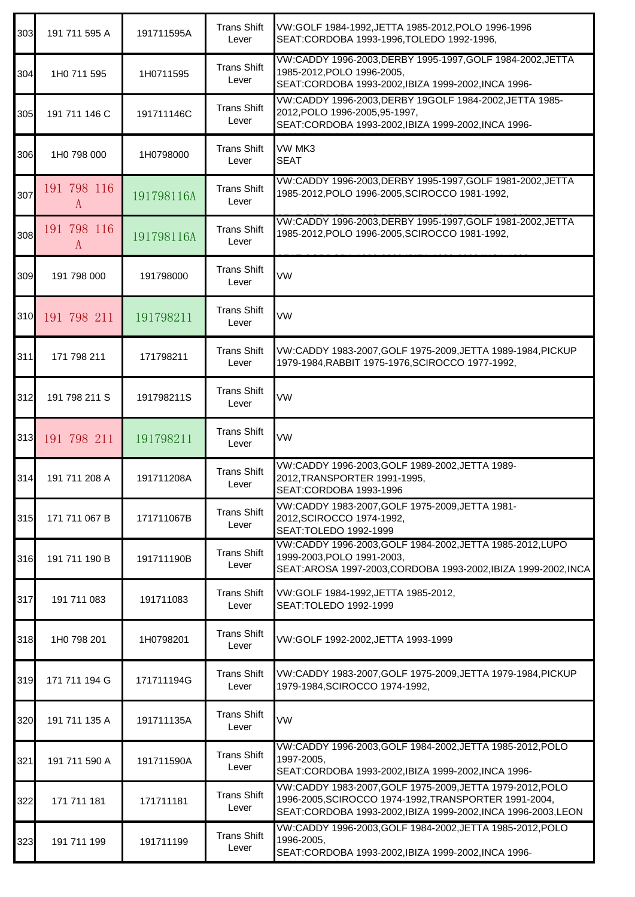| | | | | |
|---|---|---|---|---|
| 303 | 191 711 595 A | 191711595A | Trans Shift Lever | VW:GOLF 1984-1992,JETTA 1985-2012,POLO 1996-1996<br>SEAT:CORDOBA 1993-1996,TOLEDO 1992-1996, |
| 304 | 1H0 711 595 | 1H0711595 | Trans Shift Lever | VW:CADDY 1996-2003,DERBY 1995-1997,GOLF 1984-2002,JETTA 1985-2012,POLO 1996-2005,<br>SEAT:CORDOBA 1993-2002,IBIZA 1999-2002,INCA 1996- |
| 305 | 191 711 146 C | 191711146C | Trans Shift Lever | VW:CADDY 1996-2003,DERBY 19GOLF 1984-2002,JETTA 1985-2012,POLO 1996-2005,95-1997,<br>SEAT:CORDOBA 1993-2002,IBIZA 1999-2002,INCA 1996- |
| 306 | 1H0 798 000 | 1H0798000 | Trans Shift Lever | VW MK3<br>SEAT |
| 307 | 191 798 116 A | 191798116A | Trans Shift Lever | VW:CADDY 1996-2003,DERBY 1995-1997,GOLF 1981-2002,JETTA 1985-2012,POLO 1996-2005,SCIROCCO 1981-1992, |
| 308 | 191 798 116 A | 191798116A | Trans Shift Lever | VW:CADDY 1996-2003,DERBY 1995-1997,GOLF 1981-2002,JETTA 1985-2012,POLO 1996-2005,SCIROCCO 1981-1992, |
| 309 | 191 798 000 | 191798000 | Trans Shift Lever | VW |
| 310 | 191 798 211 | 191798211 | Trans Shift Lever | VW |
| 311 | 171 798 211 | 171798211 | Trans Shift Lever | VW:CADDY 1983-2007,GOLF 1975-2009,JETTA 1989-1984,PICKUP 1979-1984,RABBIT 1975-1976,SCIROCCO 1977-1992, |
| 312 | 191 798 211 S | 191798211S | Trans Shift Lever | VW |
| 313 | 191 798 211 | 191798211 | Trans Shift Lever | VW |
| 314 | 191 711 208 A | 191711208A | Trans Shift Lever | VW:CADDY 1996-2003,GOLF 1989-2002,JETTA 1989-2012,TRANSPORTER 1991-1995,<br>SEAT:CORDOBA 1993-1996 |
| 315 | 171 711 067 B | 171711067B | Trans Shift Lever | VW:CADDY 1983-2007,GOLF 1975-2009,JETTA 1981-2012,SCIROCCO 1974-1992,<br>SEAT:TOLEDO 1992-1999 |
| 316 | 191 711 190 B | 191711190B | Trans Shift Lever | VW:CADDY 1996-2003,GOLF 1984-2002,JETTA 1985-2012,LUPO 1999-2003,POLO 1991-2003,<br>SEAT:AROSA 1997-2003,CORDOBA 1993-2002,IBIZA 1999-2002,INCA |
| 317 | 191 711 083 | 191711083 | Trans Shift Lever | VW:GOLF 1984-1992,JETTA 1985-2012,<br>SEAT:TOLEDO 1992-1999 |
| 318 | 1H0 798 201 | 1H0798201 | Trans Shift Lever | VW:GOLF 1992-2002,JETTA 1993-1999 |
| 319 | 171 711 194 G | 171711194G | Trans Shift Lever | VW:CADDY 1983-2007,GOLF 1975-2009,JETTA 1979-1984,PICKUP 1979-1984,SCIROCCO 1974-1992, |
| 320 | 191 711 135 A | 191711135A | Trans Shift Lever | VW |
| 321 | 191 711 590 A | 191711590A | Trans Shift Lever | VW:CADDY 1996-2003,GOLF 1984-2002,JETTA 1985-2012,POLO 1997-2005,<br>SEAT:CORDOBA 1993-2002,IBIZA 1999-2002,INCA 1996- |
| 322 | 171 711 181 | 171711181 | Trans Shift Lever | VW:CADDY 1983-2007,GOLF 1975-2009,JETTA 1979-2012,POLO 1996-2005,SCIROCCO 1974-1992,TRANSPORTER 1991-2004,<br>SEAT:CORDOBA 1993-2002,IBIZA 1999-2002,INCA 1996-2003,LEON |
| 323 | 191 711 199 | 191711199 | Trans Shift Lever | VW:CADDY 1996-2003,GOLF 1984-2002,JETTA 1985-2012,POLO 1996-2005,<br>SEAT:CORDOBA 1993-2002,IBIZA 1999-2002,INCA 1996- |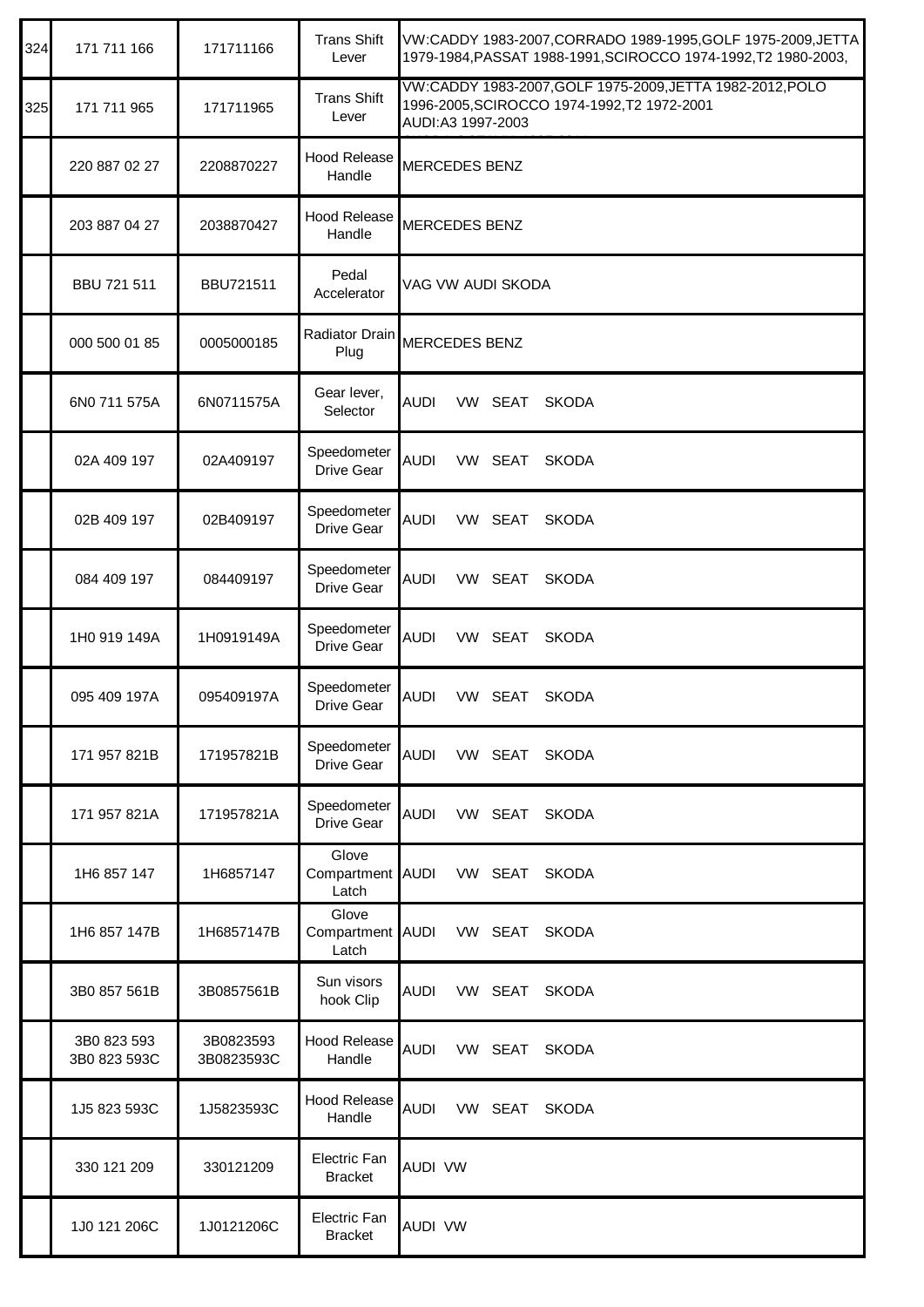| | | | | |
|---|---|---|---|---|
| 324 | 171 711 166 | 171711166 | Trans Shift Lever | VW:CADDY 1983-2007,CORRADO 1989-1995,GOLF 1975-2009,JETTA 1979-1984,PASSAT 1988-1991,SCIROCCO 1974-1992,T2 1980-2003, |
| 325 | 171 711 965 | 171711965 | Trans Shift Lever | VW:CADDY 1983-2007,GOLF 1975-2009,JETTA 1982-2012,POLO 1996-2005,SCIROCCO 1974-1992,T2 1972-2001 AUDI:A3 1997-2003 |
| | 220 887 02 27 | 2208870227 | Hood Release Handle | MERCEDES BENZ |
| | 203 887 04 27 | 2038870427 | Hood Release Handle | MERCEDES BENZ |
| | BBU 721 511 | BBU721511 | Pedal Accelerator | VAG VW AUDI SKODA |
| | 000 500 01 85 | 0005000185 | Radiator Drain Plug | MERCEDES BENZ |
| | 6N0 711 575A | 6N0711575A | Gear lever, Selector | AUDI VW SEAT SKODA |
| | 02A 409 197 | 02A409197 | Speedometer Drive Gear | AUDI VW SEAT SKODA |
| | 02B 409 197 | 02B409197 | Speedometer Drive Gear | AUDI VW SEAT SKODA |
| | 084 409 197 | 084409197 | Speedometer Drive Gear | AUDI VW SEAT SKODA |
| | 1H0 919 149A | 1H0919149A | Speedometer Drive Gear | AUDI VW SEAT SKODA |
| | 095 409 197A | 095409197A | Speedometer Drive Gear | AUDI VW SEAT SKODA |
| | 171 957 821B | 171957821B | Speedometer Drive Gear | AUDI VW SEAT SKODA |
| | 171 957 821A | 171957821A | Speedometer Drive Gear | AUDI VW SEAT SKODA |
| | 1H6 857 147 | 1H6857147 | Glove Compartment Latch | AUDI VW SEAT SKODA |
| | 1H6 857 147B | 1H6857147B | Glove Compartment Latch | AUDI VW SEAT SKODA |
| | 3B0 857 561B | 3B0857561B | Sun visors hook Clip | AUDI VW SEAT SKODA |
| | 3B0 823 593 3B0 823 593C | 3B0823593 3B0823593C | Hood Release Handle | AUDI VW SEAT SKODA |
| | 1J5 823 593C | 1J5823593C | Hood Release Handle | AUDI VW SEAT SKODA |
| | 330 121 209 | 330121209 | Electric Fan Bracket | AUDI VW |
| | 1J0 121 206C | 1J0121206C | Electric Fan Bracket | AUDI VW |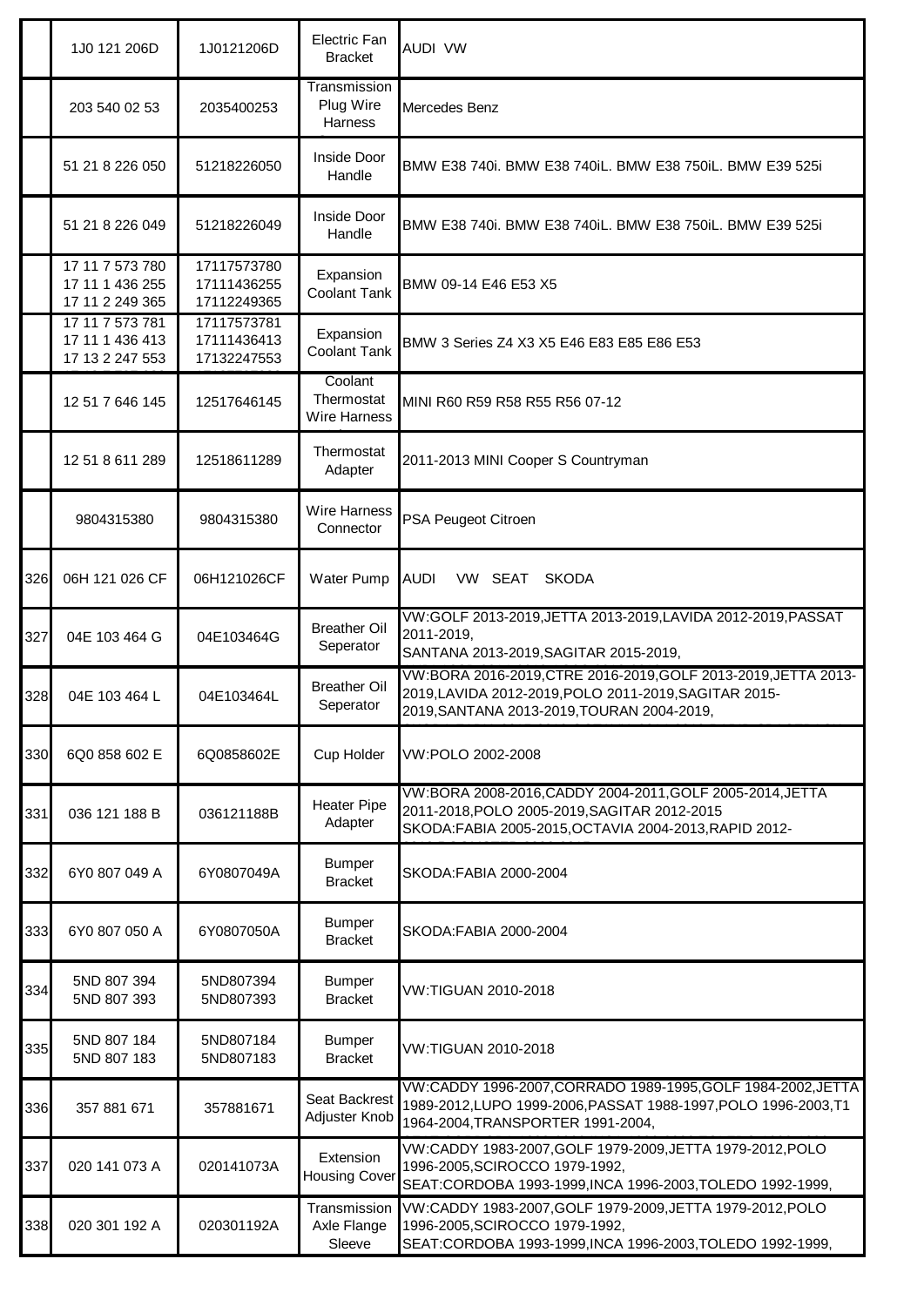| | | | | |
|---|---|---|---|---|
| | 1J0 121 206D | 1J0121206D | Electric Fan Bracket | AUDI VW |
| | 203 540 02 53 | 2035400253 | Transmission Plug Wire Harness | Mercedes Benz |
| | 51 21 8 226 050 | 51218226050 | Inside Door Handle | BMW E38 740i. BMW E38 740iL. BMW E38 750iL. BMW E39 525i |
| | 51 21 8 226 049 | 51218226049 | Inside Door Handle | BMW E38 740i. BMW E38 740iL. BMW E38 750iL. BMW E39 525i |
| | 17 11 7 573 780<br>17 11 1 436 255<br>17 11 2 249 365 | 17117573780<br>17111436255<br>17112249365 | Expansion Coolant Tank | BMW 09-14 E46 E53 X5 |
| | 17 11 7 573 781<br>17 11 1 436 413<br>17 13 2 247 553 | 17117573781<br>17111436413<br>17132247553 | Expansion Coolant Tank | BMW 3 Series Z4 X3 X5 E46 E83 E85 E86 E53 |
| | 12 51 7 646 145 | 12517646145 | Coolant Thermostat Wire Harness | MINI R60 R59 R58 R55 R56 07-12 |
| | 12 51 8 611 289 | 12518611289 | Thermostat Adapter | 2011-2013 MINI Cooper S Countryman |
| | 9804315380 | 9804315380 | Wire Harness Connector | PSA Peugeot Citroen |
| 326 | 06H 121 026 CF | 06H121026CF | Water Pump | AUDI VW SEAT SKODA |
| 327 | 04E 103 464 G | 04E103464G | Breather Oil Seperator | VW:GOLF 2013-2019,JETTA 2013-2019,LAVIDA 2012-2019,PASSAT 2011-2019,<br>SANTANA 2013-2019,SAGITAR 2015-2019, |
| 328 | 04E 103 464 L | 04E103464L | Breather Oil Seperator | VW:BORA 2016-2019,CTRE 2016-2019,GOLF 2013-2019,JETTA 2013-2019,LAVIDA 2012-2019,POLO 2011-2019,SAGITAR 2015-2019,SANTANA 2013-2019,TOURAN 2004-2019, |
| 330 | 6Q0 858 602 E | 6Q0858602E | Cup Holder | VW:POLO 2002-2008 |
| 331 | 036 121 188 B | 036121188B | Heater Pipe Adapter | VW:BORA 2008-2016,CADDY 2004-2011,GOLF 2005-2014,JETTA 2011-2018,POLO 2005-2019,SAGITAR 2012-2015<br>SKODA:FABIA 2005-2015,OCTAVIA 2004-2013,RAPID 2012- |
| 332 | 6Y0 807 049 A | 6Y0807049A | Bumper Bracket | SKODA:FABIA 2000-2004 |
| 333 | 6Y0 807 050 A | 6Y0807050A | Bumper Bracket | SKODA:FABIA 2000-2004 |
| 334 | 5ND 807 394<br>5ND 807 393 | 5ND807394<br>5ND807393 | Bumper Bracket | VW:TIGUAN 2010-2018 |
| 335 | 5ND 807 184<br>5ND 807 183 | 5ND807184<br>5ND807183 | Bumper Bracket | VW:TIGUAN 2010-2018 |
| 336 | 357 881 671 | 357881671 | Seat Backrest Adjuster Knob | VW:CADDY 1996-2007,CORRADO 1989-1995,GOLF 1984-2002,JETTA 1989-2012,LUPO 1999-2006,PASSAT 1988-1997,POLO 1996-2003,T1 1964-2004,TRANSPORTER 1991-2004, |
| 337 | 020 141 073 A | 020141073A | Extension Housing Cover | VW:CADDY 1983-2007,GOLF 1979-2009,JETTA 1979-2012,POLO 1996-2005,SCIROCCO 1979-1992,<br>SEAT:CORDOBA 1993-1999,INCA 1996-2003,TOLEDO 1992-1999, |
| 338 | 020 301 192 A | 020301192A | Transmission Axle Flange Sleeve | VW:CADDY 1983-2007,GOLF 1979-2009,JETTA 1979-2012,POLO 1996-2005,SCIROCCO 1979-1992,<br>SEAT:CORDOBA 1993-1999,INCA 1996-2003,TOLEDO 1992-1999, |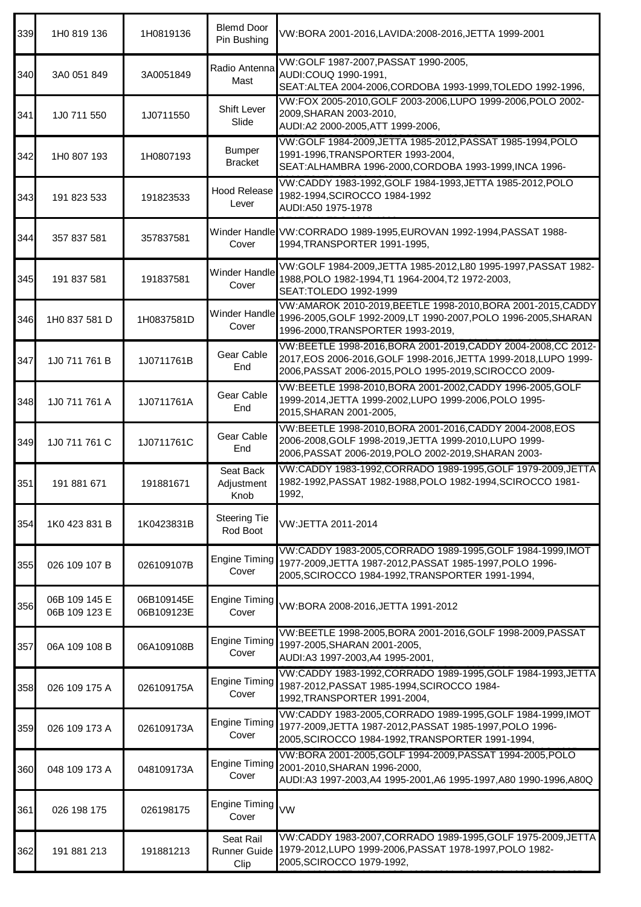| 339 | 1H0 819 136 | 1H0819136 | Blemd Door Pin Bushing | VW:BORA 2001-2016,LAVIDA:2008-2016,JETTA 1999-2001 |
|---|---|---|---|---|
| 340 | 3A0 051 849 | 3A0051849 | Radio Antenna Mast | VW:GOLF 1987-2007,PASSAT 1990-2005, AUDI:COUQ 1990-1991, SEAT:ALTEA 2004-2006,CORDOBA 1993-1999,TOLEDO 1992-1996, |
| 341 | 1J0 711 550 | 1J0711550 | Shift Lever Slide | VW:FOX 2005-2010,GOLF 2003-2006,LUPO 1999-2006,POLO 2002-2009,SHARAN 2003-2010, AUDI:A2 2000-2005,ATT 1999-2006, |
| 342 | 1H0 807 193 | 1H0807193 | Bumper Bracket | VW:GOLF 1984-2009,JETTA 1985-2012,PASSAT 1985-1994,POLO 1991-1996,TRANSPORTER 1993-2004, SEAT:ALHAMBRA 1996-2000,CORDOBA 1993-1999,INCA 1996- |
| 343 | 191 823 533 | 191823533 | Hood Release Lever | VW:CADDY 1983-1992,GOLF 1984-1993,JETTA 1985-2012,POLO 1982-1994,SCIROCCO 1984-1992 AUDI:A50 1975-1978 |
| 344 | 357 837 581 | 357837581 | Winder Handle Cover | VW:CORRADO 1989-1995,EUROVAN 1992-1994,PASSAT 1988-1994,TRANSPORTER 1991-1995, |
| 345 | 191 837 581 | 191837581 | Winder Handle Cover | VW:GOLF 1984-2009,JETTA 1985-2012,L80 1995-1997,PASSAT 1982-1988,POLO 1982-1994,T1 1964-2004,T2 1972-2003, SEAT:TOLEDO 1992-1999 |
| 346 | 1H0 837 581 D | 1H0837581D | Winder Handle Cover | VW:AMAROK 2010-2019,BEETLE 1998-2010,BORA 2001-2015,CADDY 1996-2005,GOLF 1992-2009,LT 1990-2007,POLO 1996-2005,SHARAN 1996-2000,TRANSPORTER 1993-2019, |
| 347 | 1J0 711 761 B | 1J0711761B | Gear Cable End | VW:BEETLE 1998-2016,BORA 2001-2019,CADDY 2004-2008,CC 2012-2017,EOS 2006-2016,GOLF 1998-2016,JETTA 1999-2018,LUPO 1999-2006,PASSAT 2006-2015,POLO 1995-2019,SCIROCCO 2009- |
| 348 | 1J0 711 761 A | 1J0711761A | Gear Cable End | VW:BEETLE 1998-2010,BORA 2001-2002,CADDY 1996-2005,GOLF 1999-2014,JETTA 1999-2002,LUPO 1999-2006,POLO 1995-2015,SHARAN 2001-2005, |
| 349 | 1J0 711 761 C | 1J0711761C | Gear Cable End | VW:BEETLE 1998-2010,BORA 2001-2016,CADDY 2004-2008,EOS 2006-2008,GOLF 1998-2019,JETTA 1999-2010,LUPO 1999-2006,PASSAT 2006-2019,POLO 2002-2019,SHARAN 2003- |
| 351 | 191 881 671 | 191881671 | Seat Back Adjustment Knob | VW:CADDY 1983-1992,CORRADO 1989-1995,GOLF 1979-2009,JETTA 1982-1992,PASSAT 1982-1988,POLO 1982-1994,SCIROCCO 1981-1992, |
| 354 | 1K0 423 831 B | 1K0423831B | Steering Tie Rod Boot | VW:JETTA 2011-2014 |
| 355 | 026 109 107 B | 026109107B | Engine Timing Cover | VW:CADDY 1983-2005,CORRADO 1989-1995,GOLF 1984-1999,IMOT 1977-2009,JETTA 1987-2012,PASSAT 1985-1997,POLO 1996-2005,SCIROCCO 1984-1992,TRANSPORTER 1991-1994, |
| 356 | 06B 109 145 E 06B 109 123 E | 06B109145E 06B109123E | Engine Timing Cover | VW:BORA 2008-2016,JETTA 1991-2012 |
| 357 | 06A 109 108 B | 06A109108B | Engine Timing Cover | VW:BEETLE 1998-2005,BORA 2001-2016,GOLF 1998-2009,PASSAT 1997-2005,SHARAN 2001-2005, AUDI:A3 1997-2003,A4 1995-2001, |
| 358 | 026 109 175 A | 026109175A | Engine Timing Cover | VW:CADDY 1983-1992,CORRADO 1989-1995,GOLF 1984-1993,JETTA 1987-2012,PASSAT 1985-1994,SCIROCCO 1984-1992,TRANSPORTER 1991-2004, |
| 359 | 026 109 173 A | 026109173A | Engine Timing Cover | VW:CADDY 1983-2005,CORRADO 1989-1995,GOLF 1984-1999,IMOT 1977-2009,JETTA 1987-2012,PASSAT 1985-1997,POLO 1996-2005,SCIROCCO 1984-1992,TRANSPORTER 1991-1994, |
| 360 | 048 109 173 A | 048109173A | Engine Timing Cover | VW:BORA 2001-2005,GOLF 1994-2009,PASSAT 1994-2005,POLO 2001-2010,SHARAN 1996-2000, AUDI:A3 1997-2003,A4 1995-2001,A6 1995-1997,A80 1990-1996,A80Q |
| 361 | 026 198 175 | 026198175 | Engine Timing Cover | VW |
| 362 | 191 881 213 | 191881213 | Seat Rail Runner Guide Clip | VW:CADDY 1983-2007,CORRADO 1989-1995,GOLF 1975-2009,JETTA 1979-2012,LUPO 1999-2006,PASSAT 1978-1997,POLO 1982-2005,SCIROCCO 1979-1992, |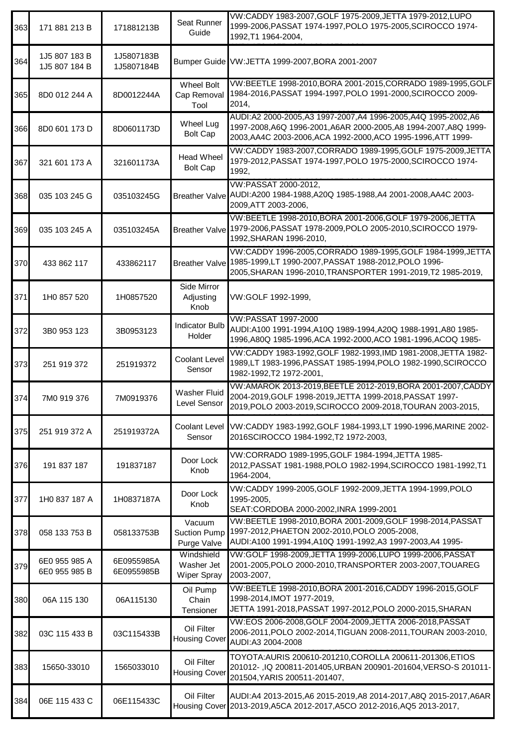| | | | | |
|---|---|---|---|---|
| 363 | 171 881 213 B | 171881213B | Seat Runner Guide | VW:CADDY 1983-2007,GOLF 1975-2009,JETTA 1979-2012,LUPO 1999-2006,PASSAT 1974-1997,POLO 1975-2005,SCIROCCO 1974-1992,T1 1964-2004, |
| 364 | 1J5 807 183 B<br>1J5 807 184 B | 1J5807183B<br>1J5807184B | Bumper Guide | VW:JETTA 1999-2007,BORA 2001-2007 |
| 365 | 8D0 012 244 A | 8D0012244A | Wheel Bolt Cap Removal Tool | VW:BEETLE 1998-2010,BORA 2001-2015,CORRADO 1989-1995,GOLF 1984-2016,PASSAT 1994-1997,POLO 1991-2000,SCIROCCO 2009-2014, |
| 366 | 8D0 601 173 D | 8D0601173D | Wheel Lug Bolt Cap | AUDI:A2 2000-2005,A3 1997-2007,A4 1996-2005,A4Q 1995-2002,A6 1997-2008,A6Q 1996-2001,A6AR 2000-2005,A8 1994-2007,A8Q 1999-2003,AA4C 2003-2006,ACA 1992-2000,ACO 1995-1996,ATT 1999- |
| 367 | 321 601 173 A | 321601173A | Head Wheel Bolt Cap | VW:CADDY 1983-2007,CORRADO 1989-1995,GOLF 1975-2009,JETTA 1979-2012,PASSAT 1974-1997,POLO 1975-2000,SCIROCCO 1974-1992, |
| 368 | 035 103 245 G | 035103245G | Breather Valve | VW:PASSAT 2000-2012,<br>AUDI:A200 1984-1988,A20Q 1985-1988,A4 2001-2008,AA4C 2003-2009,ATT 2003-2006, |
| 369 | 035 103 245 A | 035103245A | Breather Valve | VW:BEETLE 1998-2010,BORA 2001-2006,GOLF 1979-2006,JETTA 1979-2006,PASSAT 1978-2009,POLO 2005-2010,SCIROCCO 1979-1992,SHARAN 1996-2010, |
| 370 | 433 862 117 | 433862117 | Breather Valve | VW:CADDY 1996-2005,CORRADO 1989-1995,GOLF 1984-1999,JETTA 1985-1999,LT 1990-2007,PASSAT 1988-2012,POLO 1996-2005,SHARAN 1996-2010,TRANSPORTER 1991-2019,T2 1985-2019, |
| 371 | 1H0 857 520 | 1H0857520 | Side Mirror Adjusting Knob | VW:GOLF 1992-1999, |
| 372 | 3B0 953 123 | 3B0953123 | Indicator Bulb Holder | VW:PASSAT 1997-2000<br>AUDI:A100 1991-1994,A10Q 1989-1994,A20Q 1988-1991,A80 1985-1996,A80Q 1985-1996,ACA 1992-2000,ACO 1981-1996,ACOQ 1985- |
| 373 | 251 919 372 | 251919372 | Coolant Level Sensor | VW:CADDY 1983-1992,GOLF 1982-1993,IMD 1981-2008,JETTA 1982-1989,LT 1983-1996,PASSAT 1985-1994,POLO 1982-1990,SCIROCCO 1982-1992,T2 1972-2001, |
| 374 | 7M0 919 376 | 7M0919376 | Washer Fluid Level Sensor | VW:AMAROK 2013-2019,BEETLE 2012-2019,BORA 2001-2007,CADDY 2004-2019,GOLF 1998-2019,JETTA 1999-2018,PASSAT 1997-2019,POLO 2003-2019,SCIROCCO 2009-2018,TOURAN 2003-2015, |
| 375 | 251 919 372 A | 251919372A | Coolant Level Sensor | VW:CADDY 1983-1992,GOLF 1984-1993,LT 1990-1996,MARINE 2002-2016SCIROCCO 1984-1992,T2 1972-2003, |
| 376 | 191 837 187 | 191837187 | Door Lock Knob | VW:CORRADO 1989-1995,GOLF 1984-1994,JETTA 1985-2012,PASSAT 1981-1988,POLO 1982-1994,SCIROCCO 1981-1992,T1 1964-2004, |
| 377 | 1H0 837 187 A | 1H0837187A | Door Lock Knob | VW:CADDY 1999-2005,GOLF 1992-2009,JETTA 1994-1999,POLO 1995-2005,<br>SEAT:CORDOBA 2000-2002,INRA 1999-2001 |
| 378 | 058 133 753 B | 058133753B | Vacuum Suction Pump Purge Valve | VW:BEETLE 1998-2010,BORA 2001-2009,GOLF 1998-2014,PASSAT 1997-2012,PHAETON 2002-2010,POLO 2005-2008,<br>AUDI:A100 1991-1994,A10Q 1991-1992,A3 1997-2003,A4 1995- |
| 379 | 6E0 955 985 A<br>6E0 955 985 B | 6E0955985A<br>6E0955985B | Windshield Washer Jet Wiper Spray | VW:GOLF 1998-2009,JETTA 1999-2006,LUPO 1999-2006,PASSAT 2001-2005,POLO 2000-2010,TRANSPORTER 2003-2007,TOUAREG 2003-2007, |
| 380 | 06A 115 130 | 06A115130 | Oil Pump Chain Tensioner | VW:BEETLE 1998-2010,BORA 2001-2016,CADDY 1996-2015,GOLF 1998-2014,IMOT 1977-2019,<br>JETTA 1991-2018,PASSAT 1997-2012,POLO 2000-2015,SHARAN |
| 382 | 03C 115 433 B | 03C115433B | Oil Filter Housing Cover | VW:EOS 2006-2008,GOLF 2004-2009,JETTA 2006-2018,PASSAT 2006-2011,POLO 2002-2014,TIGUAN 2008-2011,TOURAN 2003-2010,<br>AUDI:A3 2004-2008 |
| 383 | 15650-33010 | 1565033010 | Oil Filter Housing Cover | TOYOTA:AURIS 200610-201210,COROLLA 200611-201306,ETIOS 201012- ,IQ 200811-201405,URBAN 200901-201604,VERSO-S 201011-201504,YARIS 200511-201407, |
| 384 | 06E 115 433 C | 06E115433C | Oil Filter Housing Cover | AUDI:A4 2013-2015,A6 2015-2019,A8 2014-2017,A8Q 2015-2017,A6AR 2013-2019,A5CA 2012-2017,A5CO 2012-2016,AQ5 2013-2017, |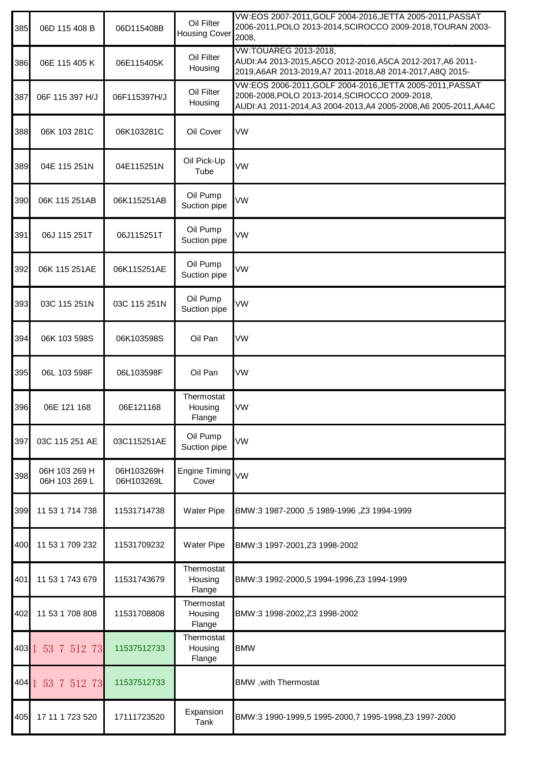| 385 | 06D 115 408 B | 06D115408B | Oil Filter Housing Cover | VW:EOS 2007-2011,GOLF 2004-2016,JETTA 2005-2011,PASSAT 2006-2011,POLO 2013-2014,SCIROCCO 2009-2018,TOURAN 2003-2008, |
|---|---|---|---|---|
| 386 | 06E 115 405 K | 06E115405K | Oil Filter Housing | VW:TOUAREG 2013-2018, AUDI:A4 2013-2015,A5CO 2012-2016,A5CA 2012-2017,A6 2011-2019,A6AR 2013-2019,A7 2011-2018,A8 2014-2017,A8Q 2015- |
| 387 | 06F 115 397 H/J | 06F115397H/J | Oil Filter Housing | VW:EOS 2006-2011,GOLF 2004-2016,JETTA 2005-2011,PASSAT 2006-2008,POLO 2013-2014,SCIROCCO 2009-2018, AUDI:A1 2011-2014,A3 2004-2013,A4 2005-2008,A6 2005-2011,AA4C |
| 388 | 06K 103 281C | 06K103281C | Oil Cover | VW |
| 389 | 04E 115 251N | 04E115251N | Oil Pick-Up Tube | VW |
| 390 | 06K 115 251AB | 06K115251AB | Oil Pump Suction pipe | VW |
| 391 | 06J 115 251T | 06J115251T | Oil Pump Suction pipe | VW |
| 392 | 06K 115 251AE | 06K115251AE | Oil Pump Suction pipe | VW |
| 393 | 03C 115 251N | 03C 115 251N | Oil Pump Suction pipe | VW |
| 394 | 06K 103 598S | 06K103598S | Oil Pan | VW |
| 395 | 06L 103 598F | 06L103598F | Oil Pan | VW |
| 396 | 06E 121 168 | 06E121168 | Thermostat Housing Flange | VW |
| 397 | 03C 115 251 AE | 03C115251AE | Oil Pump Suction pipe | VW |
| 398 | 06H 103 269 H 06H 103 269 L | 06H103269H 06H103269L | Engine Timing Cover | VW |
| 399 | 11 53 1 714 738 | 11531714738 | Water Pipe | BMW:3 1987-2000 ,5 1989-1996 ,Z3 1994-1999 |
| 400 | 11 53 1 709 232 | 11531709232 | Water Pipe | BMW:3 1997-2001,Z3 1998-2002 |
| 401 | 11 53 1 743 679 | 11531743679 | Thermostat Housing Flange | BMW:3 1992-2000,5 1994-1996,Z3 1994-1999 |
| 402 | 11 53 1 708 808 | 11531708808 | Thermostat Housing Flange | BMW:3 1998-2002,Z3 1998-2002 |
| 403 | 1 53 7 512 73 | 11537512733 | Thermostat Housing Flange | BMW |
| 404 | 1 53 7 512 73 | 11537512733 | | BMW ,with Thermostat |
| 405 | 17 11 1 723 520 | 17111723520 | Expansion Tank | BMW:3 1990-1999,5 1995-2000,7 1995-1998,Z3 1997-2000 |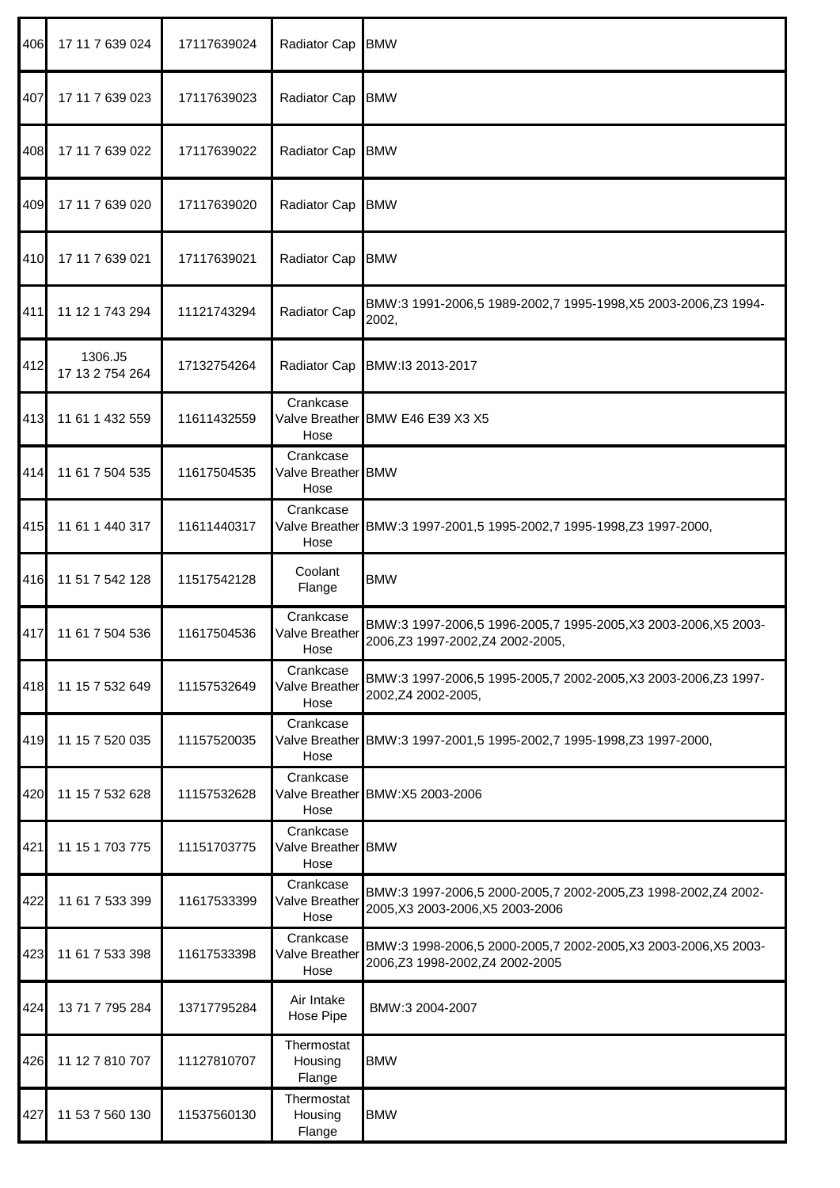| 406 | 17 11 7 639 024 | 17117639024 | Radiator Cap | BMW |
|---|---|---|---|---|
| 407 | 17 11 7 639 023 | 17117639023 | Radiator Cap | BMW |
| 408 | 17 11 7 639 022 | 17117639022 | Radiator Cap | BMW |
| 409 | 17 11 7 639 020 | 17117639020 | Radiator Cap | BMW |
| 410 | 17 11 7 639 021 | 17117639021 | Radiator Cap | BMW |
| 411 | 11 12 1 743 294 | 11121743294 | Radiator Cap | BMW:3 1991-2006,5 1989-2002,7 1995-1998,X5 2003-2006,Z3 1994-2002, |
| 412 | 1306.J5 17 13 2 754 264 | 17132754264 | Radiator Cap | BMW:I3 2013-2017 |
| 413 | 11 61 1 432 559 | 11611432559 | Crankcase Valve Breather Hose | BMW E46 E39 X3 X5 |
| 414 | 11 61 7 504 535 | 11617504535 | Crankcase Valve Breather Hose | BMW |
| 415 | 11 61 1 440 317 | 11611440317 | Crankcase Valve Breather Hose | BMW:3 1997-2001,5 1995-2002,7 1995-1998,Z3 1997-2000, |
| 416 | 11 51 7 542 128 | 11517542128 | Coolant Flange | BMW |
| 417 | 11 61 7 504 536 | 11617504536 | Crankcase Valve Breather Hose | BMW:3 1997-2006,5 1996-2005,7 1995-2005,X3 2003-2006,X5 2003-2006,Z3 1997-2002,Z4 2002-2005, |
| 418 | 11 15 7 532 649 | 11157532649 | Crankcase Valve Breather Hose | BMW:3 1997-2006,5 1995-2005,7 2002-2005,X3 2003-2006,Z3 1997-2002,Z4 2002-2005, |
| 419 | 11 15 7 520 035 | 11157520035 | Crankcase Valve Breather Hose | BMW:3 1997-2001,5 1995-2002,7 1995-1998,Z3 1997-2000, |
| 420 | 11 15 7 532 628 | 11157532628 | Crankcase Valve Breather Hose | BMW:X5 2003-2006 |
| 421 | 11 15 1 703 775 | 11151703775 | Crankcase Valve Breather Hose | BMW |
| 422 | 11 61 7 533 399 | 11617533399 | Crankcase Valve Breather Hose | BMW:3 1997-2006,5 2000-2005,7 2002-2005,Z3 1998-2002,Z4 2002-2005,X3 2003-2006,X5 2003-2006 |
| 423 | 11 61 7 533 398 | 11617533398 | Crankcase Valve Breather Hose | BMW:3 1998-2006,5 2000-2005,7 2002-2005,X3 2003-2006,X5 2003-2006,Z3 1998-2002,Z4 2002-2005 |
| 424 | 13 71 7 795 284 | 13717795284 | Air Intake Hose Pipe | BMW:3 2004-2007 |
| 426 | 11 12 7 810 707 | 11127810707 | Thermostat Housing Flange | BMW |
| 427 | 11 53 7 560 130 | 11537560130 | Thermostat Housing Flange | BMW |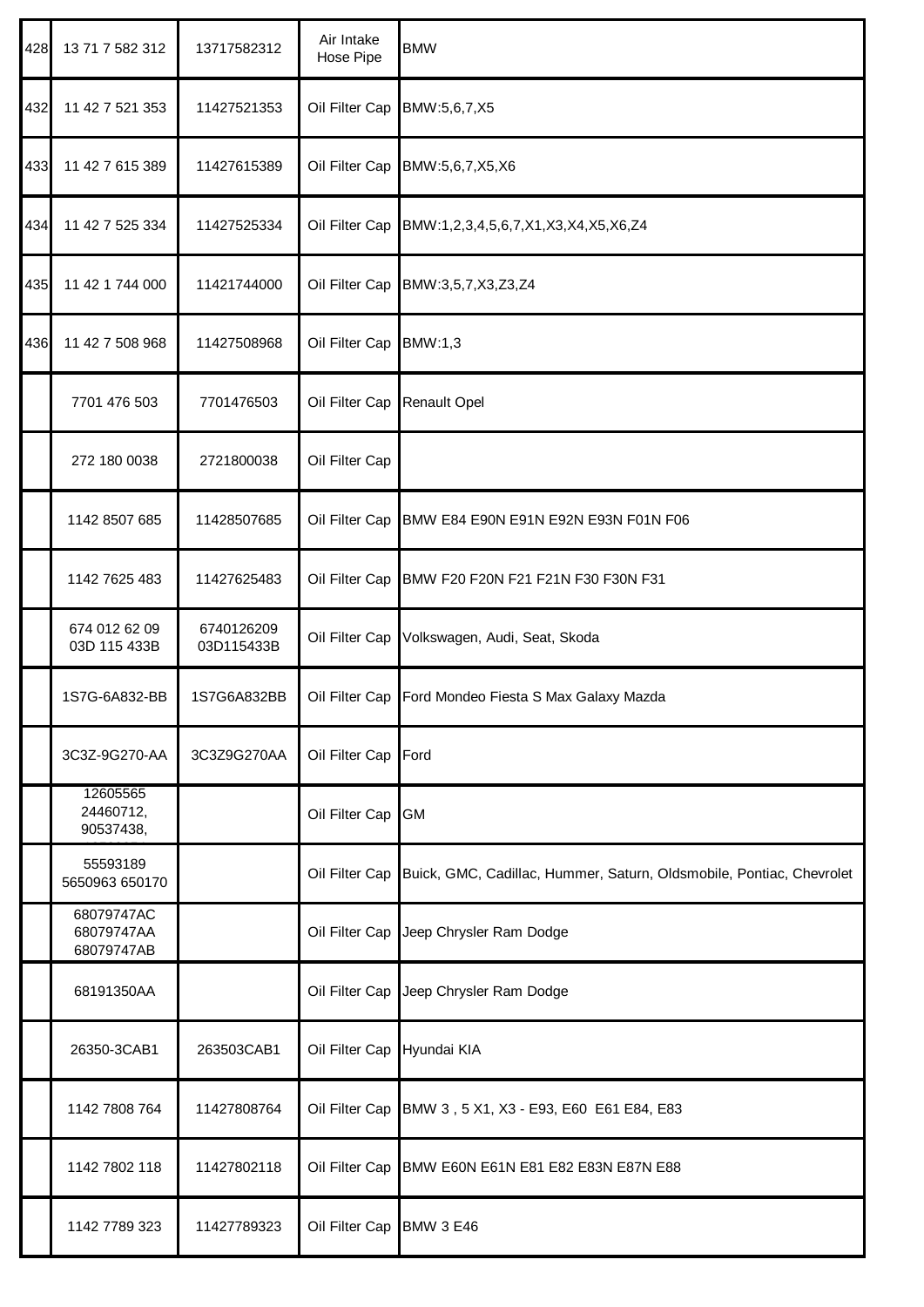| | | | | |
|---|---|---|---|---|
| 428 | 13 71 7 582 312 | 13717582312 | Air Intake Hose Pipe | BMW |
| 432 | 11 42 7 521 353 | 11427521353 | Oil Filter Cap | BMW:5,6,7,X5 |
| 433 | 11 42 7 615 389 | 11427615389 | Oil Filter Cap | BMW:5,6,7,X5,X6 |
| 434 | 11 42 7 525 334 | 11427525334 | Oil Filter Cap | BMW:1,2,3,4,5,6,7,X1,X3,X4,X5,X6,Z4 |
| 435 | 11 42 1 744 000 | 11421744000 | Oil Filter Cap | BMW:3,5,7,X3,Z3,Z4 |
| 436 | 11 42 7 508 968 | 11427508968 | Oil Filter Cap | BMW:1,3 |
| | 7701 476 503 | 7701476503 | Oil Filter Cap | Renault Opel |
| | 272 180 0038 | 2721800038 | Oil Filter Cap | |
| | 1142 8507 685 | 11428507685 | Oil Filter Cap | BMW E84 E90N E91N E92N E93N F01N F06 |
| | 1142 7625 483 | 11427625483 | Oil Filter Cap | BMW F20 F20N F21 F21N F30 F30N F31 |
| | 674 012 62 09<br>03D 115 433B | 6740126209<br>03D115433B | Oil Filter Cap | Volkswagen, Audi, Seat, Skoda |
| | 1S7G-6A832-BB | 1S7G6A832BB | Oil Filter Cap | Ford Mondeo Fiesta S Max Galaxy Mazda |
| | 3C3Z-9G270-AA | 3C3Z9G270AA | Oil Filter Cap | Ford |
| | 12605565<br>24460712,<br>90537438, | | Oil Filter Cap | GM |
| | 55593189<br>5650963 650170 | | Oil Filter Cap | Buick, GMC, Cadillac, Hummer, Saturn, Oldsmobile, Pontiac, Chevrolet |
| | 68079747AC<br>68079747AA<br>68079747AB | | Oil Filter Cap | Jeep Chrysler Ram Dodge |
| | 68191350AA | | Oil Filter Cap | Jeep Chrysler Ram Dodge |
| | 26350-3CAB1 | 263503CAB1 | Oil Filter Cap | Hyundai KIA |
| | 1142 7808 764 | 11427808764 | Oil Filter Cap | BMW 3 , 5 X1, X3 - E93, E60 E61 E84, E83 |
| | 1142 7802 118 | 11427802118 | Oil Filter Cap | BMW E60N E61N E81 E82 E83N E87N E88 |
| | 1142 7789 323 | 11427789323 | Oil Filter Cap | BMW 3 E46 |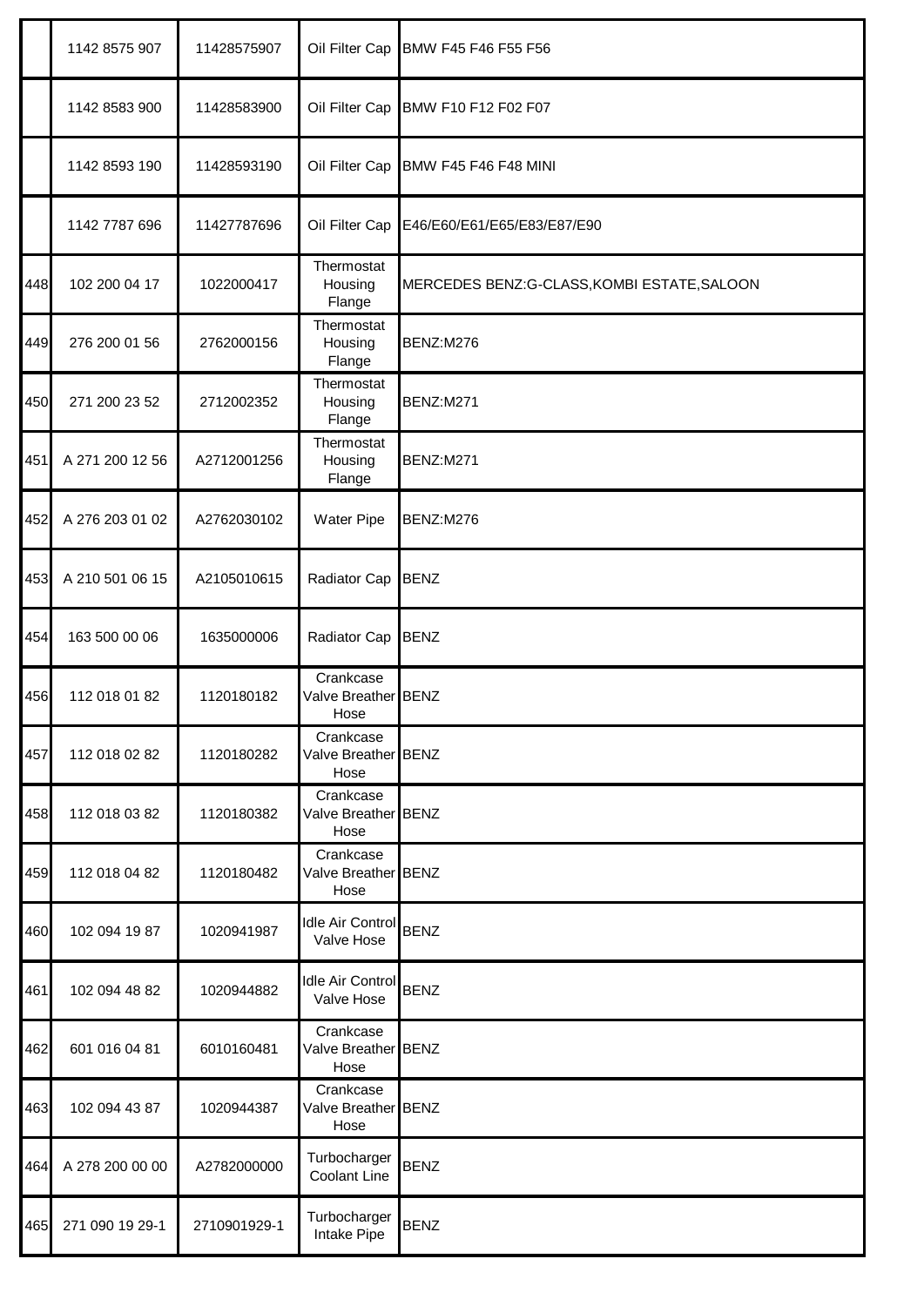| | | | | |
|---|---|---|---|---|
| | 1142 8575 907 | 11428575907 | Oil Filter Cap | BMW F45 F46 F55 F56 |
| | 1142 8583 900 | 11428583900 | Oil Filter Cap | BMW F10 F12 F02 F07 |
| | 1142 8593 190 | 11428593190 | Oil Filter Cap | BMW F45 F46 F48 MINI |
| | 1142 7787 696 | 11427787696 | Oil Filter Cap | E46/E60/E61/E65/E83/E87/E90 |
| 448 | 102 200 04 17 | 1022000417 | Thermostat Housing Flange | MERCEDES BENZ:G-CLASS,KOMBI ESTATE,SALOON |
| 449 | 276 200 01 56 | 2762000156 | Thermostat Housing Flange | BENZ:M276 |
| 450 | 271 200 23 52 | 2712002352 | Thermostat Housing Flange | BENZ:M271 |
| 451 | A 271 200 12 56 | A2712001256 | Thermostat Housing Flange | BENZ:M271 |
| 452 | A 276 203 01 02 | A2762030102 | Water Pipe | BENZ:M276 |
| 453 | A 210 501 06 15 | A2105010615 | Radiator Cap | BENZ |
| 454 | 163 500 00 06 | 1635000006 | Radiator Cap | BENZ |
| 456 | 112 018 01 82 | 1120180182 | Crankcase Valve Breather Hose | BENZ |
| 457 | 112 018 02 82 | 1120180282 | Crankcase Valve Breather Hose | BENZ |
| 458 | 112 018 03 82 | 1120180382 | Crankcase Valve Breather Hose | BENZ |
| 459 | 112 018 04 82 | 1120180482 | Crankcase Valve Breather Hose | BENZ |
| 460 | 102 094 19 87 | 1020941987 | Idle Air Control Valve Hose | BENZ |
| 461 | 102 094 48 82 | 1020944882 | Idle Air Control Valve Hose | BENZ |
| 462 | 601 016 04 81 | 6010160481 | Crankcase Valve Breather Hose | BENZ |
| 463 | 102 094 43 87 | 1020944387 | Crankcase Valve Breather Hose | BENZ |
| 464 | A 278 200 00 00 | A2782000000 | Turbocharger Coolant Line | BENZ |
| 465 | 271 090 19 29-1 | 2710901929-1 | Turbocharger Intake Pipe | BENZ |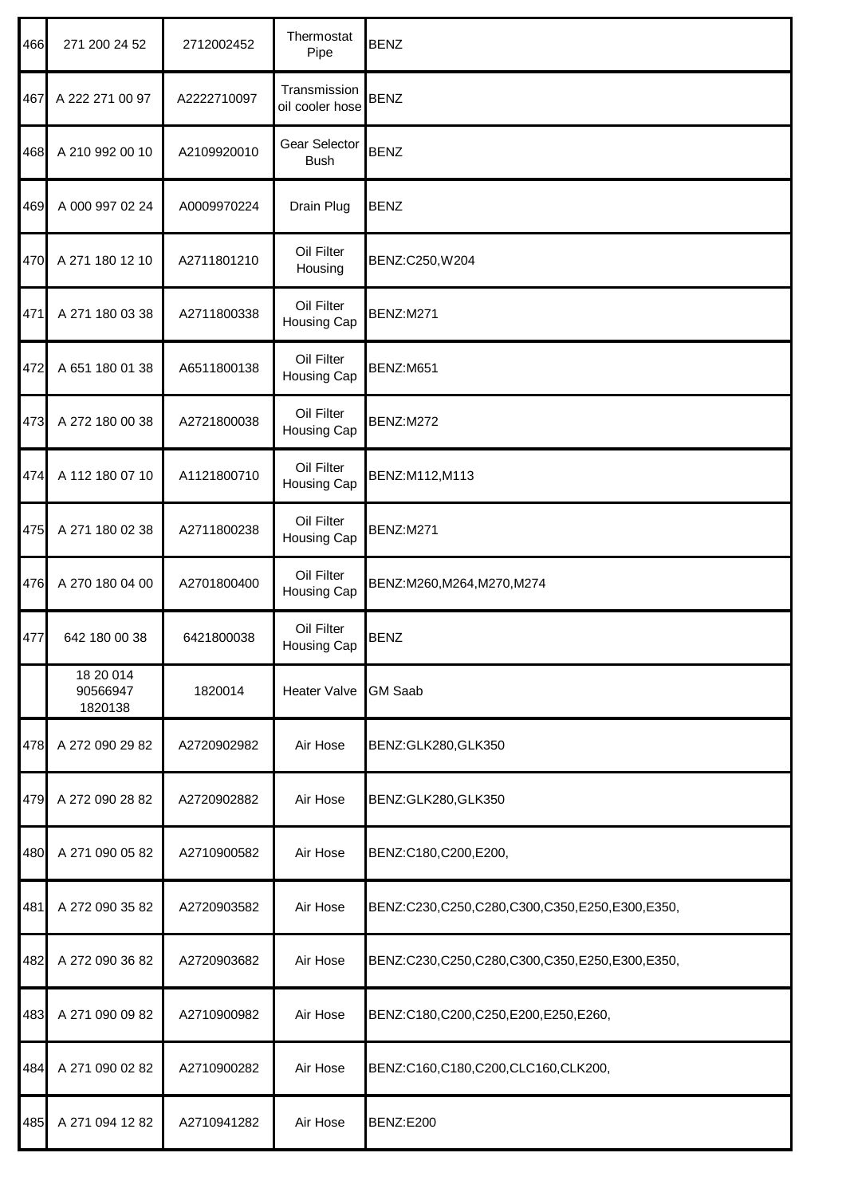| 466 | 271 200 24 52 | 2712002452 | Thermostat Pipe | BENZ |
|---|---|---|---|---|
| 467 | A 222 271 00 97 | A2222710097 | Transmission oil cooler hose | BENZ |
| 468 | A 210 992 00 10 | A2109920010 | Gear Selector Bush | BENZ |
| 469 | A 000 997 02 24 | A0009970224 | Drain Plug | BENZ |
| 470 | A 271 180 12 10 | A2711801210 | Oil Filter Housing | BENZ:C250,W204 |
| 471 | A 271 180 03 38 | A2711800338 | Oil Filter Housing Cap | BENZ:M271 |
| 472 | A 651 180 01 38 | A6511800138 | Oil Filter Housing Cap | BENZ:M651 |
| 473 | A 272 180 00 38 | A2721800038 | Oil Filter Housing Cap | BENZ:M272 |
| 474 | A 112 180 07 10 | A1121800710 | Oil Filter Housing Cap | BENZ:M112,M113 |
| 475 | A 271 180 02 38 | A2711800238 | Oil Filter Housing Cap | BENZ:M271 |
| 476 | A 270 180 04 00 | A2701800400 | Oil Filter Housing Cap | BENZ:M260,M264,M270,M274 |
| 477 | 642 180 00 38 | 6421800038 | Oil Filter Housing Cap | BENZ |
| | 18 20 014 90566947 1820138 | 1820014 | Heater Valve | GM Saab |
| 478 | A 272 090 29 82 | A2720902982 | Air Hose | BENZ:GLK280,GLK350 |
| 479 | A 272 090 28 82 | A2720902882 | Air Hose | BENZ:GLK280,GLK350 |
| 480 | A 271 090 05 82 | A2710900582 | Air Hose | BENZ:C180,C200,E200, |
| 481 | A 272 090 35 82 | A2720903582 | Air Hose | BENZ:C230,C250,C280,C300,C350,E250,E300,E350, |
| 482 | A 272 090 36 82 | A2720903682 | Air Hose | BENZ:C230,C250,C280,C300,C350,E250,E300,E350, |
| 483 | A 271 090 09 82 | A2710900982 | Air Hose | BENZ:C180,C200,C250,E200,E250,E260, |
| 484 | A 271 090 02 82 | A2710900282 | Air Hose | BENZ:C160,C180,C200,CLC160,CLK200, |
| 485 | A 271 094 12 82 | A2710941282 | Air Hose | BENZ:E200 |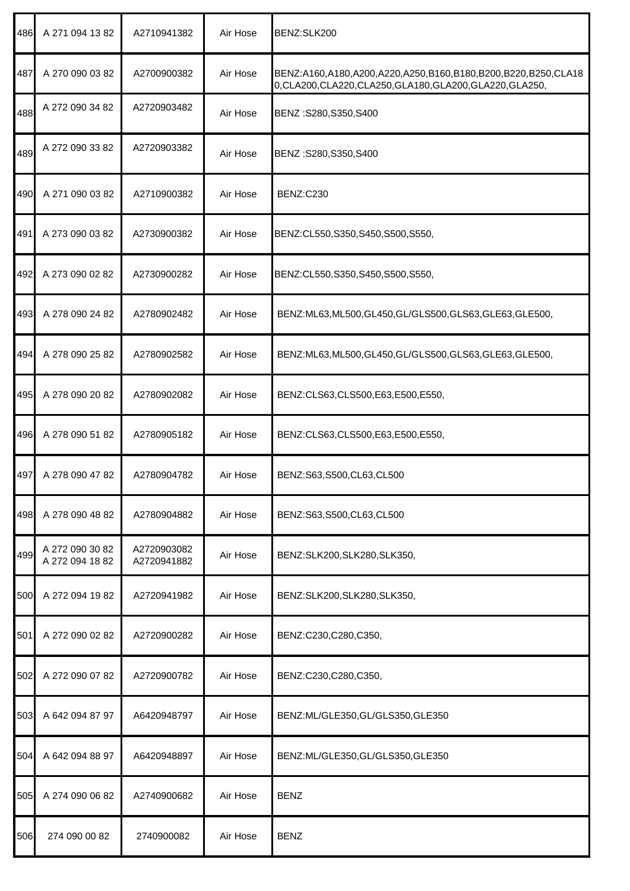| 486 | A 271 094 13 82 | A2710941382 | Air Hose | BENZ:SLK200 |
|---|---|---|---|---|
| 487 | A 270 090 03 82 | A2700900382 | Air Hose | BENZ:A160,A180,A200,A220,A250,B160,B180,B200,B220,B250,CLA180,CLA200,CLA220,CLA250,GLA180,GLA200,GLA220,GLA250, |
| 488 | A 272 090 34 82 | A2720903482 | Air Hose | BENZ :S280,S350,S400 |
| 489 | A 272 090 33 82 | A2720903382 | Air Hose | BENZ :S280,S350,S400 |
| 490 | A 271 090 03 82 | A2710900382 | Air Hose | BENZ:C230 |
| 491 | A 273 090 03 82 | A2730900382 | Air Hose | BENZ:CL550,S350,S450,S500,S550, |
| 492 | A 273 090 02 82 | A2730900282 | Air Hose | BENZ:CL550,S350,S450,S500,S550, |
| 493 | A 278 090 24 82 | A2780902482 | Air Hose | BENZ:ML63,ML500,GL450,GL/GLS500,GLS63,GLE63,GLE500, |
| 494 | A 278 090 25 82 | A2780902582 | Air Hose | BENZ:ML63,ML500,GL450,GL/GLS500,GLS63,GLE63,GLE500, |
| 495 | A 278 090 20 82 | A2780902082 | Air Hose | BENZ:CLS63,CLS500,E63,E500,E550, |
| 496 | A 278 090 51 82 | A2780905182 | Air Hose | BENZ:CLS63,CLS500,E63,E500,E550, |
| 497 | A 278 090 47 82 | A2780904782 | Air Hose | BENZ:S63,S500,CL63,CL500 |
| 498 | A 278 090 48 82 | A2780904882 | Air Hose | BENZ:S63,S500,CL63,CL500 |
| 499 | A 272 090 30 82<br>A 272 094 18 82 | A2720903082<br>A2720941882 | Air Hose | BENZ:SLK200,SLK280,SLK350, |
| 500 | A 272 094 19 82 | A2720941982 | Air Hose | BENZ:SLK200,SLK280,SLK350, |
| 501 | A 272 090 02 82 | A2720900282 | Air Hose | BENZ:C230,C280,C350, |
| 502 | A 272 090 07 82 | A2720900782 | Air Hose | BENZ:C230,C280,C350, |
| 503 | A 642 094 87 97 | A6420948797 | Air Hose | BENZ:ML/GLE350,GL/GLS350,GLE350 |
| 504 | A 642 094 88 97 | A6420948897 | Air Hose | BENZ:ML/GLE350,GL/GLS350,GLE350 |
| 505 | A 274 090 06 82 | A2740900682 | Air Hose | BENZ |
| 506 | 274 090 00 82 | 2740900082 | Air Hose | BENZ |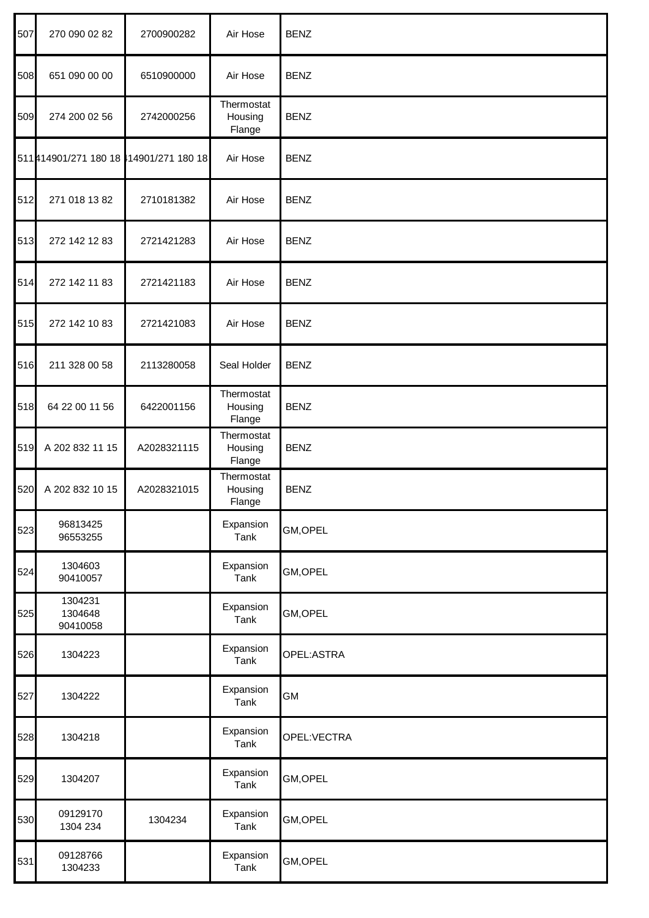| 507 | 270 090 02 82 | 2700900282 | Air Hose | BENZ |
|---|---|---|---|---|
| 508 | 651 090 00 00 | 6510900000 | Air Hose | BENZ |
| 509 | 274 200 02 56 | 2742000256 | Thermostat Housing Flange | BENZ |
| 511 | 414901/271 180 18 | 414901/271 180 18 | Air Hose | BENZ |
| 512 | 271 018 13 82 | 2710181382 | Air Hose | BENZ |
| 513 | 272 142 12 83 | 2721421283 | Air Hose | BENZ |
| 514 | 272 142 11 83 | 2721421183 | Air Hose | BENZ |
| 515 | 272 142 10 83 | 2721421083 | Air Hose | BENZ |
| 516 | 211 328 00 58 | 2113280058 | Seal Holder | BENZ |
| 518 | 64 22 00 11 56 | 6422001156 | Thermostat Housing Flange | BENZ |
| 519 | A 202 832 11 15 | A2028321115 | Thermostat Housing Flange | BENZ |
| 520 | A 202 832 10 15 | A2028321015 | Thermostat Housing Flange | BENZ |
| 523 | 96813425 96553255 | | Expansion Tank | GM,OPEL |
| 524 | 1304603 90410057 | | Expansion Tank | GM,OPEL |
| 525 | 1304231 1304648 90410058 | | Expansion Tank | GM,OPEL |
| 526 | 1304223 | | Expansion Tank | OPEL:ASTRA |
| 527 | 1304222 | | Expansion Tank | GM |
| 528 | 1304218 | | Expansion Tank | OPEL:VECTRA |
| 529 | 1304207 | | Expansion Tank | GM,OPEL |
| 530 | 09129170 1304 234 | 1304234 | Expansion Tank | GM,OPEL |
| 531 | 09128766 1304233 | | Expansion Tank | GM,OPEL |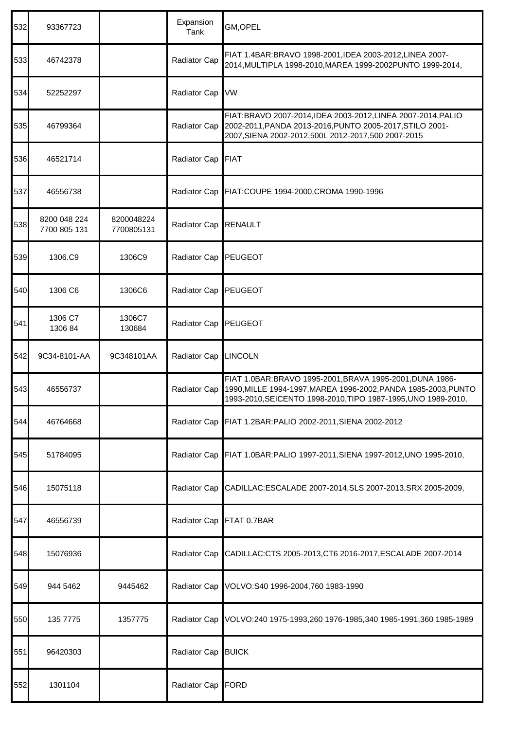| 532 | 93367723 | | Expansion Tank | GM,OPEL |
|---|---|---|---|---|
| 533 | 46742378 | | Radiator Cap | FIAT 1.4BAR:BRAVO 1998-2001,IDEA 2003-2012,LINEA 2007-2014,MULTIPLA 1998-2010,MAREA 1999-2002PUNTO 1999-2014, |
| 534 | 52252297 | | Radiator Cap | VW |
| 535 | 46799364 | | Radiator Cap | FIAT:BRAVO 2007-2014,IDEA 2003-2012,LINEA 2007-2014,PALIO 2002-2011,PANDA 2013-2016,PUNTO 2005-2017,STILO 2001-2007,SIENA 2002-2012,500L 2012-2017,500 2007-2015 |
| 536 | 46521714 | | Radiator Cap | FIAT |
| 537 | 46556738 | | Radiator Cap | FIAT:COUPE 1994-2000,CROMA 1990-1996 |
| 538 | 8200 048 224<br>7700 805 131 | 8200048224<br>7700805131 | Radiator Cap | RENAULT |
| 539 | 1306.C9 | 1306C9 | Radiator Cap | PEUGEOT |
| 540 | 1306 C6 | 1306C6 | Radiator Cap | PEUGEOT |
| 541 | 1306 C7<br>1306 84 | 1306C7<br>130684 | Radiator Cap | PEUGEOT |
| 542 | 9C34-8101-AA | 9C348101AA | Radiator Cap | LINCOLN |
| 543 | 46556737 | | Radiator Cap | FIAT 1.0BAR:BRAVO 1995-2001,BRAVA 1995-2001,DUNA 1986-1990,MILLE 1994-1997,MAREA 1996-2002,PANDA 1985-2003,PUNTO 1993-2010,SEICENTO 1998-2010,TIPO 1987-1995,UNO 1989-2010, |
| 544 | 46764668 | | Radiator Cap | FIAT 1.2BAR:PALIO 2002-2011,SIENA 2002-2012 |
| 545 | 51784095 | | Radiator Cap | FIAT 1.0BAR:PALIO 1997-2011,SIENA 1997-2012,UNO 1995-2010, |
| 546 | 15075118 | | Radiator Cap | CADILLAC:ESCALADE 2007-2014,SLS 2007-2013,SRX 2005-2009, |
| 547 | 46556739 | | Radiator Cap | FTAT 0.7BAR |
| 548 | 15076936 | | Radiator Cap | CADILLAC:CTS 2005-2013,CT6 2016-2017,ESCALADE 2007-2014 |
| 549 | 944 5462 | 9445462 | Radiator Cap | VOLVO:S40 1996-2004,760 1983-1990 |
| 550 | 135 7775 | 1357775 | Radiator Cap | VOLVO:240 1975-1993,260 1976-1985,340 1985-1991,360 1985-1989 |
| 551 | 96420303 | | Radiator Cap | BUICK |
| 552 | 1301104 | | Radiator Cap | FORD |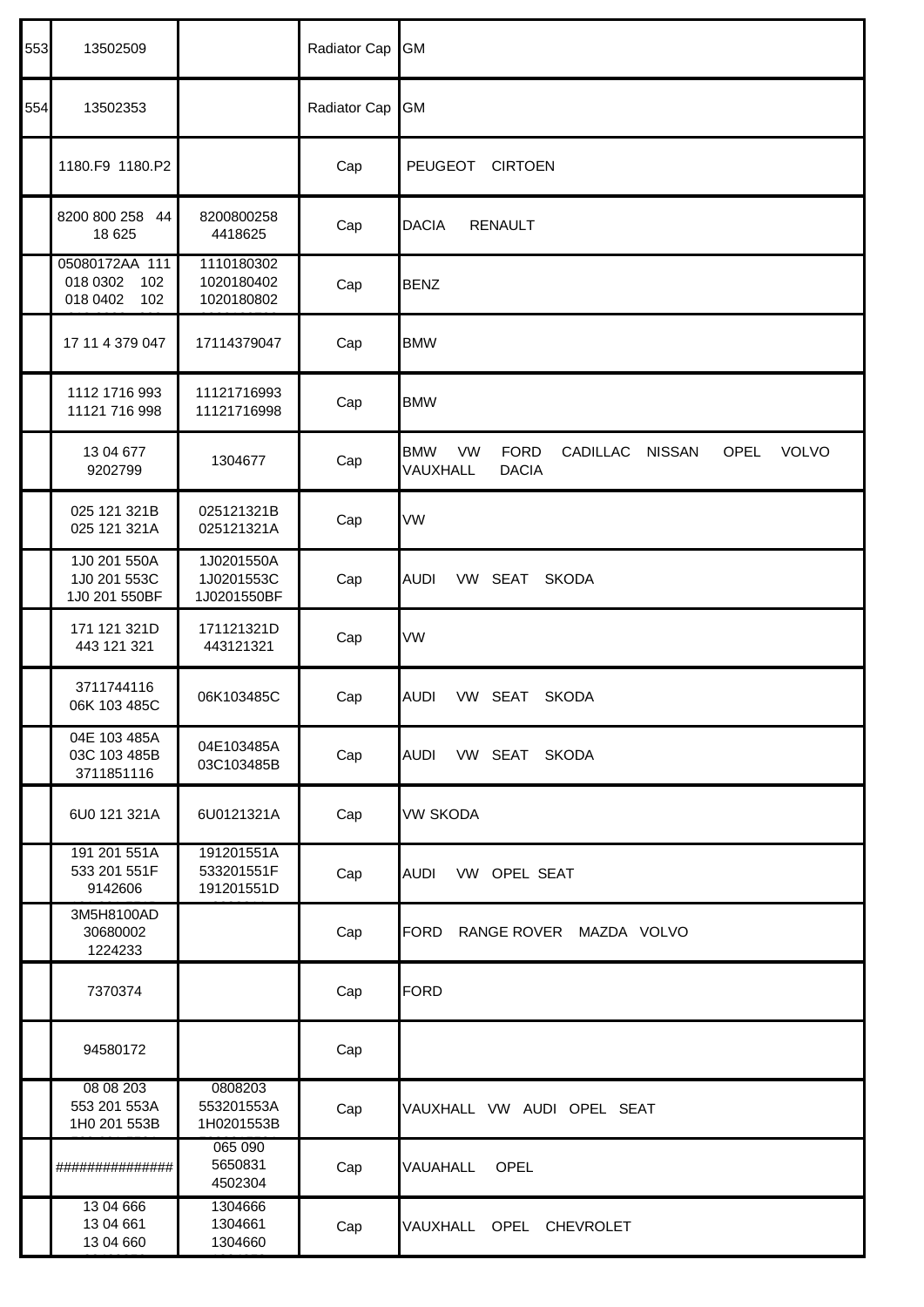| 553 | 13502509 | | Radiator Cap | GM |
|---|---|---|---|---|
| 554 | 13502353 | | Radiator Cap | GM |
| | 1180.F9 1180.P2 | | Cap | PEUGEOT CIRTOEN |
| | 8200 800 258 44 18 625 | 8200800258 4418625 | Cap | DACIA RENAULT |
| | 05080172AA 111 018 0302 102 018 0402 102 | 1110180302 1020180402 1020180802 | Cap | BENZ |
| | 17 11 4 379 047 | 17114379047 | Cap | BMW |
| | 1112 1716 993 11121 716 998 | 11121716993 11121716998 | Cap | BMW |
| | 13 04 677 9202799 | 1304677 | Cap | BMW VW FORD CADILLAC NISSAN OPEL VOLVO VAUXHALL DACIA |
| | 025 121 321B 025 121 321A | 025121321B 025121321A | Cap | VW |
| | 1J0 201 550A 1J0 201 553C 1J0 201 550BF | 1J0201550A 1J0201553C 1J0201550BF | Cap | AUDI VW SEAT SKODA |
| | 171 121 321D 443 121 321 | 171121321D 443121321 | Cap | VW |
| | 3711744116 06K 103 485C | 06K103485C | Cap | AUDI VW SEAT SKODA |
| | 04E 103 485A 03C 103 485B 3711851116 | 04E103485A 03C103485B | Cap | AUDI VW SEAT SKODA |
| | 6U0 121 321A | 6U0121321A | Cap | VW SKODA |
| | 191 201 551A 533 201 551F 9142606 | 191201551A 533201551F 191201551D | Cap | AUDI VW OPEL SEAT |
| | 3M5H8100AD 30680002 1224233 | | Cap | FORD RANGE ROVER MAZDA VOLVO |
| | 7370374 | | Cap | FORD |
| | 94580172 | | Cap | |
| | 08 08 203 553 201 553A 1H0 201 553B | 0808203 553201553A 1H0201553B | Cap | VAUXHALL VW AUDI OPEL SEAT |
| | ############### | 065 090 5650831 4502304 | Cap | VAUAHALL OPEL |
| | 13 04 666 13 04 661 13 04 660 | 1304666 1304661 1304660 | Cap | VAUXHALL OPEL CHEVROLET |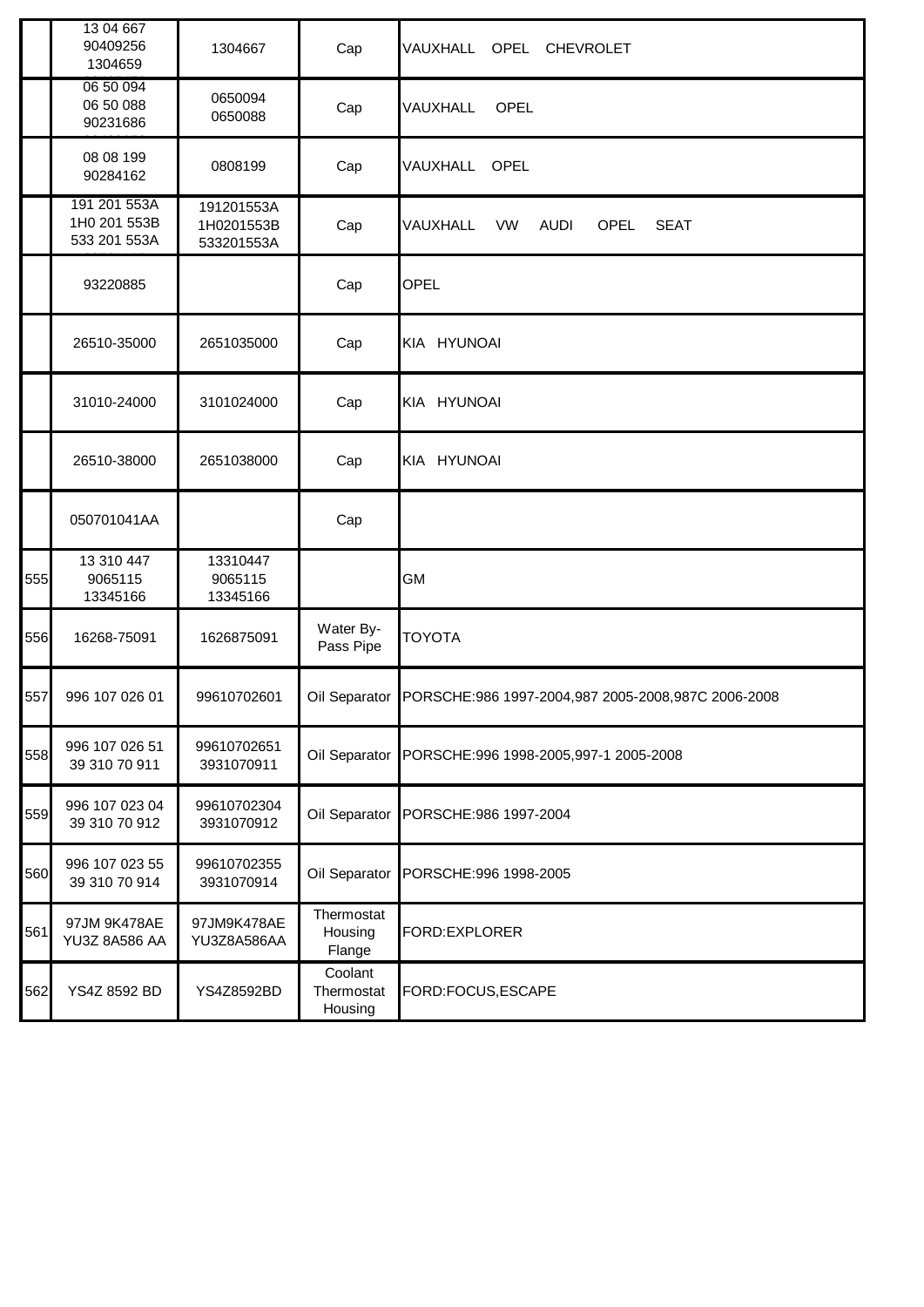| | | | | |
|---|---|---|---|---|
| | 13 04 667<br>90409256<br>1304659 | 1304667 | Cap | VAUXHALL OPEL CHEVROLET |
| | 06 50 094<br>06 50 088<br>90231686 | 0650094<br>0650088 | Cap | VAUXHALL OPEL |
| | 08 08 199<br>90284162 | 0808199 | Cap | VAUXHALL OPEL |
| | 191 201 553A<br>1H0 201 553B<br>533 201 553A | 191201553A<br>1H0201553B<br>533201553A | Cap | VAUXHALL VW AUDI OPEL SEAT |
| | 93220885 | | Cap | OPEL |
| | 26510-35000 | 2651035000 | Cap | KIA HYUNOAI |
| | 31010-24000 | 3101024000 | Cap | KIA HYUNOAI |
| | 26510-38000 | 2651038000 | Cap | KIA HYUNOAI |
| | 050701041AA | | Cap | |
| 555 | 13 310 447<br>9065115<br>13345166 | 13310447<br>9065115<br>13345166 | | GM |
| 556 | 16268-75091 | 1626875091 | Water By-Pass Pipe | TOYOTA |
| 557 | 996 107 026 01 | 99610702601 | Oil Separator | PORSCHE:986 1997-2004,987 2005-2008,987C 2006-2008 |
| 558 | 996 107 026 51<br>39 310 70 911 | 99610702651<br>3931070911 | Oil Separator | PORSCHE:996 1998-2005,997-1 2005-2008 |
| 559 | 996 107 023 04<br>39 310 70 912 | 99610702304<br>3931070912 | Oil Separator | PORSCHE:986 1997-2004 |
| 560 | 996 107 023 55<br>39 310 70 914 | 99610702355<br>3931070914 | Oil Separator | PORSCHE:996 1998-2005 |
| 561 | 97JM 9K478AE<br>YU3Z 8A586 AA | 97JM9K478AE<br>YU3Z8A586AA | Thermostat Housing Flange | FORD:EXPLORER |
| 562 | YS4Z 8592 BD | YS4Z8592BD | Coolant Thermostat Housing | FORD:FOCUS,ESCAPE |